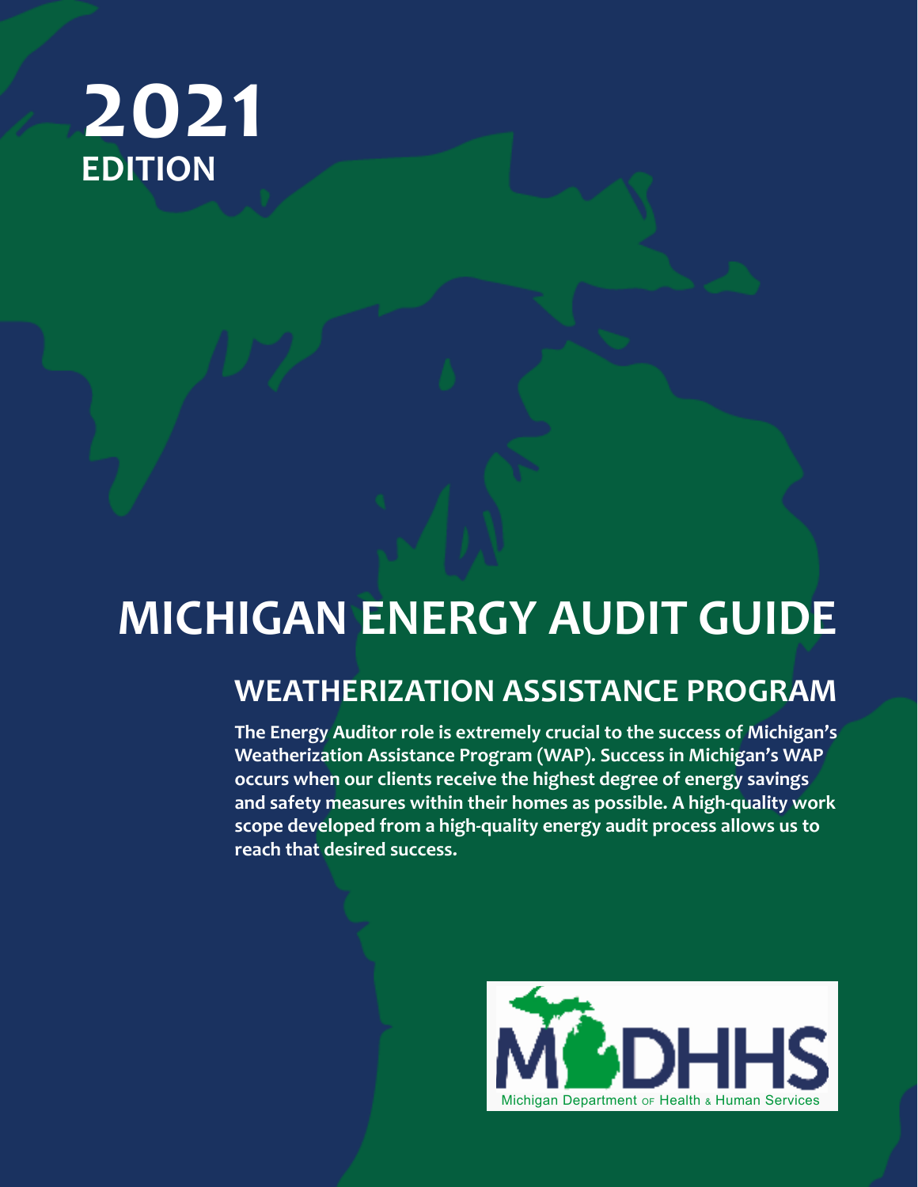# 2021 EDITION

# MICHIGAN ENERGY AUDIT GUIDE

## WEATHERIZATION ASSISTANCE PROGRAM

**The Energy Auditor role is extremely crucial to the success of Michigan's Weatherization Assistance Program (WAP). Success in Michigan's WAP occurs when our clients receive the highest degree of energy savings and safety measures within their homes as possible. A high-quality work scope developed from a high-quality energy audit process allows us to reach that desired success.**

MDHHS

Michigan Department of Health & Human Services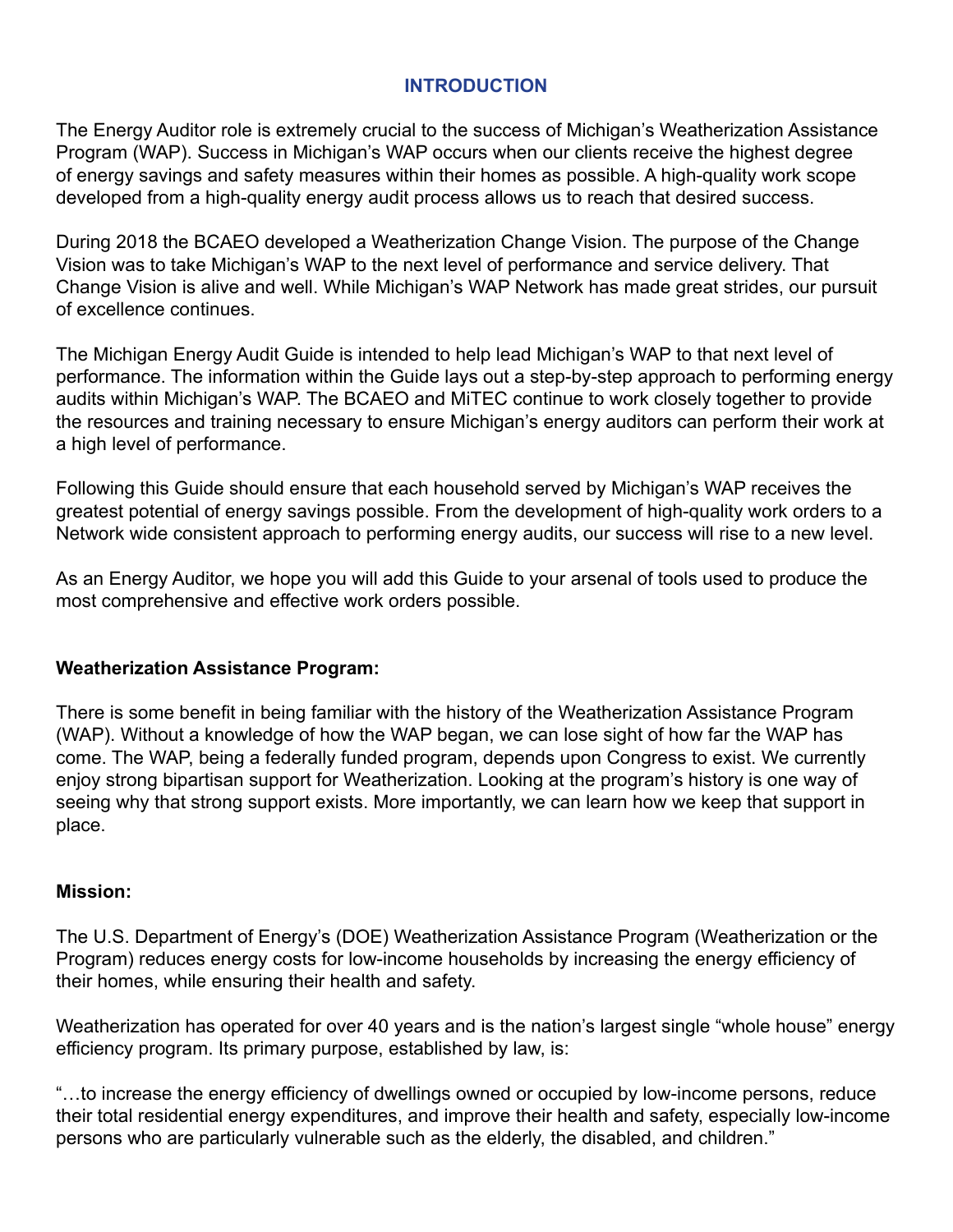# INTRODUCTION

The Energy Auditor role is extremely crucial to the success of Michigan's Weatherization Assistance Program (WAP). Success in Michigan's WAP occurs when our clients receive the highest degree of energy savings and safety measures within their homes as possible. A high-quality work scope developed from a high-quality energy audit process allows us to reach that desired success.

During 2018 the BCAEO developed a Weatherization Change Vision. The purpose of the Change Vision was to take Michigan's WAP to the next level of performance and service delivery. That Change Vision is alive and well. While Michigan's WAP Network has made great strides, our pursuit of excellence continues.

The Michigan Energy Audit Guide is intended to help lead Michigan's WAP to that next level of performance. The information within the Guide lays out a step-by-step approach to performing energy audits within Michigan's WAP. The BCAEO and MiTEC continue to work closely together to provide the resources and training necessary to ensure Michigan's energy auditors can perform their work at a high level of performance.

Following this Guide should ensure that each household served by Michigan's WAP receives the greatest potential of energy savings possible. From the development of high-quality work orders to a Network wide consistent approach to performing energy audits, our success will rise to a new level.

As an Energy Auditor, we hope you will add this Guide to your arsenal of tools used to produce the most comprehensive and effective work orders possible.

**Weatherization Assistance Program:**

There is some benefit in being familiar with the history of the Weatherization Assistance Program (WAP). Without a knowledge of how the WAP began, we can lose sight of how far the WAP has come. The WAP, being a federally funded program, depends upon Congress to exist. We currently enjoy strong bipartisan support for Weatherization. Looking at the program's history is one way of seeing why that strong support exists. More importantly, we can learn how we keep that support in place.

**Mission:**

The U.S. Department of Energy's (DOE) Weatherization Assistance Program (Weatherization or the Program) reduces energy costs for low-income households by increasing the energy efficiency of their homes, while ensuring their health and safety.

Weatherization has operated for over 40 years and is the nation's largest single "whole house" energy efficiency program. Its primary purpose, established by law, is:

"…to increase the energy efficiency of dwellings owned or occupied by low-income persons, reduce their total residential energy expenditures, and improve their health and safety, especially low-income persons who are particularly vulnerable such as the elderly, the disabled, and children."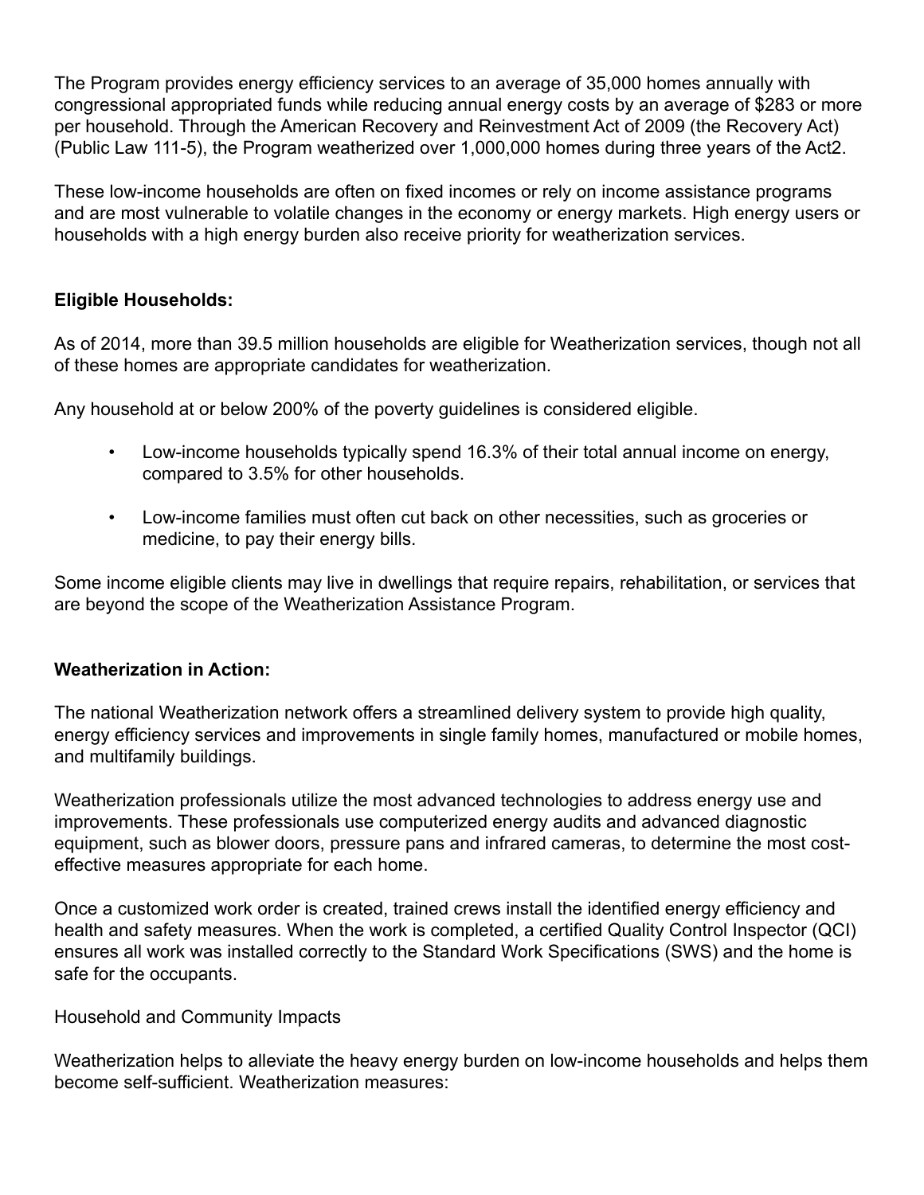The Program provides energy efficiency services to an average of 35,000 homes annually with congressional appropriated funds while reducing annual energy costs by an average of $283 or more per household. Through the American Recovery and Reinvestment Act of 2009 (the Recovery Act) (Public Law 111-5), the Program weatherized over 1,000,000 homes during three years of the Act[2].

These low-income households are often on fixed incomes or rely on income assistance programs and are most vulnerable to volatile changes in the economy or energy markets. High energy users or households with a high energy burden also receive priority for weatherization services.

**Eligible Households:**

As of 2014, more than 39.5 million households are eligible for Weatherization services, though not all of these homes are appropriate candidates for weatherization.

Any household at or below 200% of the poverty guidelines is considered eligible.

- Low-income households typically spend 16.3% of their total annual income on energy, compared to 3.5% for other households.
- Low-income families must often cut back on other necessities, such as groceries or medicine, to pay their energy bills.

Some income eligible clients may live in dwellings that require repairs, rehabilitation, or services that are beyond the scope of the Weatherization Assistance Program.

**Weatherization in Action:**

The national Weatherization network offers a streamlined delivery system to provide high quality, energy efficiency services and improvements in single family homes, manufactured or mobile homes, and multifamily buildings.

Weatherization professionals utilize the most advanced technologies to address energy use and improvements. These professionals use computerized energy audits and advanced diagnostic equipment, such as blower doors, pressure pans and infrared cameras, to determine the most cost-effective measures appropriate for each home.

Once a customized work order is created, trained crews install the identified energy efficiency and health and safety measures. When the work is completed, a certified Quality Control Inspector (QCI) ensures all work was installed correctly to the Standard Work Specifications (SWS) and the home is safe for the occupants.

Household and Community Impacts

Weatherization helps to alleviate the heavy energy burden on low-income households and helps them become self-sufficient. Weatherization measures: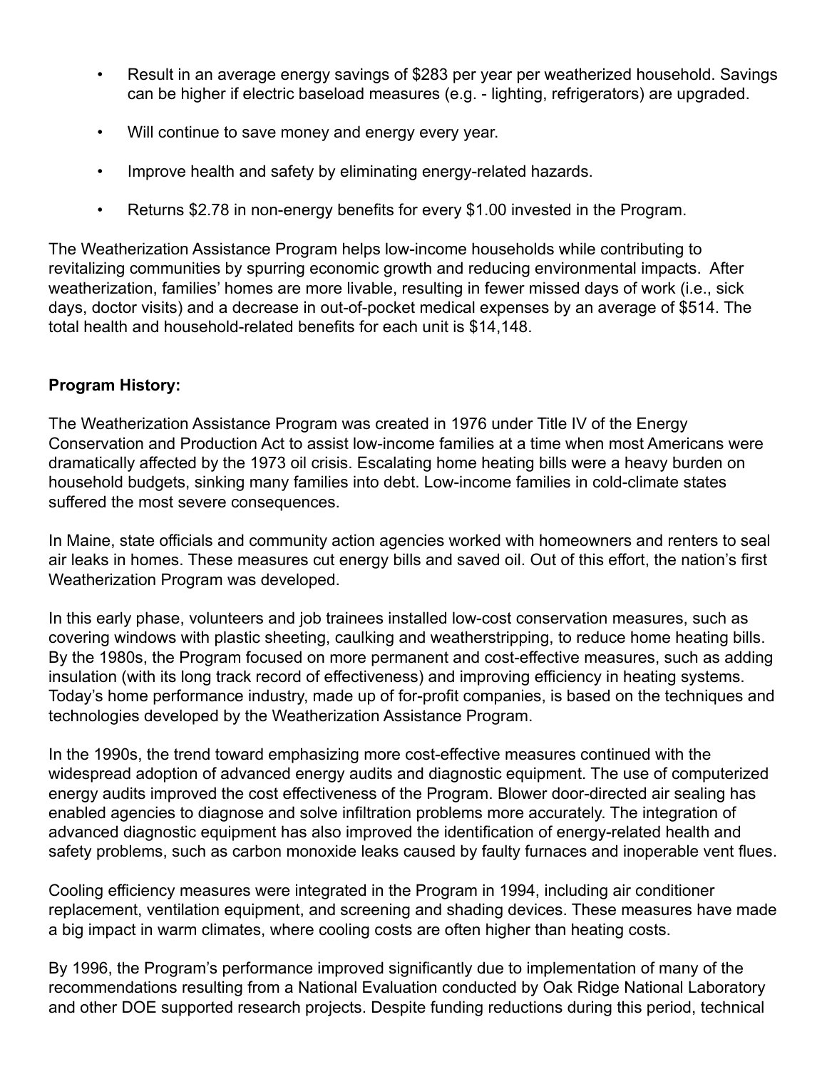- Result in an average energy savings of $283 per year per weatherized household. Savings can be higher if electric baseload measures (e.g. - lighting, refrigerators) are upgraded.
- Will continue to save money and energy every year.
- Improve health and safety by eliminating energy-related hazards.
- Returns $2.78 in non-energy benefits for every $1.00 invested in the Program.

The Weatherization Assistance Program helps low-income households while contributing to revitalizing communities by spurring economic growth and reducing environmental impacts. After weatherization, families' homes are more livable, resulting in fewer missed days of work (i.e., sick days, doctor visits) and a decrease in out-of-pocket medical expenses by an average of $514. The total health and household-related benefits for each unit is $14,148.

**Program History:**

The Weatherization Assistance Program was created in 1976 under Title IV of the Energy Conservation and Production Act to assist low-income families at a time when most Americans were dramatically affected by the 1973 oil crisis. Escalating home heating bills were a heavy burden on household budgets, sinking many families into debt. Low-income families in cold-climate states suffered the most severe consequences.

In Maine, state officials and community action agencies worked with homeowners and renters to seal air leaks in homes. These measures cut energy bills and saved oil. Out of this effort, the nation's first Weatherization Program was developed.

In this early phase, volunteers and job trainees installed low-cost conservation measures, such as covering windows with plastic sheeting, caulking and weatherstripping, to reduce home heating bills. By the 1980s, the Program focused on more permanent and cost-effective measures, such as adding insulation (with its long track record of effectiveness) and improving efficiency in heating systems. Today's home performance industry, made up of for-profit companies, is based on the techniques and technologies developed by the Weatherization Assistance Program.

In the 1990s, the trend toward emphasizing more cost-effective measures continued with the widespread adoption of advanced energy audits and diagnostic equipment. The use of computerized energy audits improved the cost effectiveness of the Program. Blower door-directed air sealing has enabled agencies to diagnose and solve infiltration problems more accurately. The integration of advanced diagnostic equipment has also improved the identification of energy-related health and safety problems, such as carbon monoxide leaks caused by faulty furnaces and inoperable vent flues.

Cooling efficiency measures were integrated in the Program in 1994, including air conditioner replacement, ventilation equipment, and screening and shading devices. These measures have made a big impact in warm climates, where cooling costs are often higher than heating costs.

By 1996, the Program's performance improved significantly due to implementation of many of the recommendations resulting from a National Evaluation conducted by Oak Ridge National Laboratory and other DOE supported research projects. Despite funding reductions during this period, technical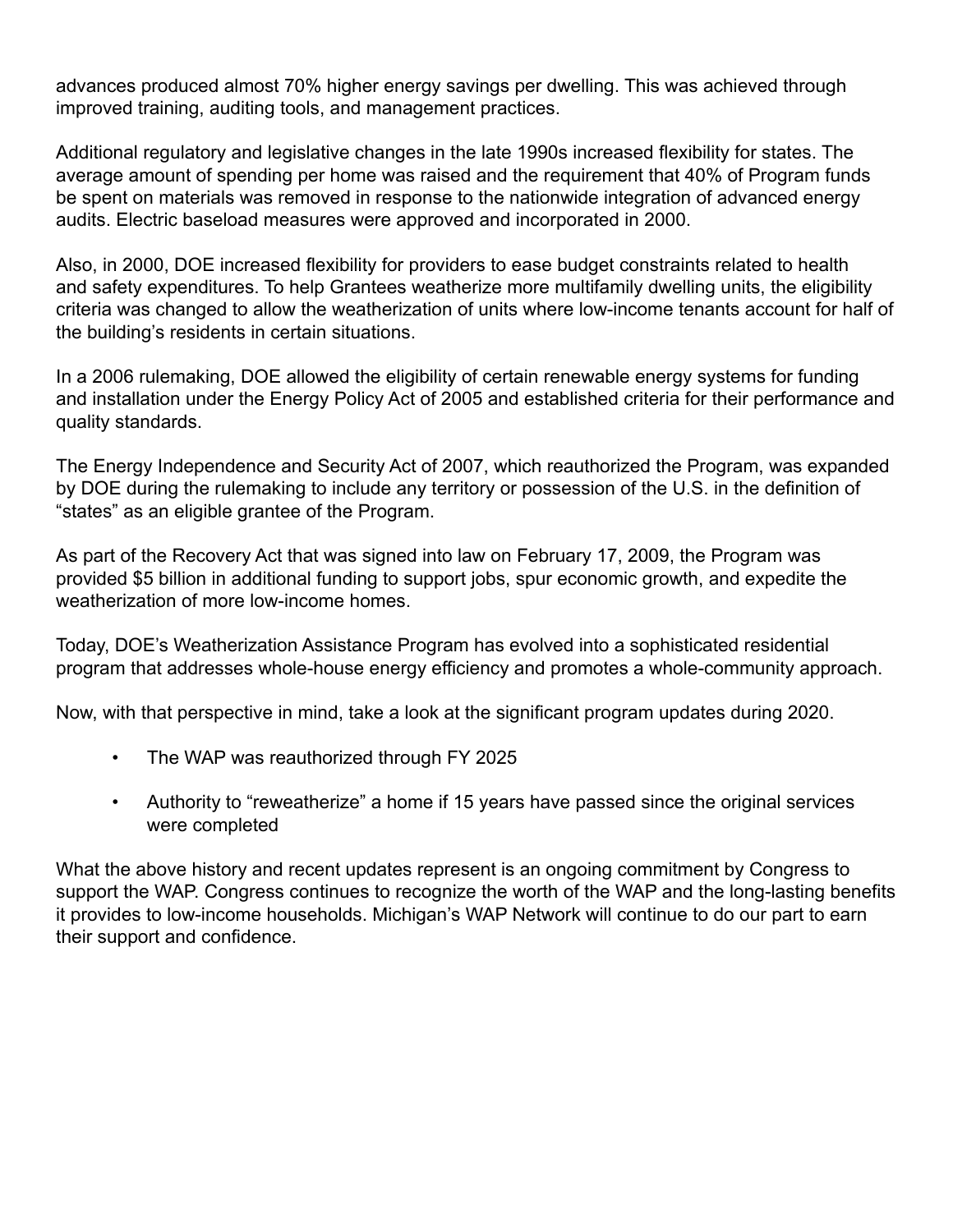advances produced almost 70% higher energy savings per dwelling. This was achieved through improved training, auditing tools, and management practices.

Additional regulatory and legislative changes in the late 1990s increased flexibility for states. The average amount of spending per home was raised and the requirement that 40% of Program funds be spent on materials was removed in response to the nationwide integration of advanced energy audits. Electric baseload measures were approved and incorporated in 2000.

Also, in 2000, DOE increased flexibility for providers to ease budget constraints related to health and safety expenditures. To help Grantees weatherize more multifamily dwelling units, the eligibility criteria was changed to allow the weatherization of units where low-income tenants account for half of the building's residents in certain situations.

In a 2006 rulemaking, DOE allowed the eligibility of certain renewable energy systems for funding and installation under the Energy Policy Act of 2005 and established criteria for their performance and quality standards.

The Energy Independence and Security Act of 2007, which reauthorized the Program, was expanded by DOE during the rulemaking to include any territory or possession of the U.S. in the definition of "states" as an eligible grantee of the Program.

As part of the Recovery Act that was signed into law on February 17, 2009, the Program was provided $5 billion in additional funding to support jobs, spur economic growth, and expedite the weatherization of more low-income homes.

Today, DOE's Weatherization Assistance Program has evolved into a sophisticated residential program that addresses whole-house energy efficiency and promotes a whole-community approach.

Now, with that perspective in mind, take a look at the significant program updates during 2020.

- The WAP was reauthorized through FY 2025
- Authority to "reweatherize" a home if 15 years have passed since the original services were completed

What the above history and recent updates represent is an ongoing commitment by Congress to support the WAP. Congress continues to recognize the worth of the WAP and the long-lasting benefits it provides to low-income households. Michigan's WAP Network will continue to do our part to earn their support and confidence.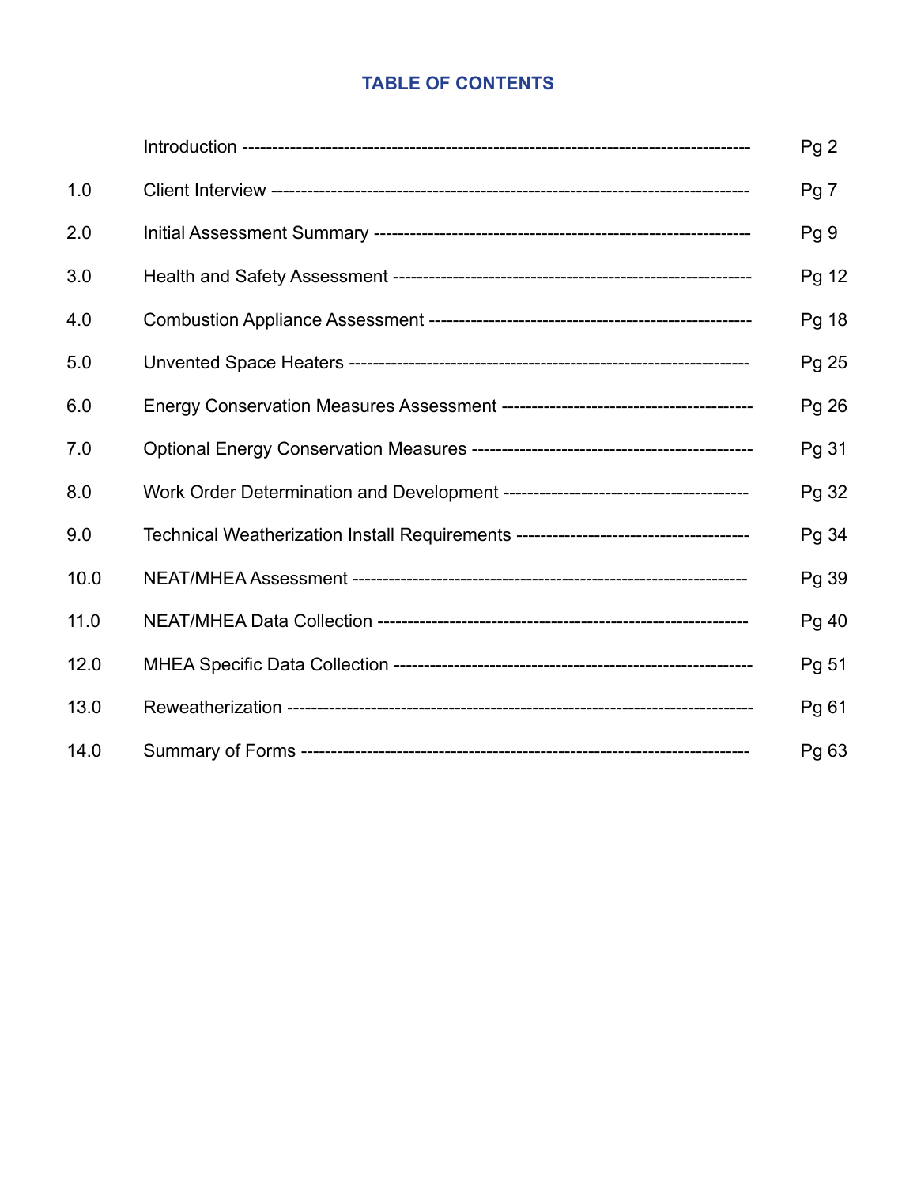# TABLE OF CONTENTS

| | | |
|---|---|---|
| | Introduction | Pg 2 |
| 1.0 | Client Interview | Pg 7 |
| 2.0 | Initial Assessment Summary | Pg 9 |
| 3.0 | Health and Safety Assessment | Pg 12 |
| 4.0 | Combustion Appliance Assessment | Pg 18 |
| 5.0 | Unvented Space Heaters | Pg 25 |
| 6.0 | Energy Conservation Measures Assessment | Pg 26 |
| 7.0 | Optional Energy Conservation Measures | Pg 31 |
| 8.0 | Work Order Determination and Development | Pg 32 |
| 9.0 | Technical Weatherization Install Requirements | Pg 34 |
| 10.0 | NEAT/MHEA Assessment | Pg 39 |
| 11.0 | NEAT/MHEA Data Collection | Pg 40 |
| 12.0 | MHEA Specific Data Collection | Pg 51 |
| 13.0 | Reweatherization | Pg 61 |
| 14.0 | Summary of Forms | Pg 63 |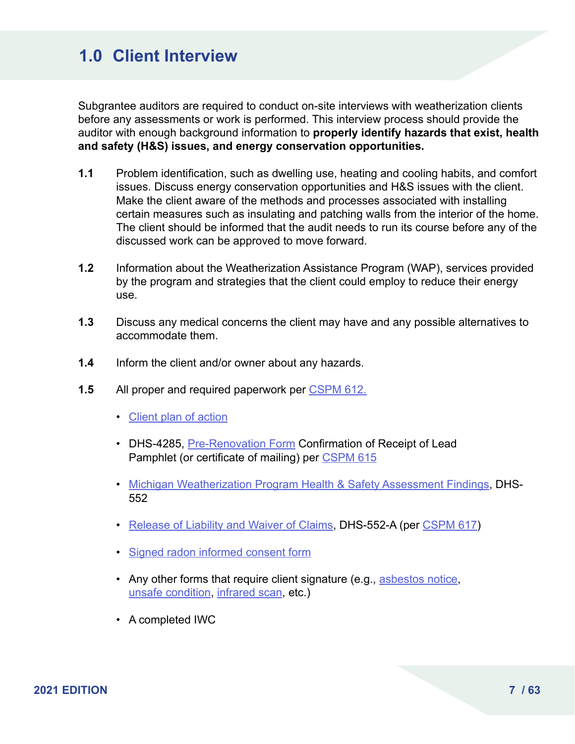# 1.0 Client Interview

Subgrantee auditors are required to conduct on-site interviews with weatherization clients before any assessments or work is performed. This interview process should provide the auditor with enough background information to **properly identify hazards that exist, health and safety (H&S) issues, and energy conservation opportunities.**

**1.1** Problem identification, such as dwelling use, heating and cooling habits, and comfort issues. Discuss energy conservation opportunities and H&S issues with the client. Make the client aware of the methods and processes associated with installing certain measures such as insulating and patching walls from the interior of the home. The client should be informed that the audit needs to run its course before any of the discussed work can be approved to move forward.

**1.2** Information about the Weatherization Assistance Program (WAP), services provided by the program and strategies that the client could employ to reduce their energy use.

**1.3** Discuss any medical concerns the client may have and any possible alternatives to accommodate them.

**1.4** Inform the client and/or owner about any hazards.

**1.5** All proper and required paperwork per CSPM 612.

- Client plan of action
- DHS-4285, Pre-Renovation Form Confirmation of Receipt of Lead Pamphlet (or certificate of mailing) per CSPM 615
- Michigan Weatherization Program Health & Safety Assessment Findings, DHS-552
- Release of Liability and Waiver of Claims, DHS-552-A (per CSPM 617)
- Signed radon informed consent form
- Any other forms that require client signature (e.g., asbestos notice, unsafe condition, infrared scan, etc.)
- A completed IWC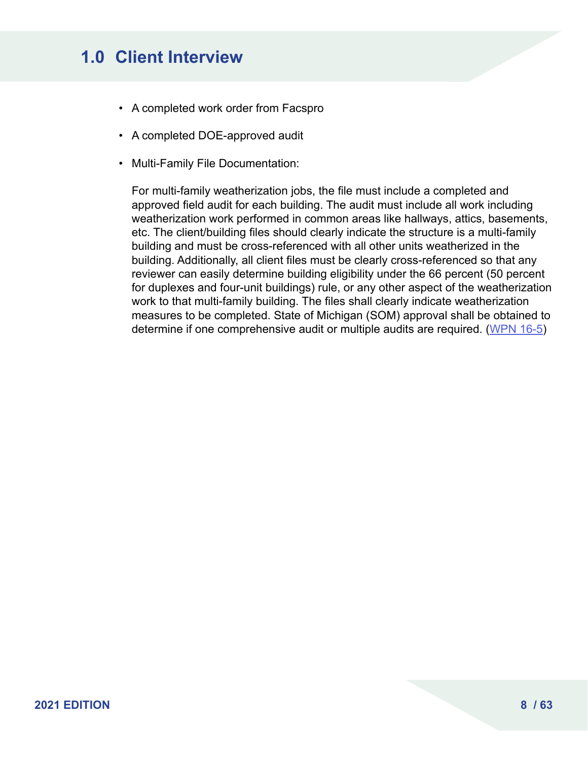# 1.0 Client Interview

- A completed work order from Facspro
- A completed DOE-approved audit
- Multi-Family File Documentation:

  For multi-family weatherization jobs, the file must include a completed and approved field audit for each building. The audit must include all work including weatherization work performed in common areas like hallways, attics, basements, etc. The client/building files should clearly indicate the structure is a multi-family building and must be cross-referenced with all other units weatherized in the building. Additionally, all client files must be clearly cross-referenced so that any reviewer can easily determine building eligibility under the 66 percent (50 percent for duplexes and four-unit buildings) rule, or any other aspect of the weatherization work to that multi-family building. The files shall clearly indicate weatherization measures to be completed. State of Michigan (SOM) approval shall be obtained to determine if one comprehensive audit or multiple audits are required. (WPN 16-5)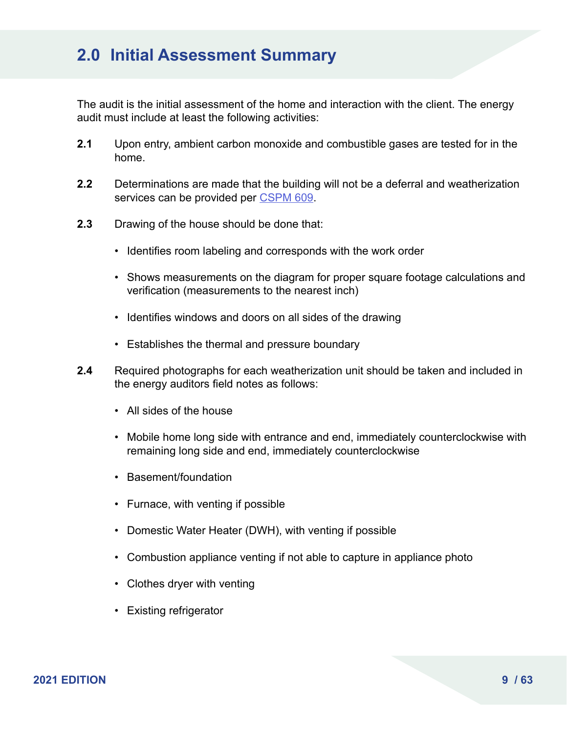## 2.0 Initial Assessment Summary

The audit is the initial assessment of the home and interaction with the client. The energy audit must include at least the following activities:

**2.1** Upon entry, ambient carbon monoxide and combustible gases are tested for in the home.

**2.2** Determinations are made that the building will not be a deferral and weatherization services can be provided per [CSPM 609](CSPM 609).

**2.3** Drawing of the house should be done that:

- Identifies room labeling and corresponds with the work order
- Shows measurements on the diagram for proper square footage calculations and verification (measurements to the nearest inch)
- Identifies windows and doors on all sides of the drawing
- Establishes the thermal and pressure boundary

**2.4** Required photographs for each weatherization unit should be taken and included in the energy auditors field notes as follows:

- All sides of the house
- Mobile home long side with entrance and end, immediately counterclockwise with remaining long side and end, immediately counterclockwise
- Basement/foundation
- Furnace, with venting if possible
- Domestic Water Heater (DWH), with venting if possible
- Combustion appliance venting if not able to capture in appliance photo
- Clothes dryer with venting
- Existing refrigerator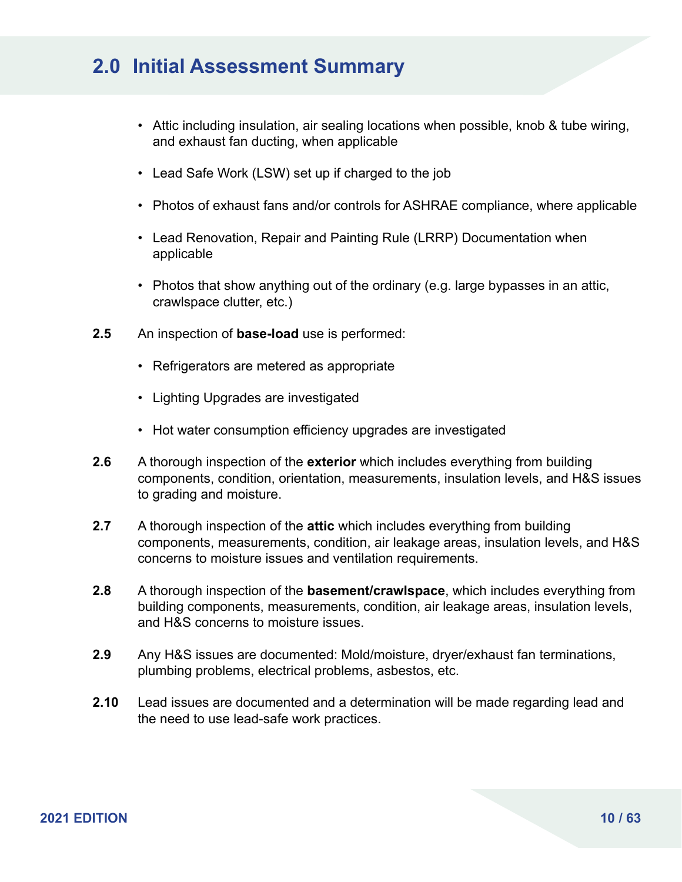## 2.0 Initial Assessment Summary

- Attic including insulation, air sealing locations when possible, knob & tube wiring, and exhaust fan ducting, when applicable
- Lead Safe Work (LSW) set up if charged to the job
- Photos of exhaust fans and/or controls for ASHRAE compliance, where applicable
- Lead Renovation, Repair and Painting Rule (LRRP) Documentation when applicable
- Photos that show anything out of the ordinary (e.g. large bypasses in an attic, crawlspace clutter, etc.)

**2.5** An inspection of **base-load** use is performed:

- Refrigerators are metered as appropriate
- Lighting Upgrades are investigated
- Hot water consumption efficiency upgrades are investigated

**2.6** A thorough inspection of the **exterior** which includes everything from building components, condition, orientation, measurements, insulation levels, and H&S issues to grading and moisture.

**2.7** A thorough inspection of the **attic** which includes everything from building components, measurements, condition, air leakage areas, insulation levels, and H&S concerns to moisture issues and ventilation requirements.

**2.8** A thorough inspection of the **basement/crawlspace**, which includes everything from building components, measurements, condition, air leakage areas, insulation levels, and H&S concerns to moisture issues.

**2.9** Any H&S issues are documented: Mold/moisture, dryer/exhaust fan terminations, plumbing problems, electrical problems, asbestos, etc.

**2.10** Lead issues are documented and a determination will be made regarding lead and the need to use lead-safe work practices.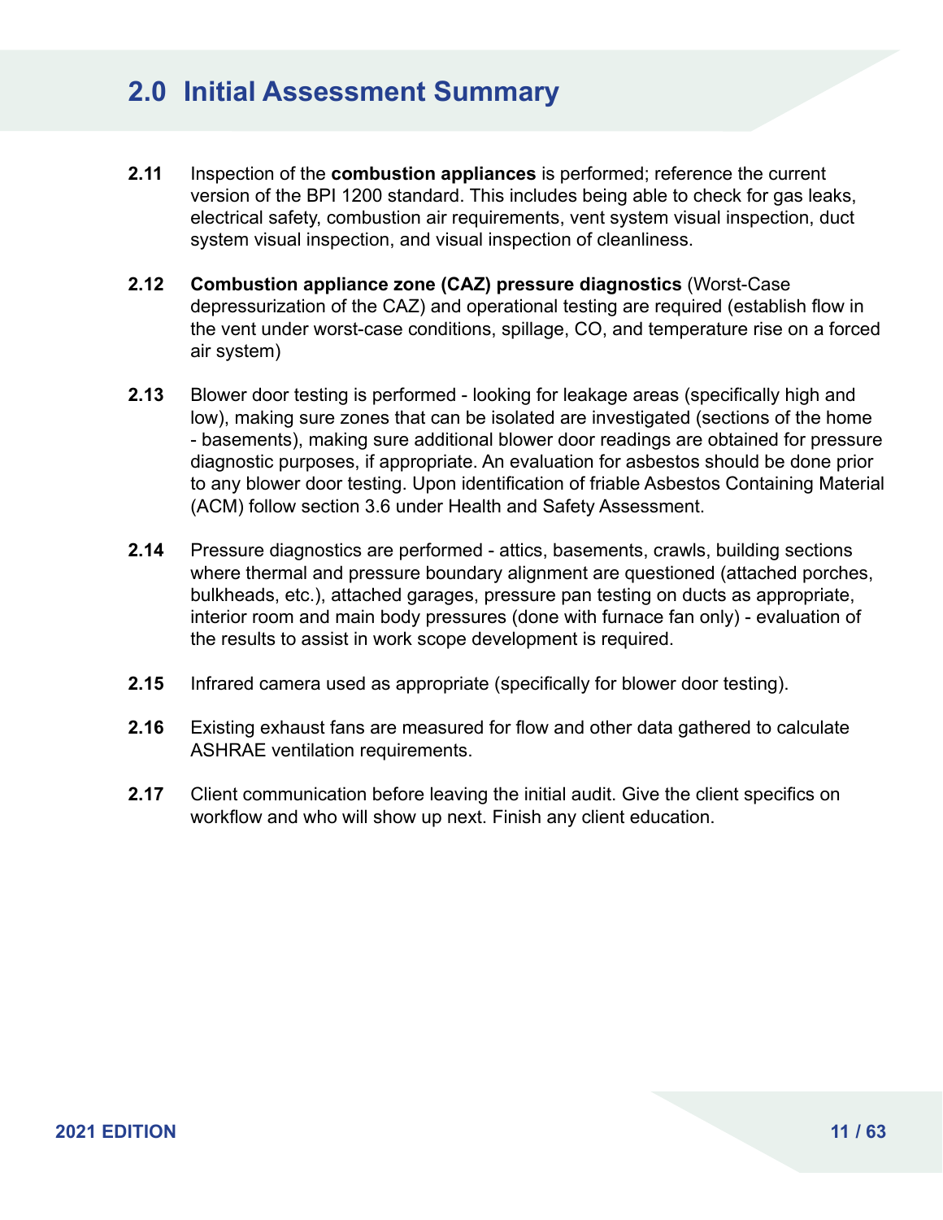## 2.0 Initial Assessment Summary

**2.11** Inspection of the **combustion appliances** is performed; reference the current version of the BPI 1200 standard. This includes being able to check for gas leaks, electrical safety, combustion air requirements, vent system visual inspection, duct system visual inspection, and visual inspection of cleanliness.

**2.12** **Combustion appliance zone (CAZ) pressure diagnostics** (Worst-Case depressurization of the CAZ) and operational testing are required (establish flow in the vent under worst-case conditions, spillage, CO, and temperature rise on a forced air system)

**2.13** Blower door testing is performed - looking for leakage areas (specifically high and low), making sure zones that can be isolated are investigated (sections of the home - basements), making sure additional blower door readings are obtained for pressure diagnostic purposes, if appropriate. An evaluation for asbestos should be done prior to any blower door testing. Upon identification of friable Asbestos Containing Material (ACM) follow section 3.6 under Health and Safety Assessment.

**2.14** Pressure diagnostics are performed - attics, basements, crawls, building sections where thermal and pressure boundary alignment are questioned (attached porches, bulkheads, etc.), attached garages, pressure pan testing on ducts as appropriate, interior room and main body pressures (done with furnace fan only) - evaluation of the results to assist in work scope development is required.

**2.15** Infrared camera used as appropriate (specifically for blower door testing).

**2.16** Existing exhaust fans are measured for flow and other data gathered to calculate ASHRAE ventilation requirements.

**2.17** Client communication before leaving the initial audit. Give the client specifics on workflow and who will show up next. Finish any client education.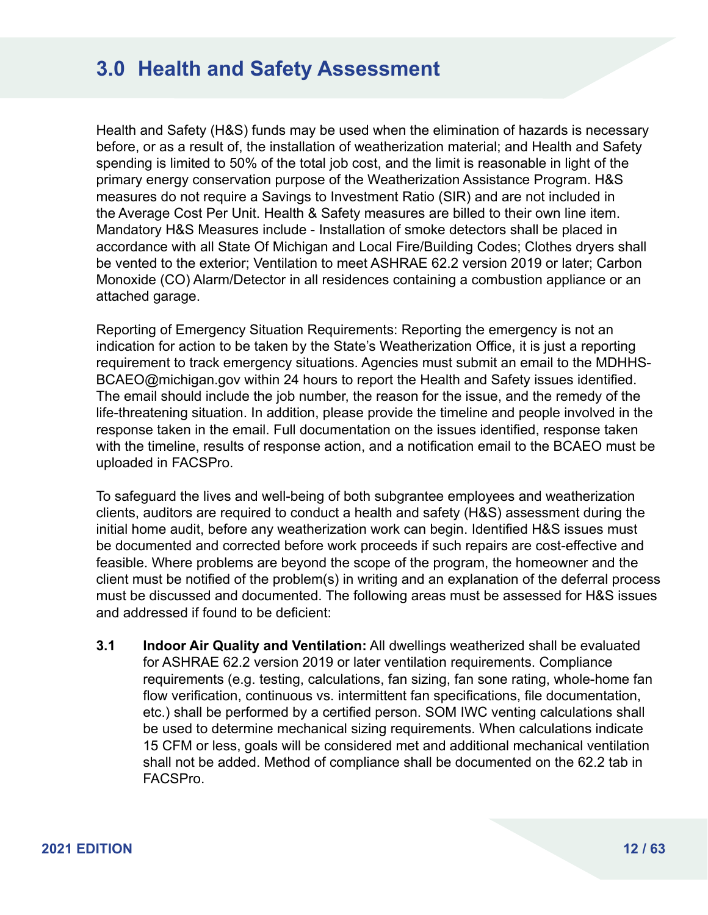# 3.0 Health and Safety Assessment

Health and Safety (H&S) funds may be used when the elimination of hazards is necessary before, or as a result of, the installation of weatherization material; and Health and Safety spending is limited to 50% of the total job cost, and the limit is reasonable in light of the primary energy conservation purpose of the Weatherization Assistance Program. H&S measures do not require a Savings to Investment Ratio (SIR) and are not included in the Average Cost Per Unit. Health & Safety measures are billed to their own line item. Mandatory H&S Measures include - Installation of smoke detectors shall be placed in accordance with all State Of Michigan and Local Fire/Building Codes; Clothes dryers shall be vented to the exterior; Ventilation to meet ASHRAE 62.2 version 2019 or later; Carbon Monoxide (CO) Alarm/Detector in all residences containing a combustion appliance or an attached garage.

Reporting of Emergency Situation Requirements: Reporting the emergency is not an indication for action to be taken by the State's Weatherization Office, it is just a reporting requirement to track emergency situations. Agencies must submit an email to the MDHHS-BCAEO@michigan.gov within 24 hours to report the Health and Safety issues identified. The email should include the job number, the reason for the issue, and the remedy of the life-threatening situation. In addition, please provide the timeline and people involved in the response taken in the email. Full documentation on the issues identified, response taken with the timeline, results of response action, and a notification email to the BCAEO must be uploaded in FACSPro.

To safeguard the lives and well-being of both subgrantee employees and weatherization clients, auditors are required to conduct a health and safety (H&S) assessment during the initial home audit, before any weatherization work can begin. Identified H&S issues must be documented and corrected before work proceeds if such repairs are cost-effective and feasible. Where problems are beyond the scope of the program, the homeowner and the client must be notified of the problem(s) in writing and an explanation of the deferral process must be discussed and documented. The following areas must be assessed for H&S issues and addressed if found to be deficient:

**3.1 Indoor Air Quality and Ventilation:** All dwellings weatherized shall be evaluated for ASHRAE 62.2 version 2019 or later ventilation requirements. Compliance requirements (e.g. testing, calculations, fan sizing, fan sone rating, whole-home fan flow verification, continuous vs. intermittent fan specifications, file documentation, etc.) shall be performed by a certified person. SOM IWC venting calculations shall be used to determine mechanical sizing requirements. When calculations indicate 15 CFM or less, goals will be considered met and additional mechanical ventilation shall not be added. Method of compliance shall be documented on the 62.2 tab in FACSPro.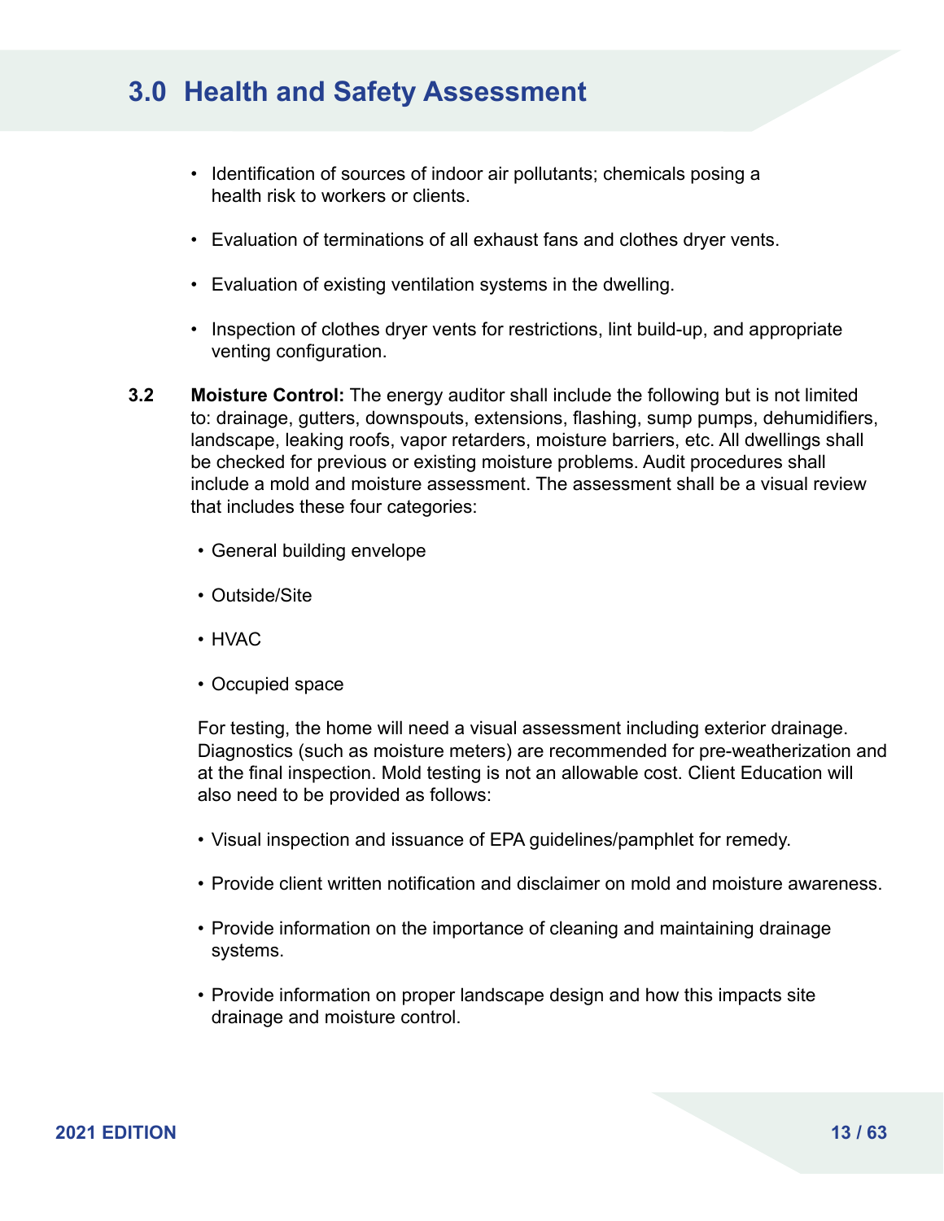# 3.0 Health and Safety Assessment

- Identification of sources of indoor air pollutants; chemicals posing a health risk to workers or clients.
- Evaluation of terminations of all exhaust fans and clothes dryer vents.
- Evaluation of existing ventilation systems in the dwelling.
- Inspection of clothes dryer vents for restrictions, lint build-up, and appropriate venting configuration.

**3.2** **Moisture Control:** The energy auditor shall include the following but is not limited to: drainage, gutters, downspouts, extensions, flashing, sump pumps, dehumidifiers, landscape, leaking roofs, vapor retarders, moisture barriers, etc. All dwellings shall be checked for previous or existing moisture problems. Audit procedures shall include a mold and moisture assessment. The assessment shall be a visual review that includes these four categories:

- General building envelope
- Outside/Site
- HVAC
- Occupied space

For testing, the home will need a visual assessment including exterior drainage. Diagnostics (such as moisture meters) are recommended for pre-weatherization and at the final inspection. Mold testing is not an allowable cost. Client Education will also need to be provided as follows:

- Visual inspection and issuance of EPA guidelines/pamphlet for remedy.
- Provide client written notification and disclaimer on mold and moisture awareness.
- Provide information on the importance of cleaning and maintaining drainage systems.
- Provide information on proper landscape design and how this impacts site drainage and moisture control.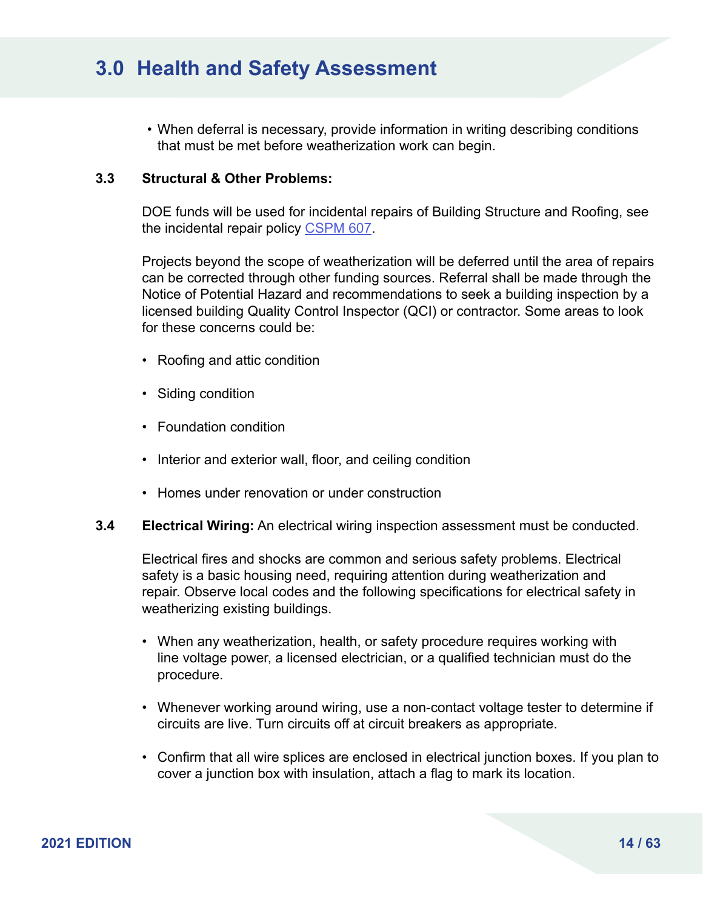# 3.0 Health and Safety Assessment

- When deferral is necessary, provide information in writing describing conditions that must be met before weatherization work can begin.

### 3.3 Structural & Other Problems:

DOE funds will be used for incidental repairs of Building Structure and Roofing, see the incidental repair policy CSPM 607.

Projects beyond the scope of weatherization will be deferred until the area of repairs can be corrected through other funding sources. Referral shall be made through the Notice of Potential Hazard and recommendations to seek a building inspection by a licensed building Quality Control Inspector (QCI) or contractor. Some areas to look for these concerns could be:

- Roofing and attic condition
- Siding condition
- Foundation condition
- Interior and exterior wall, floor, and ceiling condition
- Homes under renovation or under construction

### 3.4 Electrical Wiring:

**Electrical Wiring:** An electrical wiring inspection assessment must be conducted.

Electrical fires and shocks are common and serious safety problems. Electrical safety is a basic housing need, requiring attention during weatherization and repair. Observe local codes and the following specifications for electrical safety in weatherizing existing buildings.

- When any weatherization, health, or safety procedure requires working with line voltage power, a licensed electrician, or a qualified technician must do the procedure.
- Whenever working around wiring, use a non-contact voltage tester to determine if circuits are live. Turn circuits off at circuit breakers as appropriate.
- Confirm that all wire splices are enclosed in electrical junction boxes. If you plan to cover a junction box with insulation, attach a flag to mark its location.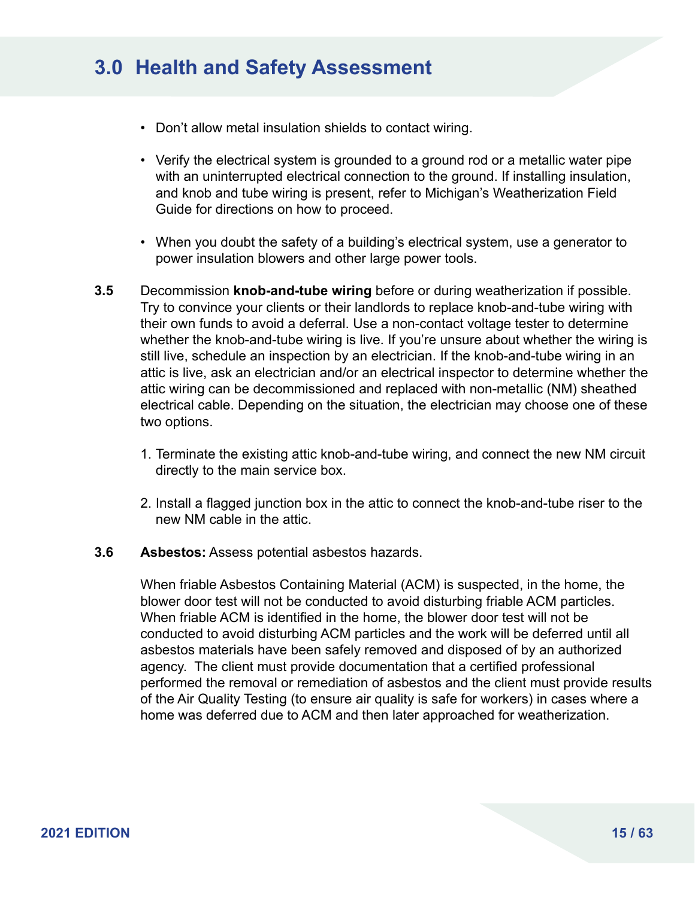# 3.0 Health and Safety Assessment

- Don't allow metal insulation shields to contact wiring.
- Verify the electrical system is grounded to a ground rod or a metallic water pipe with an uninterrupted electrical connection to the ground. If installing insulation, and knob and tube wiring is present, refer to Michigan's Weatherization Field Guide for directions on how to proceed.
- When you doubt the safety of a building's electrical system, use a generator to power insulation blowers and other large power tools.

**3.5** Decommission **knob-and-tube wiring** before or during weatherization if possible. Try to convince your clients or their landlords to replace knob-and-tube wiring with their own funds to avoid a deferral. Use a non-contact voltage tester to determine whether the knob-and-tube wiring is live. If you're unsure about whether the wiring is still live, schedule an inspection by an electrician. If the knob-and-tube wiring in an attic is live, ask an electrician and/or an electrical inspector to determine whether the attic wiring can be decommissioned and replaced with non-metallic (NM) sheathed electrical cable. Depending on the situation, the electrician may choose one of these two options.

1. Terminate the existing attic knob-and-tube wiring, and connect the new NM circuit directly to the main service box.
2. Install a flagged junction box in the attic to connect the knob-and-tube riser to the new NM cable in the attic.

**3.6** **Asbestos:** Assess potential asbestos hazards.

When friable Asbestos Containing Material (ACM) is suspected, in the home, the blower door test will not be conducted to avoid disturbing friable ACM particles. When friable ACM is identified in the home, the blower door test will not be conducted to avoid disturbing ACM particles and the work will be deferred until all asbestos materials have been safely removed and disposed of by an authorized agency. The client must provide documentation that a certified professional performed the removal or remediation of asbestos and the client must provide results of the Air Quality Testing (to ensure air quality is safe for workers) in cases where a home was deferred due to ACM and then later approached for weatherization.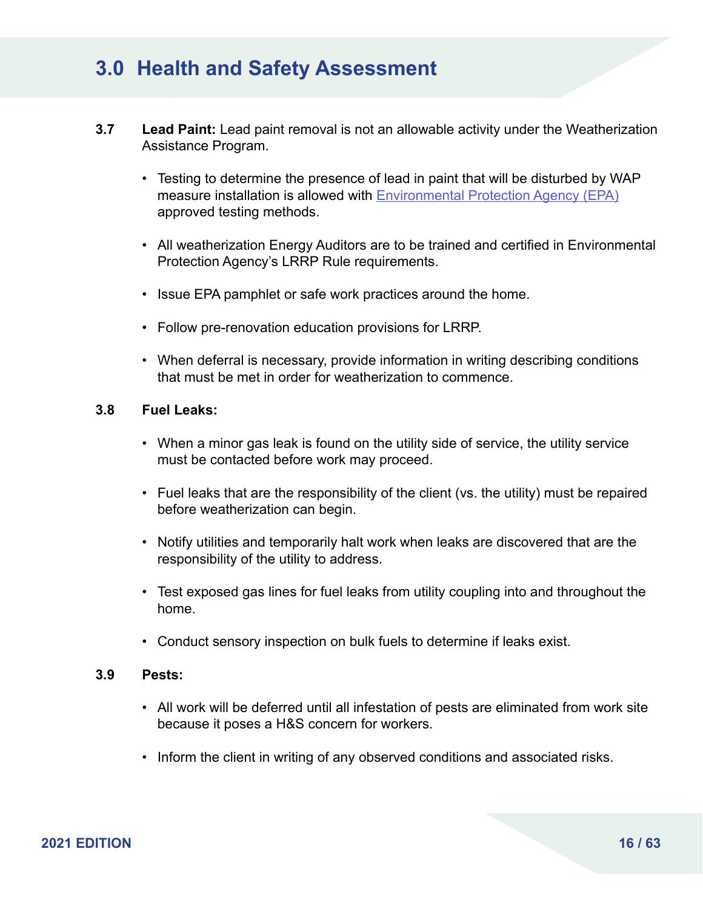# 3.0 Health and Safety Assessment

**3.7 Lead Paint:** Lead paint removal is not an allowable activity under the Weatherization Assistance Program.

- Testing to determine the presence of lead in paint that will be disturbed by WAP measure installation is allowed with [Environmental Protection Agency (EPA)](#) approved testing methods.
- All weatherization Energy Auditors are to be trained and certified in Environmental Protection Agency's LRRP Rule requirements.
- Issue EPA pamphlet or safe work practices around the home.
- Follow pre-renovation education provisions for LRRP.
- When deferral is necessary, provide information in writing describing conditions that must be met in order for weatherization to commence.

**3.8 Fuel Leaks:**

- When a minor gas leak is found on the utility side of service, the utility service must be contacted before work may proceed.
- Fuel leaks that are the responsibility of the client (vs. the utility) must be repaired before weatherization can begin.
- Notify utilities and temporarily halt work when leaks are discovered that are the responsibility of the utility to address.
- Test exposed gas lines for fuel leaks from utility coupling into and throughout the home.
- Conduct sensory inspection on bulk fuels to determine if leaks exist.

**3.9 Pests:**

- All work will be deferred until all infestation of pests are eliminated from work site because it poses a H&S concern for workers.
- Inform the client in writing of any observed conditions and associated risks.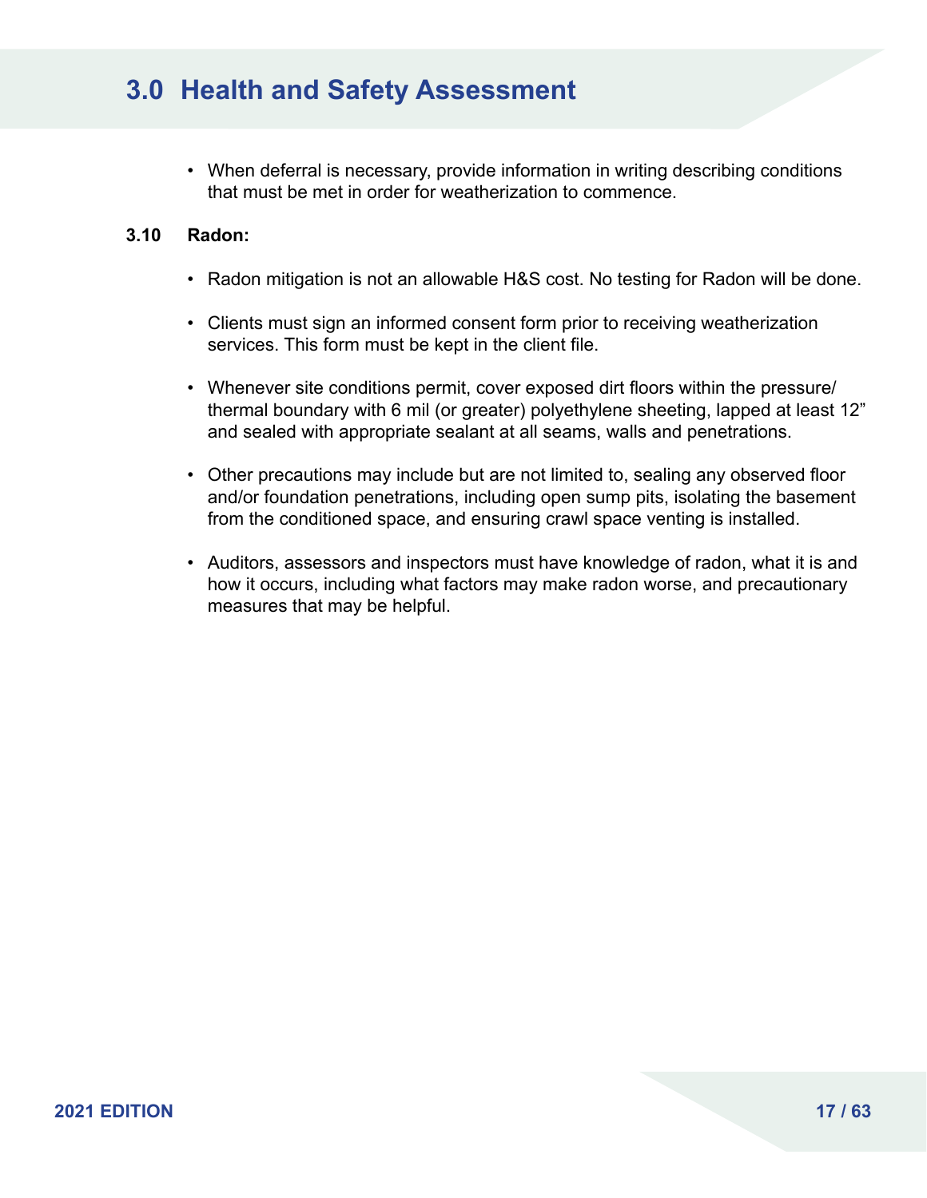# 3.0 Health and Safety Assessment

- When deferral is necessary, provide information in writing describing conditions that must be met in order for weatherization to commence.

**3.10 Radon:**

- Radon mitigation is not an allowable H&S cost. No testing for Radon will be done.
- Clients must sign an informed consent form prior to receiving weatherization services. This form must be kept in the client file.
- Whenever site conditions permit, cover exposed dirt floors within the pressure/thermal boundary with 6 mil (or greater) polyethylene sheeting, lapped at least 12" and sealed with appropriate sealant at all seams, walls and penetrations.
- Other precautions may include but are not limited to, sealing any observed floor and/or foundation penetrations, including open sump pits, isolating the basement from the conditioned space, and ensuring crawl space venting is installed.
- Auditors, assessors and inspectors must have knowledge of radon, what it is and how it occurs, including what factors may make radon worse, and precautionary measures that may be helpful.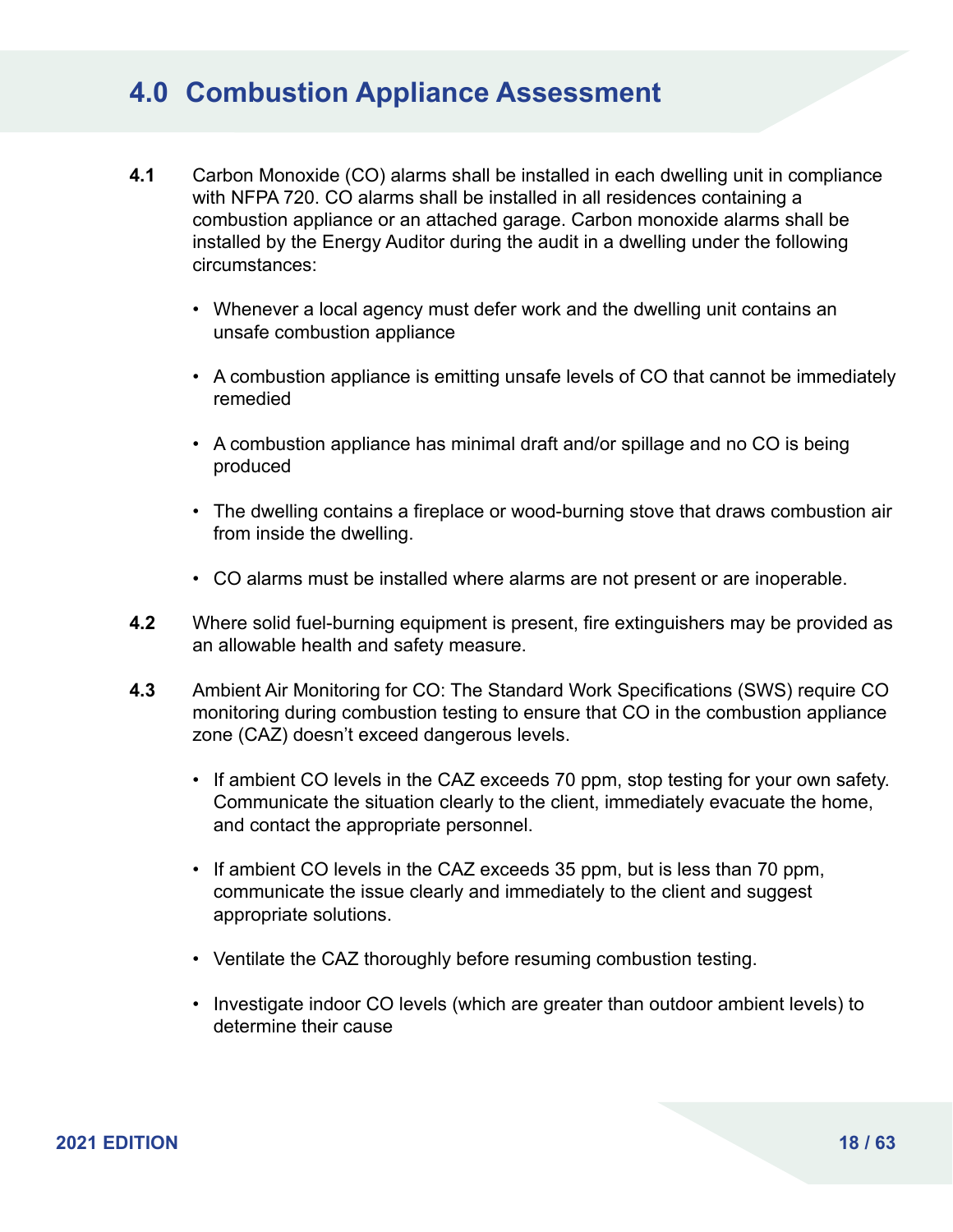# 4.0 Combustion Appliance Assessment

**4.1** Carbon Monoxide (CO) alarms shall be installed in each dwelling unit in compliance with NFPA 720. CO alarms shall be installed in all residences containing a combustion appliance or an attached garage. Carbon monoxide alarms shall be installed by the Energy Auditor during the audit in a dwelling under the following circumstances:

- Whenever a local agency must defer work and the dwelling unit contains an unsafe combustion appliance
- A combustion appliance is emitting unsafe levels of CO that cannot be immediately remedied
- A combustion appliance has minimal draft and/or spillage and no CO is being produced
- The dwelling contains a fireplace or wood-burning stove that draws combustion air from inside the dwelling.
- CO alarms must be installed where alarms are not present or are inoperable.

**4.2** Where solid fuel-burning equipment is present, fire extinguishers may be provided as an allowable health and safety measure.

**4.3** Ambient Air Monitoring for CO: The Standard Work Specifications (SWS) require CO monitoring during combustion testing to ensure that CO in the combustion appliance zone (CAZ) doesn't exceed dangerous levels.

- If ambient CO levels in the CAZ exceeds 70 ppm, stop testing for your own safety. Communicate the situation clearly to the client, immediately evacuate the home, and contact the appropriate personnel.
- If ambient CO levels in the CAZ exceeds 35 ppm, but is less than 70 ppm, communicate the issue clearly and immediately to the client and suggest appropriate solutions.
- Ventilate the CAZ thoroughly before resuming combustion testing.
- Investigate indoor CO levels (which are greater than outdoor ambient levels) to determine their cause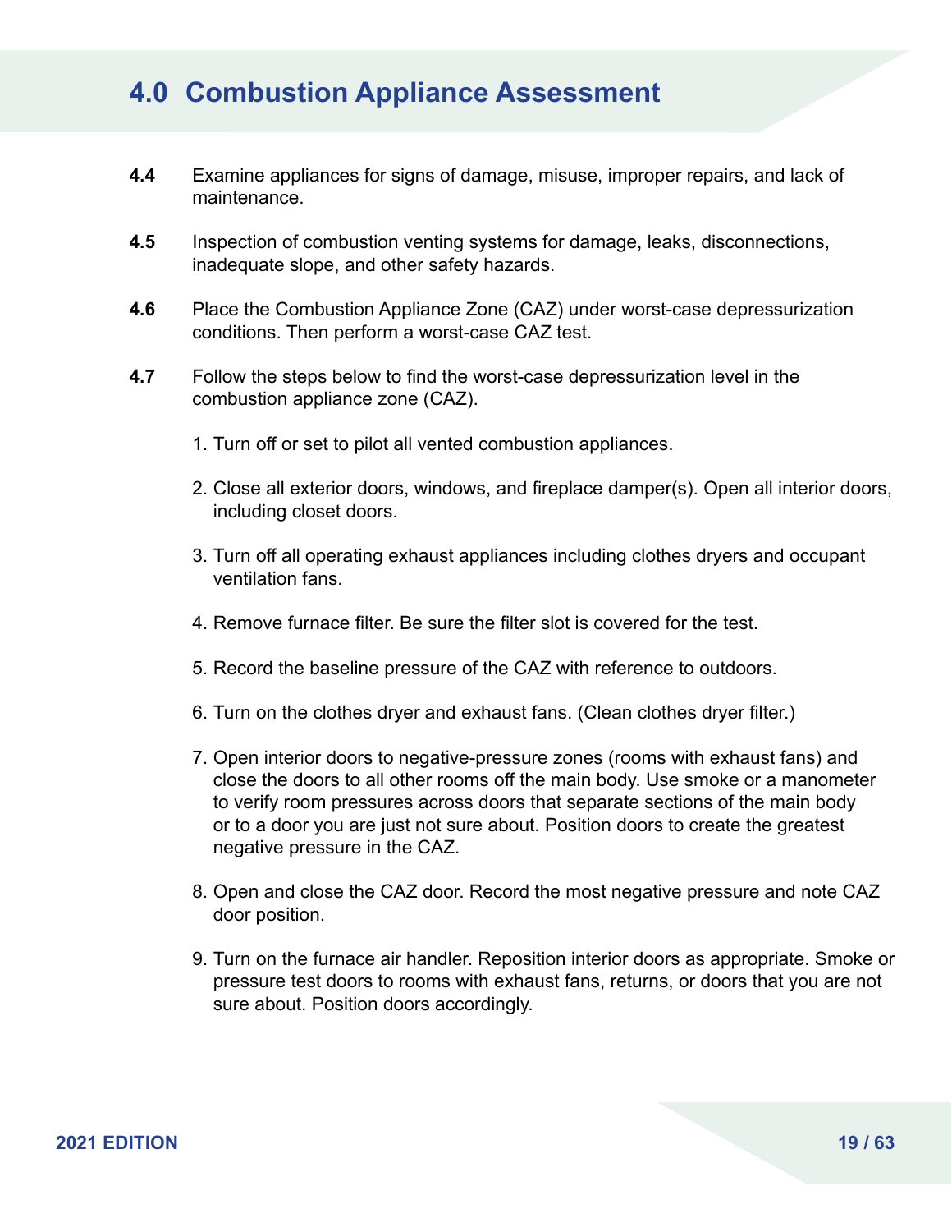# 4.0 Combustion Appliance Assessment

**4.4** Examine appliances for signs of damage, misuse, improper repairs, and lack of maintenance.

**4.5** Inspection of combustion venting systems for damage, leaks, disconnections, inadequate slope, and other safety hazards.

**4.6** Place the Combustion Appliance Zone (CAZ) under worst-case depressurization conditions. Then perform a worst-case CAZ test.

**4.7** Follow the steps below to find the worst-case depressurization level in the combustion appliance zone (CAZ).

1. Turn off or set to pilot all vented combustion appliances.
2. Close all exterior doors, windows, and fireplace damper(s). Open all interior doors, including closet doors.
3. Turn off all operating exhaust appliances including clothes dryers and occupant ventilation fans.
4. Remove furnace filter. Be sure the filter slot is covered for the test.
5. Record the baseline pressure of the CAZ with reference to outdoors.
6. Turn on the clothes dryer and exhaust fans. (Clean clothes dryer filter.)
7. Open interior doors to negative-pressure zones (rooms with exhaust fans) and close the doors to all other rooms off the main body. Use smoke or a manometer to verify room pressures across doors that separate sections of the main body or to a door you are just not sure about. Position doors to create the greatest negative pressure in the CAZ.
8. Open and close the CAZ door. Record the most negative pressure and note CAZ door position.
9. Turn on the furnace air handler. Reposition interior doors as appropriate. Smoke or pressure test doors to rooms with exhaust fans, returns, or doors that you are not sure about. Position doors accordingly.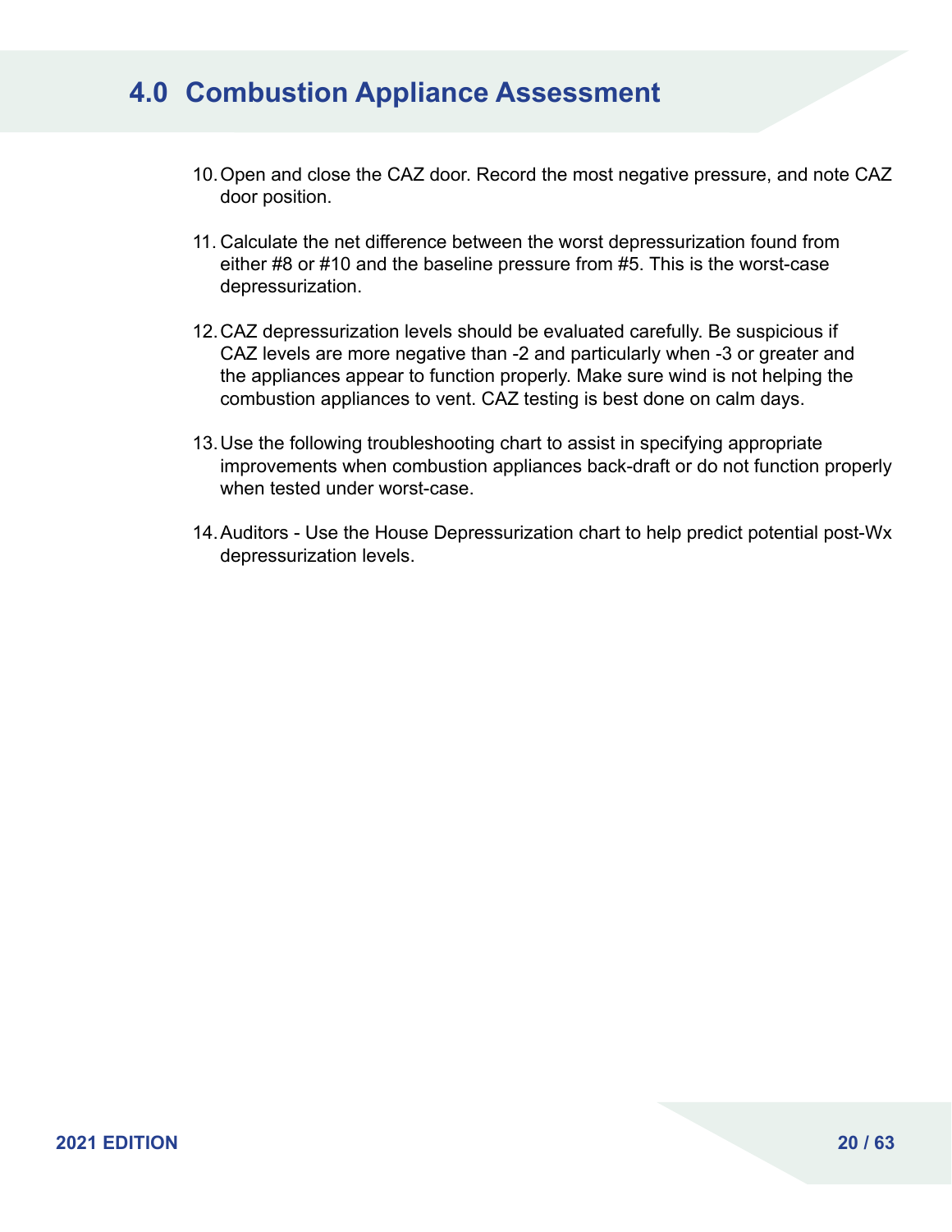# 4.0 Combustion Appliance Assessment

10. Open and close the CAZ door. Record the most negative pressure, and note CAZ door position.

11. Calculate the net difference between the worst depressurization found from either #8 or #10 and the baseline pressure from #5. This is the worst-case depressurization.

12. CAZ depressurization levels should be evaluated carefully. Be suspicious if CAZ levels are more negative than -2 and particularly when -3 or greater and the appliances appear to function properly. Make sure wind is not helping the combustion appliances to vent. CAZ testing is best done on calm days.

13. Use the following troubleshooting chart to assist in specifying appropriate improvements when combustion appliances back-draft or do not function properly when tested under worst-case.

14. Auditors - Use the House Depressurization chart to help predict potential post-Wx depressurization levels.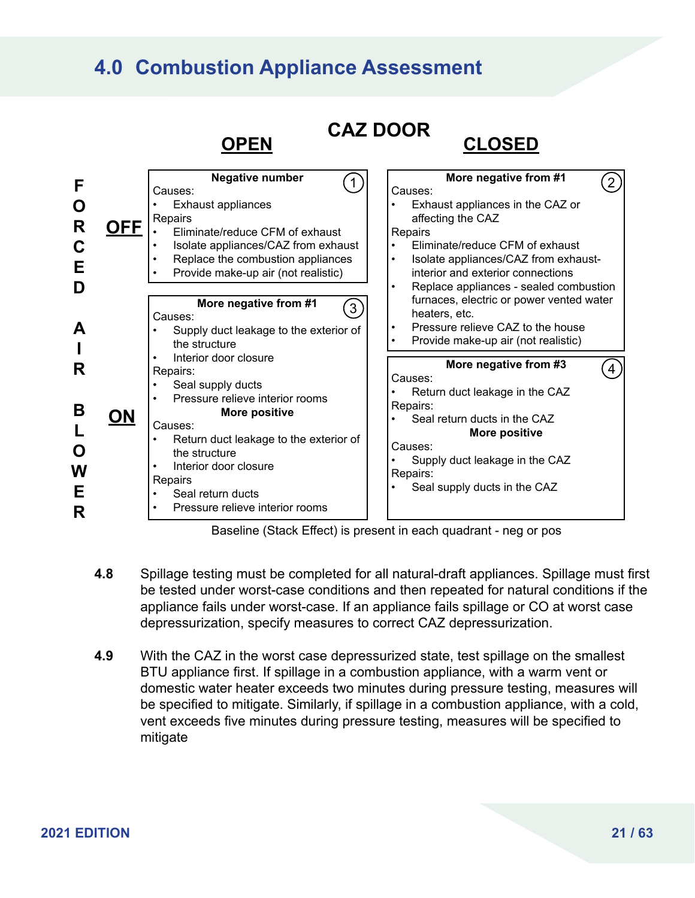## 4.0 Combustion Appliance Assessment

**CAZ DOOR**

| FORCED AIR BLOWER | OPEN | CLOSED |
|---|---|---|
| **OFF** | **Negative number** (1)<br>Causes:<br>• Exhaust appliances<br>Repairs<br>• Eliminate/reduce CFM of exhaust<br>• Isolate appliances/CAZ from exhaust<br>• Replace the combustion appliances<br>• Provide make-up air (not realistic) | **More negative from #1** (2)<br>Causes:<br>• Exhaust appliances in the CAZ or affecting the CAZ<br>Repairs<br>• Eliminate/reduce CFM of exhaust<br>• Isolate appliances/CAZ from exhaust-interior and exterior connections<br>• Replace appliances - sealed combustion furnaces, electric or power vented water heaters, etc.<br>• Pressure relieve CAZ to the house<br>• Provide make-up air (not realistic) |
| **ON** | **More negative from #1** (3)<br>Causes:<br>• Supply duct leakage to the exterior of the structure<br>• Interior door closure<br>Repairs:<br>• Seal supply ducts<br>• Pressure relieve interior rooms<br>**More positive**<br>Causes:<br>• Return duct leakage to the exterior of the structure<br>• Interior door closure<br>Repairs<br>• Seal return ducts<br>• Pressure relieve interior rooms | **More negative from #3** (4)<br>Causes:<br>• Return duct leakage in the CAZ<br>Repairs:<br>• Seal return ducts in the CAZ<br>**More positive**<br>Causes:<br>• Supply duct leakage in the CAZ<br>Repairs:<br>• Seal supply ducts in the CAZ |

Baseline (Stack Effect) is present in each quadrant - neg or pos

**4.8** Spillage testing must be completed for all natural-draft appliances. Spillage must first be tested under worst-case conditions and then repeated for natural conditions if the appliance fails under worst-case. If an appliance fails spillage or CO at worst case depressurization, specify measures to correct CAZ depressurization.

**4.9** With the CAZ in the worst case depressurized state, test spillage on the smallest BTU appliance first. If spillage in a combustion appliance, with a warm vent or domestic water heater exceeds two minutes during pressure testing, measures will be specified to mitigate. Similarly, if spillage in a combustion appliance, with a cold, vent exceeds five minutes during pressure testing, measures will be specified to mitigate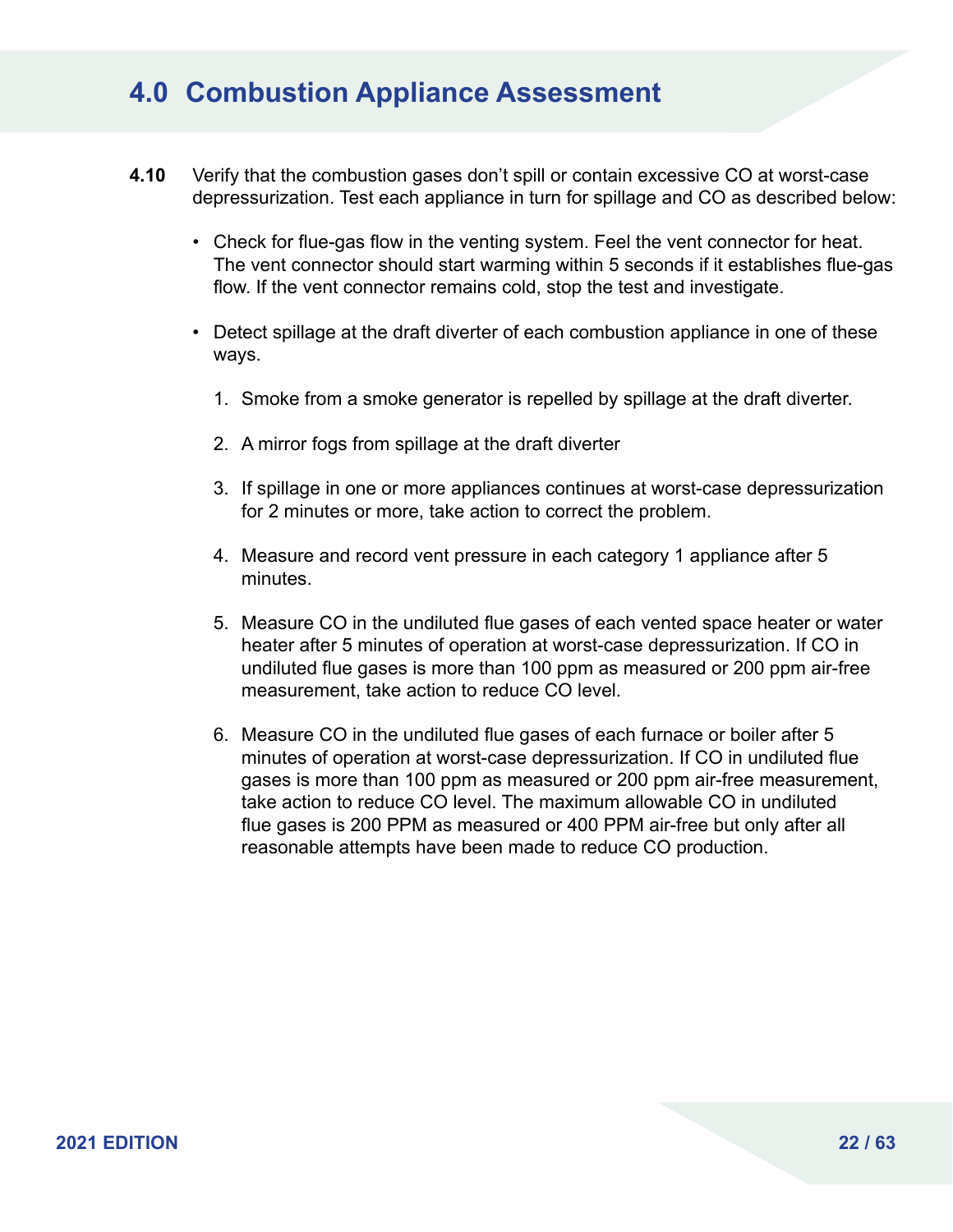# 4.0 Combustion Appliance Assessment

**4.10** Verify that the combustion gases don't spill or contain excessive CO at worst-case depressurization. Test each appliance in turn for spillage and CO as described below:

- Check for flue-gas flow in the venting system. Feel the vent connector for heat. The vent connector should start warming within 5 seconds if it establishes flue-gas flow. If the vent connector remains cold, stop the test and investigate.
- Detect spillage at the draft diverter of each combustion appliance in one of these ways.
  1. Smoke from a smoke generator is repelled by spillage at the draft diverter.
  2. A mirror fogs from spillage at the draft diverter
  3. If spillage in one or more appliances continues at worst-case depressurization for 2 minutes or more, take action to correct the problem.
  4. Measure and record vent pressure in each category 1 appliance after 5 minutes.
  5. Measure CO in the undiluted flue gases of each vented space heater or water heater after 5 minutes of operation at worst-case depressurization. If CO in undiluted flue gases is more than 100 ppm as measured or 200 ppm air-free measurement, take action to reduce CO level.
  6. Measure CO in the undiluted flue gases of each furnace or boiler after 5 minutes of operation at worst-case depressurization. If CO in undiluted flue gases is more than 100 ppm as measured or 200 ppm air-free measurement, take action to reduce CO level. The maximum allowable CO in undiluted flue gases is 200 PPM as measured or 400 PPM air-free but only after all reasonable attempts have been made to reduce CO production.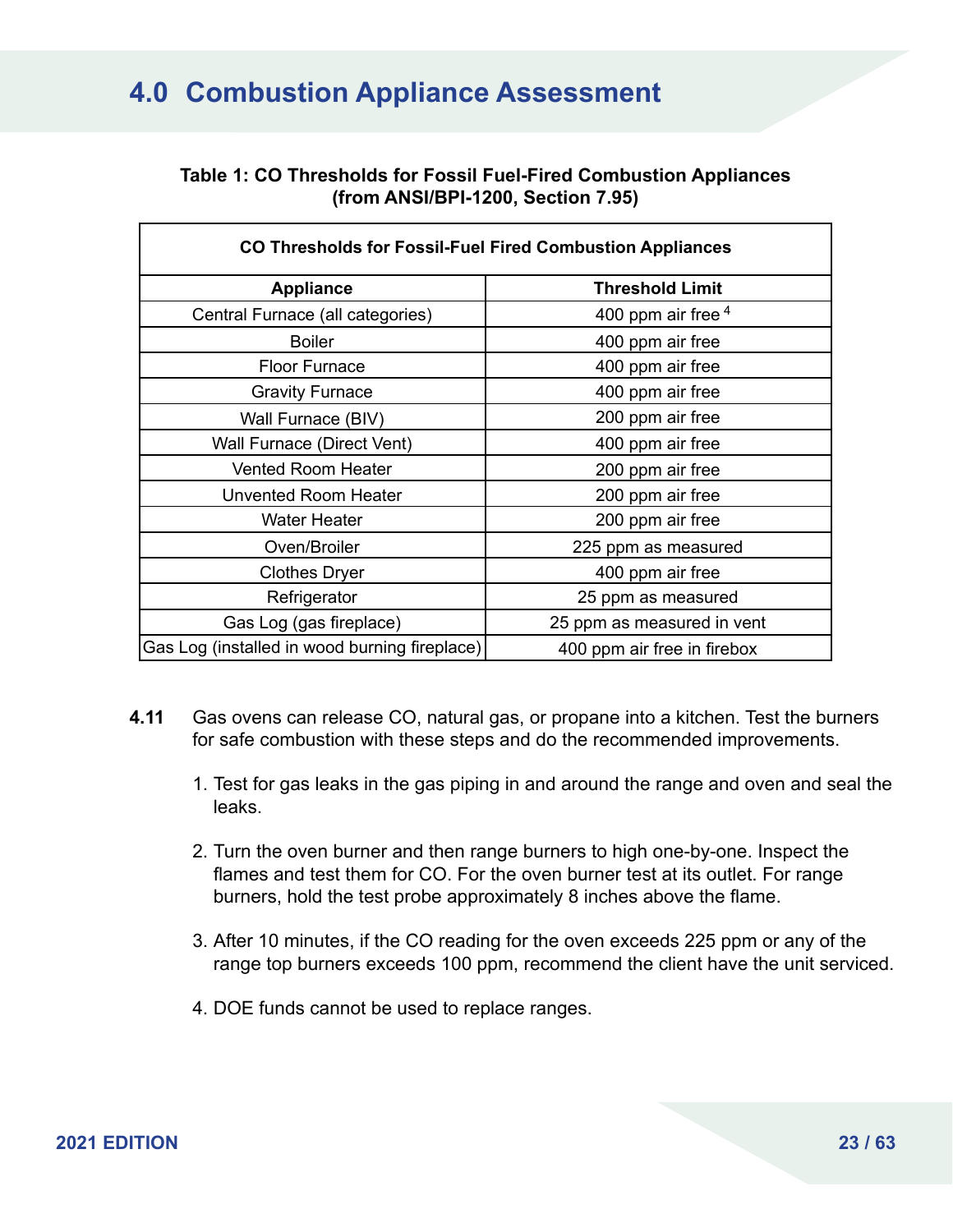# 4.0 Combustion Appliance Assessment

**Table 1: CO Thresholds for Fossil Fuel-Fired Combustion Appliances (from ANSI/BPI-1200, Section 7.95)**

| CO Thresholds for Fossil-Fuel Fired Combustion Appliances | |
|---|---|
| **Appliance** | **Threshold Limit** |
| Central Furnace (all categories) | 400 ppm air free [4] |
| Boiler | 400 ppm air free |
| Floor Furnace | 400 ppm air free |
| Gravity Furnace | 400 ppm air free |
| Wall Furnace (BIV) | 200 ppm air free |
| Wall Furnace (Direct Vent) | 400 ppm air free |
| Vented Room Heater | 200 ppm air free |
| Unvented Room Heater | 200 ppm air free |
| Water Heater | 200 ppm air free |
| Oven/Broiler | 225 ppm as measured |
| Clothes Dryer | 400 ppm air free |
| Refrigerator | 25 ppm as measured |
| Gas Log (gas fireplace) | 25 ppm as measured in vent |
| Gas Log (installed in wood burning fireplace) | 400 ppm air free in firebox |

**4.11** Gas ovens can release CO, natural gas, or propane into a kitchen. Test the burners for safe combustion with these steps and do the recommended improvements.

1. Test for gas leaks in the gas piping in and around the range and oven and seal the leaks.
2. Turn the oven burner and then range burners to high one-by-one. Inspect the flames and test them for CO. For the oven burner test at its outlet. For range burners, hold the test probe approximately 8 inches above the flame.
3. After 10 minutes, if the CO reading for the oven exceeds 225 ppm or any of the range top burners exceeds 100 ppm, recommend the client have the unit serviced.
4. DOE funds cannot be used to replace ranges.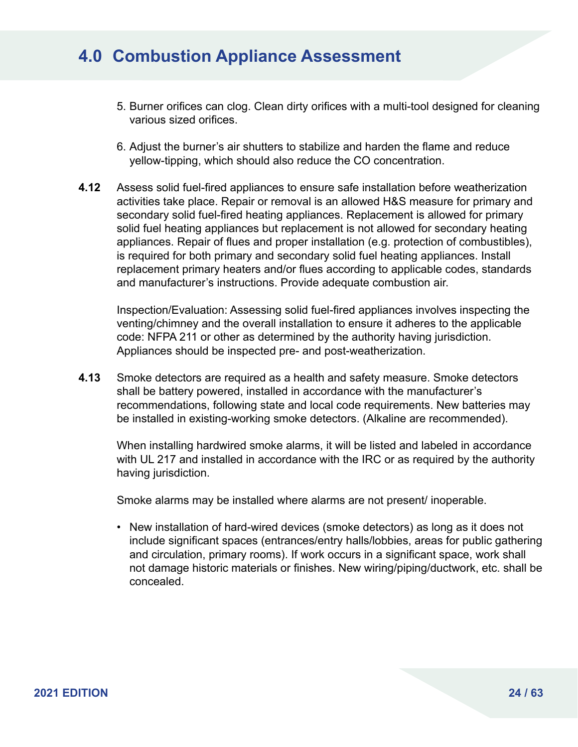# 4.0 Combustion Appliance Assessment

5. Burner orifices can clog. Clean dirty orifices with a multi-tool designed for cleaning various sized orifices.

6. Adjust the burner's air shutters to stabilize and harden the flame and reduce yellow-tipping, which should also reduce the CO concentration.

**4.12** Assess solid fuel-fired appliances to ensure safe installation before weatherization activities take place. Repair or removal is an allowed H&S measure for primary and secondary solid fuel-fired heating appliances. Replacement is allowed for primary solid fuel heating appliances but replacement is not allowed for secondary heating appliances. Repair of flues and proper installation (e.g. protection of combustibles), is required for both primary and secondary solid fuel heating appliances. Install replacement primary heaters and/or flues according to applicable codes, standards and manufacturer's instructions. Provide adequate combustion air.

Inspection/Evaluation: Assessing solid fuel-fired appliances involves inspecting the venting/chimney and the overall installation to ensure it adheres to the applicable code: NFPA 211 or other as determined by the authority having jurisdiction. Appliances should be inspected pre- and post-weatherization.

**4.13** Smoke detectors are required as a health and safety measure. Smoke detectors shall be battery powered, installed in accordance with the manufacturer's recommendations, following state and local code requirements. New batteries may be installed in existing-working smoke detectors. (Alkaline are recommended).

When installing hardwired smoke alarms, it will be listed and labeled in accordance with UL 217 and installed in accordance with the IRC or as required by the authority having jurisdiction.

Smoke alarms may be installed where alarms are not present/ inoperable.

- New installation of hard-wired devices (smoke detectors) as long as it does not include significant spaces (entrances/entry halls/lobbies, areas for public gathering and circulation, primary rooms). If work occurs in a significant space, work shall not damage historic materials or finishes. New wiring/piping/ductwork, etc. shall be concealed.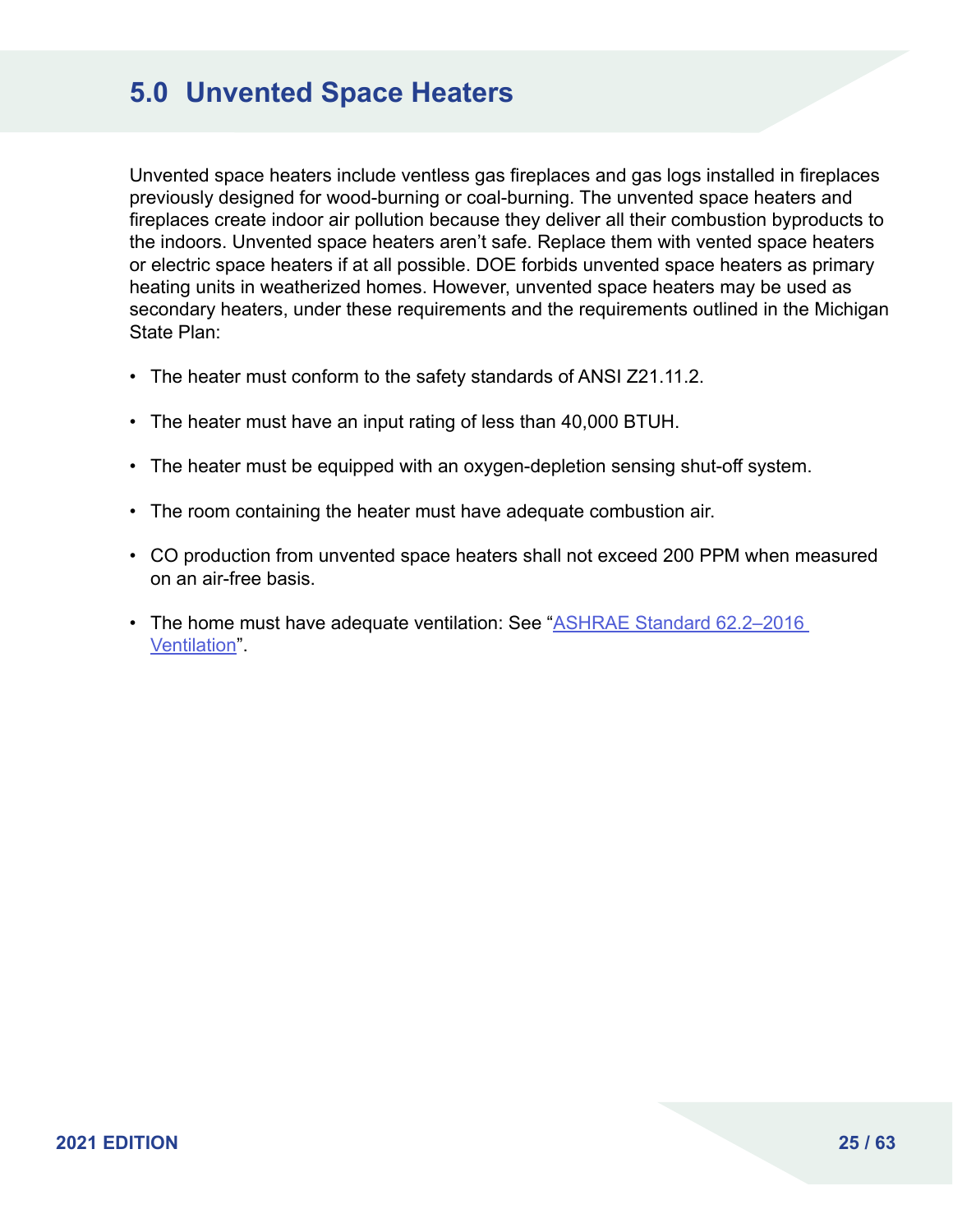# 5.0 Unvented Space Heaters

Unvented space heaters include ventless gas fireplaces and gas logs installed in fireplaces previously designed for wood-burning or coal-burning. The unvented space heaters and fireplaces create indoor air pollution because they deliver all their combustion byproducts to the indoors. Unvented space heaters aren't safe. Replace them with vented space heaters or electric space heaters if at all possible. DOE forbids unvented space heaters as primary heating units in weatherized homes. However, unvented space heaters may be used as secondary heaters, under these requirements and the requirements outlined in the Michigan State Plan:

- The heater must conform to the safety standards of ANSI Z21.11.2.
- The heater must have an input rating of less than 40,000 BTUH.
- The heater must be equipped with an oxygen-depletion sensing shut-off system.
- The room containing the heater must have adequate combustion air.
- CO production from unvented space heaters shall not exceed 200 PPM when measured on an air-free basis.
- The home must have adequate ventilation: See "ASHRAE Standard 62.2–2016 Ventilation".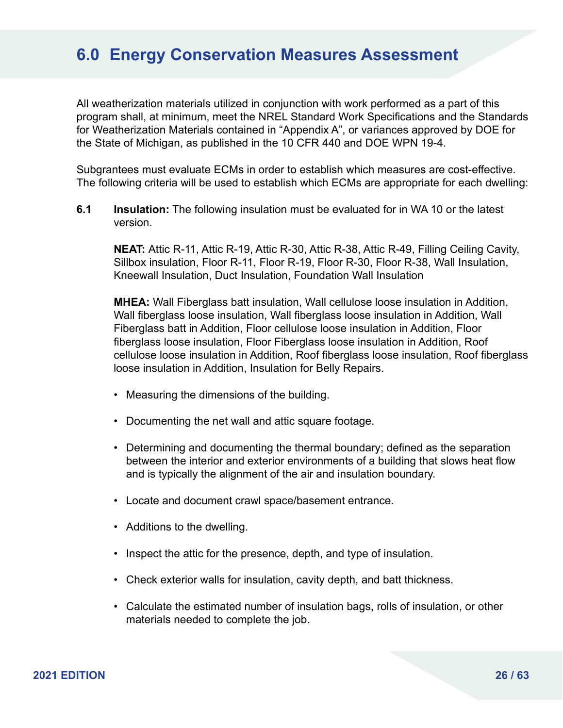# 6.0 Energy Conservation Measures Assessment

All weatherization materials utilized in conjunction with work performed as a part of this program shall, at minimum, meet the NREL Standard Work Specifications and the Standards for Weatherization Materials contained in "Appendix A", or variances approved by DOE for the State of Michigan, as published in the 10 CFR 440 and DOE WPN 19-4.

Subgrantees must evaluate ECMs in order to establish which measures are cost-effective. The following criteria will be used to establish which ECMs are appropriate for each dwelling:

**6.1 Insulation:** The following insulation must be evaluated for in WA 10 or the latest version.

**NEAT:** Attic R-11, Attic R-19, Attic R-30, Attic R-38, Attic R-49, Filling Ceiling Cavity, Sillbox insulation, Floor R-11, Floor R-19, Floor R-30, Floor R-38, Wall Insulation, Kneewall Insulation, Duct Insulation, Foundation Wall Insulation

**MHEA:** Wall Fiberglass batt insulation, Wall cellulose loose insulation in Addition, Wall fiberglass loose insulation, Wall fiberglass loose insulation in Addition, Wall Fiberglass batt in Addition, Floor cellulose loose insulation in Addition, Floor fiberglass loose insulation, Floor Fiberglass loose insulation in Addition, Roof cellulose loose insulation in Addition, Roof fiberglass loose insulation, Roof fiberglass loose insulation in Addition, Insulation for Belly Repairs.

- Measuring the dimensions of the building.
- Documenting the net wall and attic square footage.
- Determining and documenting the thermal boundary; defined as the separation between the interior and exterior environments of a building that slows heat flow and is typically the alignment of the air and insulation boundary.
- Locate and document crawl space/basement entrance.
- Additions to the dwelling.
- Inspect the attic for the presence, depth, and type of insulation.
- Check exterior walls for insulation, cavity depth, and batt thickness.
- Calculate the estimated number of insulation bags, rolls of insulation, or other materials needed to complete the job.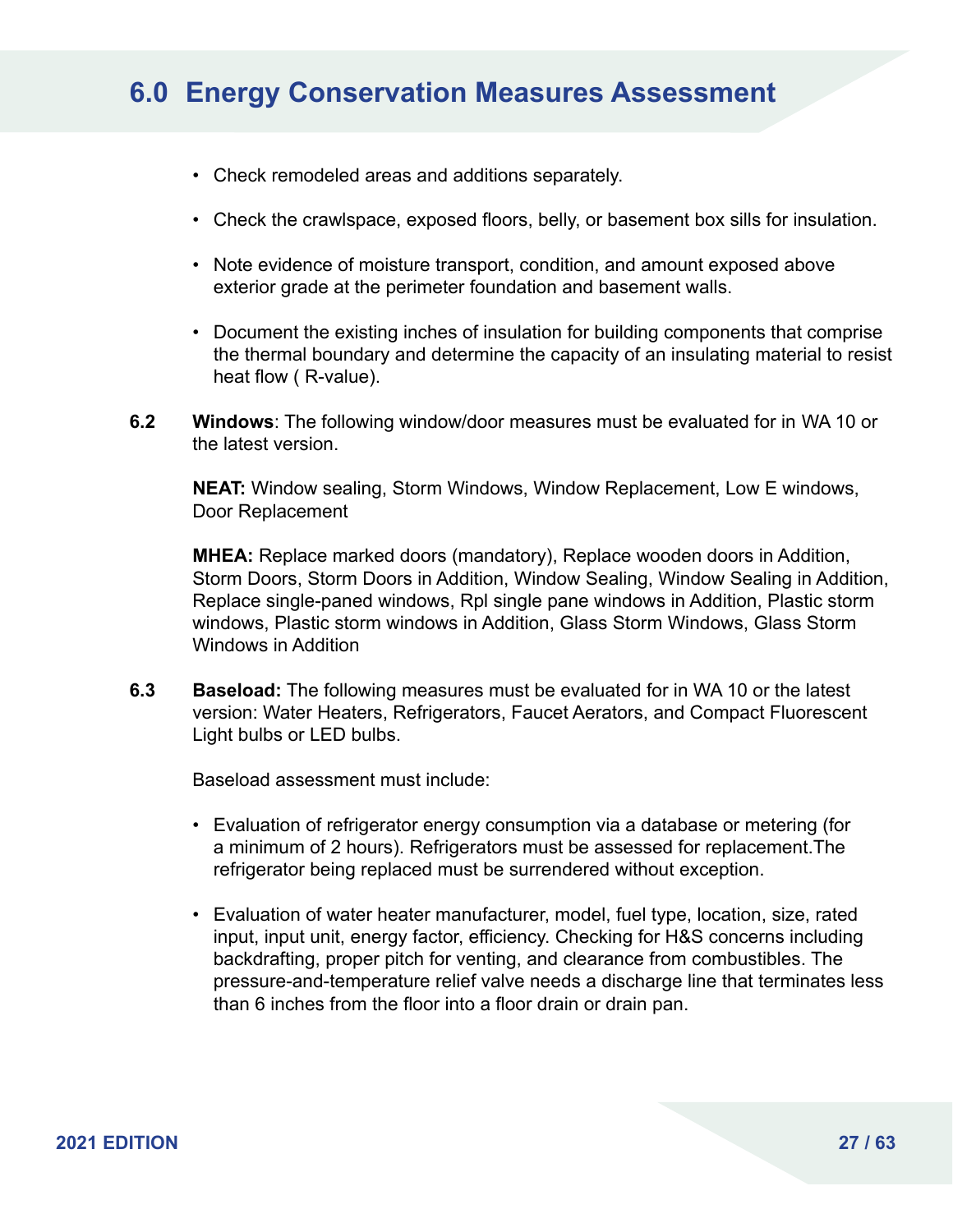# 6.0 Energy Conservation Measures Assessment

- Check remodeled areas and additions separately.
- Check the crawlspace, exposed floors, belly, or basement box sills for insulation.
- Note evidence of moisture transport, condition, and amount exposed above exterior grade at the perimeter foundation and basement walls.
- Document the existing inches of insulation for building components that comprise the thermal boundary and determine the capacity of an insulating material to resist heat flow ( R-value).

**6.2** **Windows**: The following window/door measures must be evaluated for in WA 10 or the latest version.

**NEAT:** Window sealing, Storm Windows, Window Replacement, Low E windows, Door Replacement

**MHEA:** Replace marked doors (mandatory), Replace wooden doors in Addition, Storm Doors, Storm Doors in Addition, Window Sealing, Window Sealing in Addition, Replace single-paned windows, Rpl single pane windows in Addition, Plastic storm windows, Plastic storm windows in Addition, Glass Storm Windows, Glass Storm Windows in Addition

**6.3** **Baseload:** The following measures must be evaluated for in WA 10 or the latest version: Water Heaters, Refrigerators, Faucet Aerators, and Compact Fluorescent Light bulbs or LED bulbs.

Baseload assessment must include:

- Evaluation of refrigerator energy consumption via a database or metering (for a minimum of 2 hours). Refrigerators must be assessed for replacement.The refrigerator being replaced must be surrendered without exception.
- Evaluation of water heater manufacturer, model, fuel type, location, size, rated input, input unit, energy factor, efficiency. Checking for H&S concerns including backdrafting, proper pitch for venting, and clearance from combustibles. The pressure-and-temperature relief valve needs a discharge line that terminates less than 6 inches from the floor into a floor drain or drain pan.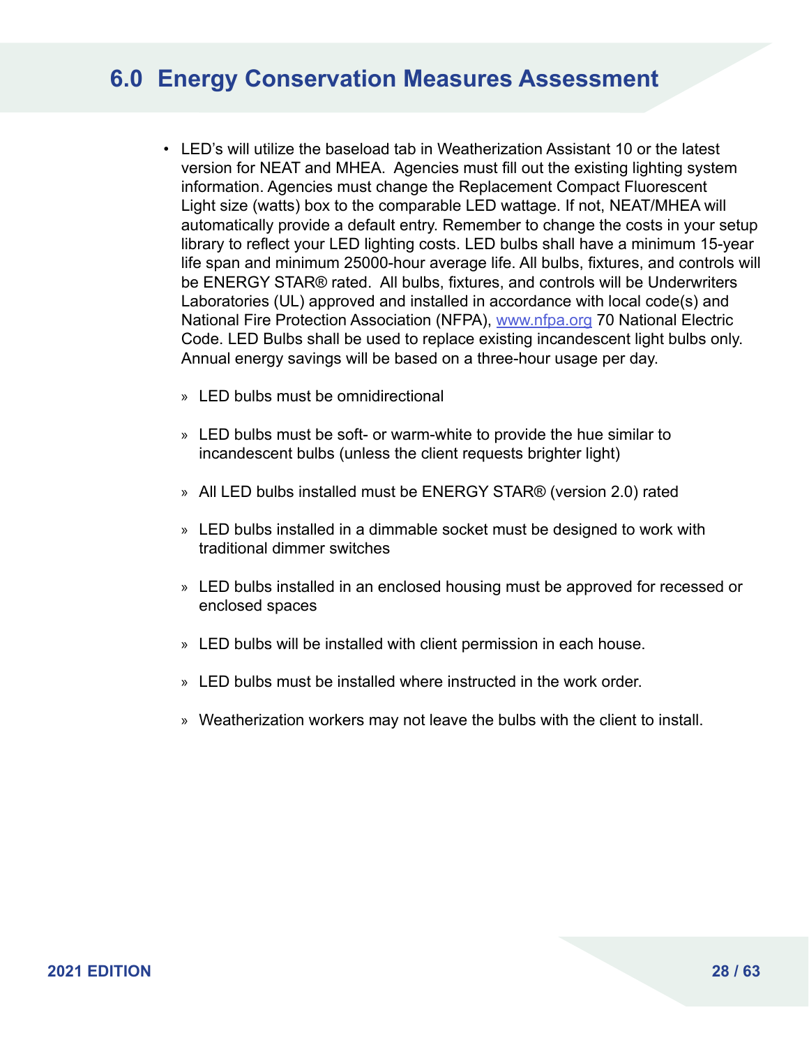## 6.0 Energy Conservation Measures Assessment

- LED's will utilize the baseload tab in Weatherization Assistant 10 or the latest version for NEAT and MHEA. Agencies must fill out the existing lighting system information. Agencies must change the Replacement Compact Fluorescent Light size (watts) box to the comparable LED wattage. If not, NEAT/MHEA will automatically provide a default entry. Remember to change the costs in your setup library to reflect your LED lighting costs. LED bulbs shall have a minimum 15-year life span and minimum 25000-hour average life. All bulbs, fixtures, and controls will be ENERGY STAR® rated. All bulbs, fixtures, and controls will be Underwriters Laboratories (UL) approved and installed in accordance with local code(s) and National Fire Protection Association (NFPA), [www.nfpa.org](http://www.nfpa.org) 70 National Electric Code. LED Bulbs shall be used to replace existing incandescent light bulbs only. Annual energy savings will be based on a three-hour usage per day.
  - LED bulbs must be omnidirectional
  - LED bulbs must be soft- or warm-white to provide the hue similar to incandescent bulbs (unless the client requests brighter light)
  - All LED bulbs installed must be ENERGY STAR® (version 2.0) rated
  - LED bulbs installed in a dimmable socket must be designed to work with traditional dimmer switches
  - LED bulbs installed in an enclosed housing must be approved for recessed or enclosed spaces
  - LED bulbs will be installed with client permission in each house.
  - LED bulbs must be installed where instructed in the work order.
  - Weatherization workers may not leave the bulbs with the client to install.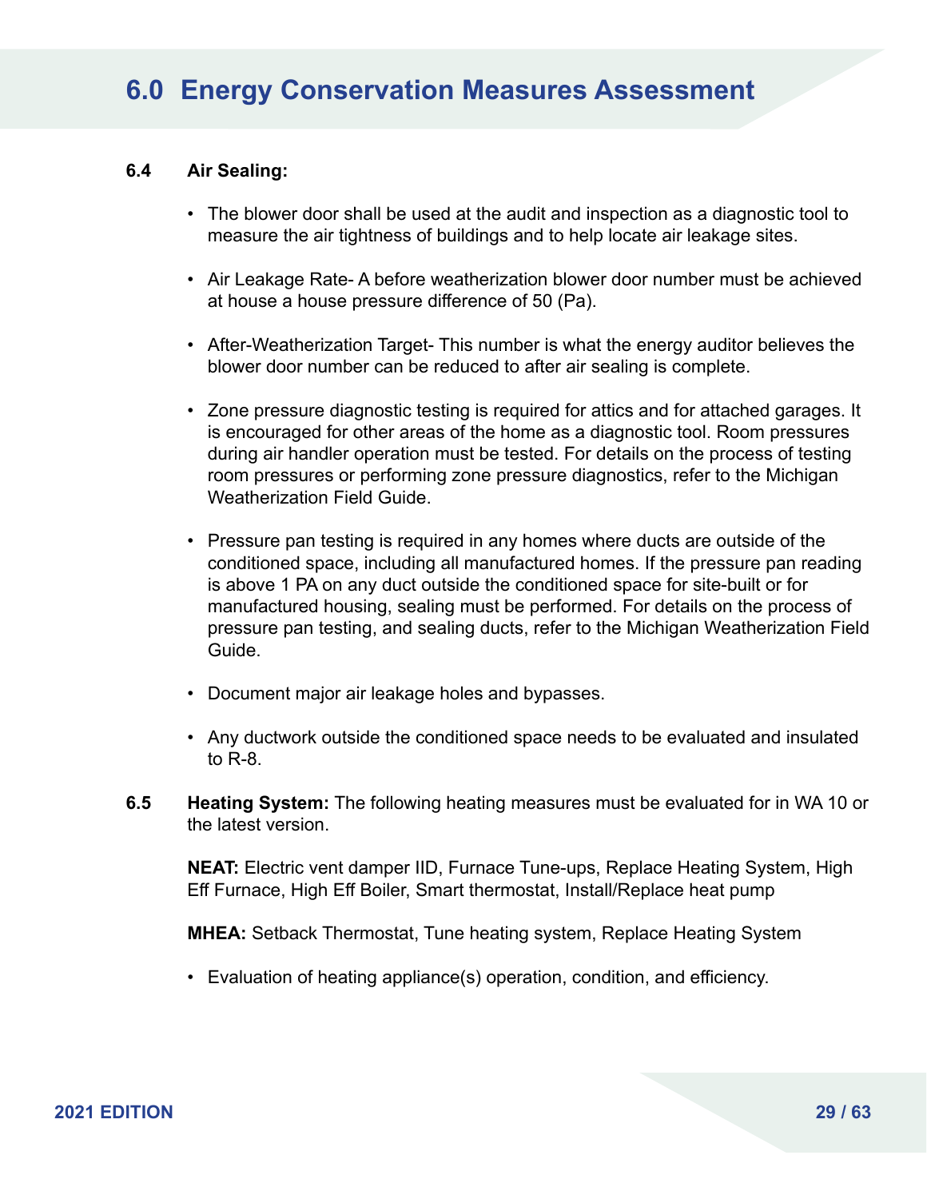# 6.0 Energy Conservation Measures Assessment

### 6.4 Air Sealing:

- The blower door shall be used at the audit and inspection as a diagnostic tool to measure the air tightness of buildings and to help locate air leakage sites.
- Air Leakage Rate- A before weatherization blower door number must be achieved at house a house pressure difference of 50 (Pa).
- After-Weatherization Target- This number is what the energy auditor believes the blower door number can be reduced to after air sealing is complete.
- Zone pressure diagnostic testing is required for attics and for attached garages. It is encouraged for other areas of the home as a diagnostic tool. Room pressures during air handler operation must be tested. For details on the process of testing room pressures or performing zone pressure diagnostics, refer to the Michigan Weatherization Field Guide.
- Pressure pan testing is required in any homes where ducts are outside of the conditioned space, including all manufactured homes. If the pressure pan reading is above 1 PA on any duct outside the conditioned space for site-built or for manufactured housing, sealing must be performed. For details on the process of pressure pan testing, and sealing ducts, refer to the Michigan Weatherization Field Guide.
- Document major air leakage holes and bypasses.
- Any ductwork outside the conditioned space needs to be evaluated and insulated to R-8.

### 6.5 Heating System:

**Heating System:** The following heating measures must be evaluated for in WA 10 or the latest version.

**NEAT:** Electric vent damper IID, Furnace Tune-ups, Replace Heating System, High Eff Furnace, High Eff Boiler, Smart thermostat, Install/Replace heat pump

**MHEA:** Setback Thermostat, Tune heating system, Replace Heating System

- Evaluation of heating appliance(s) operation, condition, and efficiency.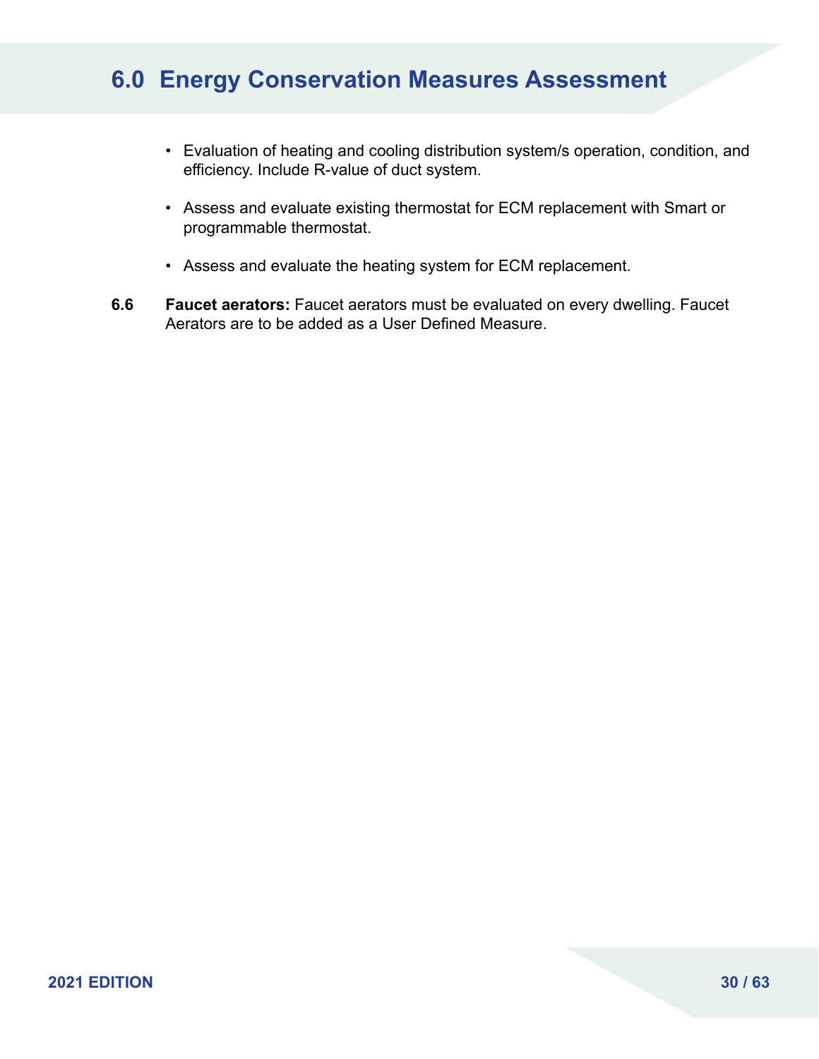# 6.0 Energy Conservation Measures Assessment

- Evaluation of heating and cooling distribution system/s operation, condition, and efficiency. Include R-value of duct system.
- Assess and evaluate existing thermostat for ECM replacement with Smart or programmable thermostat.
- Assess and evaluate the heating system for ECM replacement.

**6.6** **Faucet aerators:** Faucet aerators must be evaluated on every dwelling. Faucet Aerators are to be added as a User Defined Measure.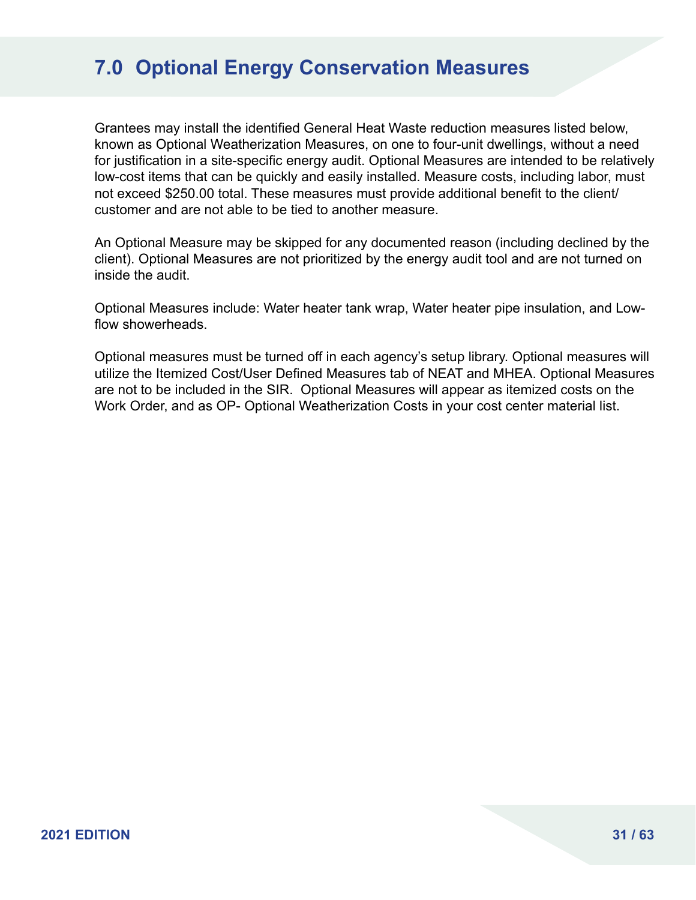# 7.0 Optional Energy Conservation Measures

Grantees may install the identified General Heat Waste reduction measures listed below, known as Optional Weatherization Measures, on one to four-unit dwellings, without a need for justification in a site-specific energy audit. Optional Measures are intended to be relatively low-cost items that can be quickly and easily installed. Measure costs, including labor, must not exceed $250.00 total. These measures must provide additional benefit to the client/customer and are not able to be tied to another measure.

An Optional Measure may be skipped for any documented reason (including declined by the client). Optional Measures are not prioritized by the energy audit tool and are not turned on inside the audit.

Optional Measures include: Water heater tank wrap, Water heater pipe insulation, and Low-flow showerheads.

Optional measures must be turned off in each agency's setup library. Optional measures will utilize the Itemized Cost/User Defined Measures tab of NEAT and MHEA. Optional Measures are not to be included in the SIR. Optional Measures will appear as itemized costs on the Work Order, and as OP- Optional Weatherization Costs in your cost center material list.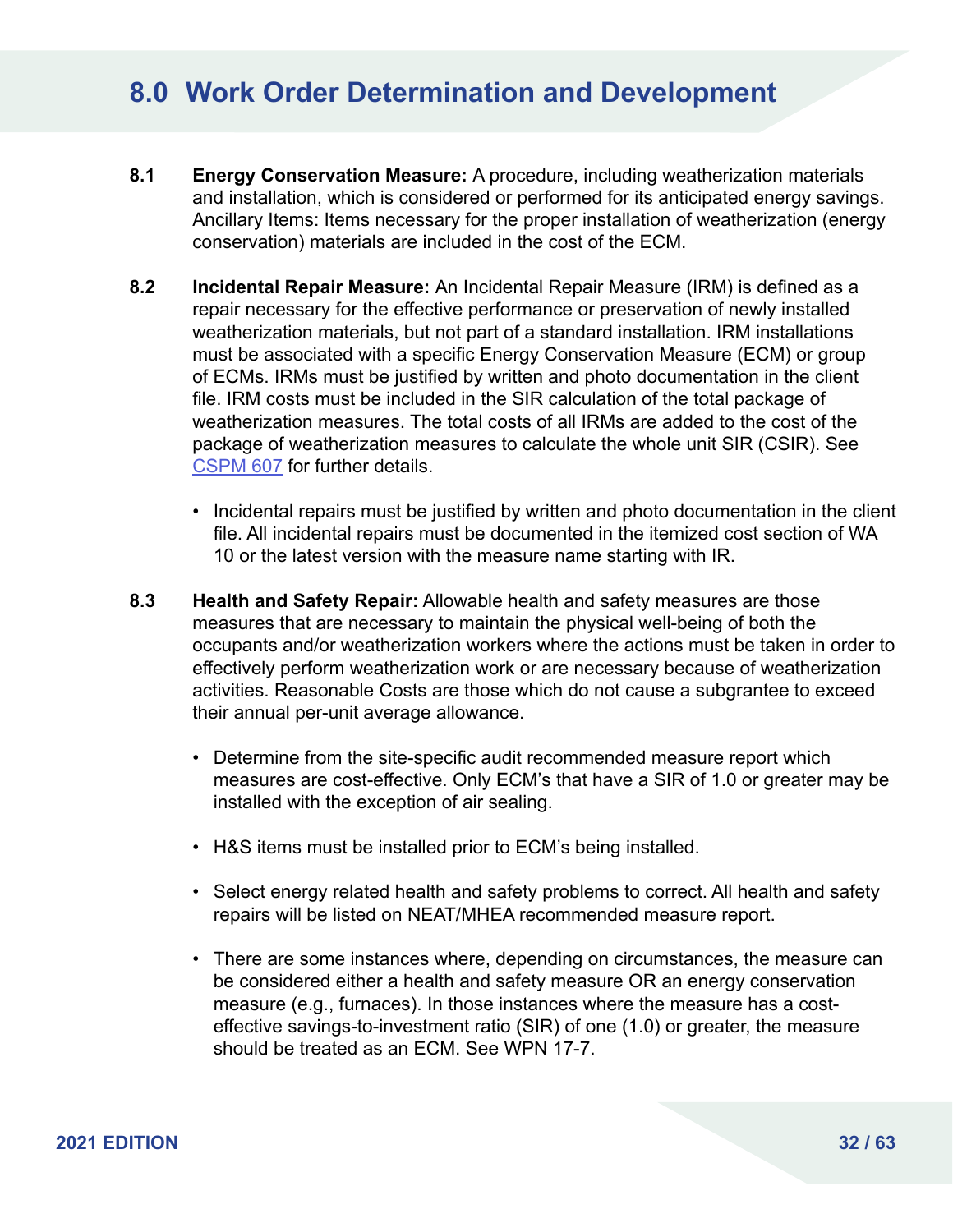## 8.0 Work Order Determination and Development

**8.1 Energy Conservation Measure:** A procedure, including weatherization materials and installation, which is considered or performed for its anticipated energy savings. Ancillary Items: Items necessary for the proper installation of weatherization (energy conservation) materials are included in the cost of the ECM.

**8.2 Incidental Repair Measure:** An Incidental Repair Measure (IRM) is defined as a repair necessary for the effective performance or preservation of newly installed weatherization materials, but not part of a standard installation. IRM installations must be associated with a specific Energy Conservation Measure (ECM) or group of ECMs. IRMs must be justified by written and photo documentation in the client file. IRM costs must be included in the SIR calculation of the total package of weatherization measures. The total costs of all IRMs are added to the cost of the package of weatherization measures to calculate the whole unit SIR (CSIR). See CSPM 607 for further details.

- Incidental repairs must be justified by written and photo documentation in the client file. All incidental repairs must be documented in the itemized cost section of WA 10 or the latest version with the measure name starting with IR.

**8.3 Health and Safety Repair:** Allowable health and safety measures are those measures that are necessary to maintain the physical well-being of both the occupants and/or weatherization workers where the actions must be taken in order to effectively perform weatherization work or are necessary because of weatherization activities. Reasonable Costs are those which do not cause a subgrantee to exceed their annual per-unit average allowance.

- Determine from the site-specific audit recommended measure report which measures are cost-effective. Only ECM's that have a SIR of 1.0 or greater may be installed with the exception of air sealing.
- H&S items must be installed prior to ECM's being installed.
- Select energy related health and safety problems to correct. All health and safety repairs will be listed on NEAT/MHEA recommended measure report.
- There are some instances where, depending on circumstances, the measure can be considered either a health and safety measure OR an energy conservation measure (e.g., furnaces). In those instances where the measure has a cost-effective savings-to-investment ratio (SIR) of one (1.0) or greater, the measure should be treated as an ECM. See WPN 17-7.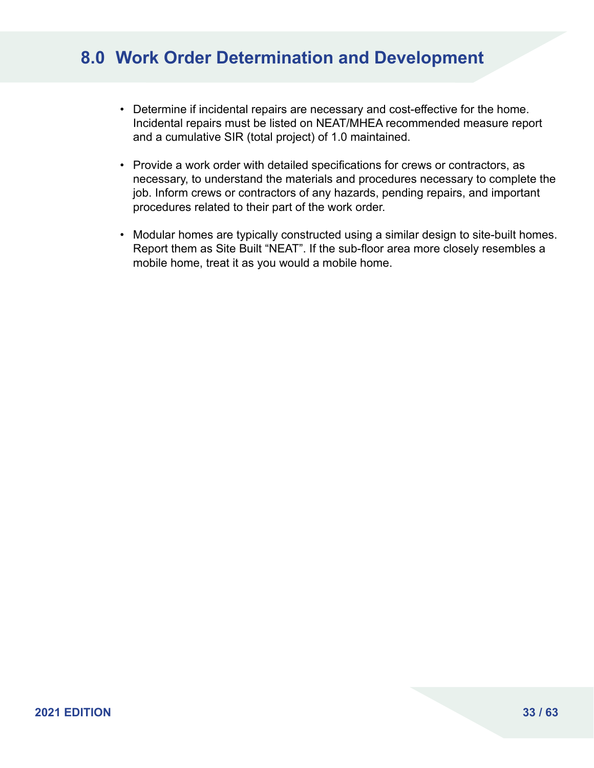# 8.0 Work Order Determination and Development

- Determine if incidental repairs are necessary and cost-effective for the home. Incidental repairs must be listed on NEAT/MHEA recommended measure report and a cumulative SIR (total project) of 1.0 maintained.

- Provide a work order with detailed specifications for crews or contractors, as necessary, to understand the materials and procedures necessary to complete the job. Inform crews or contractors of any hazards, pending repairs, and important procedures related to their part of the work order.

- Modular homes are typically constructed using a similar design to site-built homes. Report them as Site Built “NEAT”. If the sub-floor area more closely resembles a mobile home, treat it as you would a mobile home.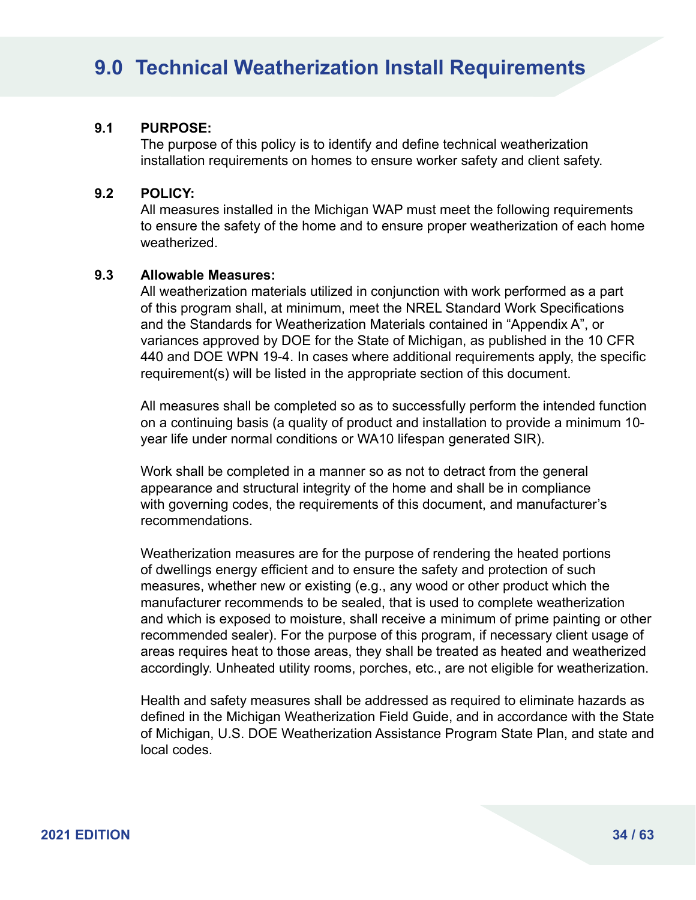# 9.0 Technical Weatherization Install Requirements

**9.1 PURPOSE:**

The purpose of this policy is to identify and define technical weatherization installation requirements on homes to ensure worker safety and client safety.

**9.2 POLICY:**

All measures installed in the Michigan WAP must meet the following requirements to ensure the safety of the home and to ensure proper weatherization of each home weatherized.

**9.3 Allowable Measures:**

All weatherization materials utilized in conjunction with work performed as a part of this program shall, at minimum, meet the NREL Standard Work Specifications and the Standards for Weatherization Materials contained in "Appendix A", or variances approved by DOE for the State of Michigan, as published in the 10 CFR 440 and DOE WPN 19-4. In cases where additional requirements apply, the specific requirement(s) will be listed in the appropriate section of this document.

All measures shall be completed so as to successfully perform the intended function on a continuing basis (a quality of product and installation to provide a minimum 10-year life under normal conditions or WA10 lifespan generated SIR).

Work shall be completed in a manner so as not to detract from the general appearance and structural integrity of the home and shall be in compliance with governing codes, the requirements of this document, and manufacturer's recommendations.

Weatherization measures are for the purpose of rendering the heated portions of dwellings energy efficient and to ensure the safety and protection of such measures, whether new or existing (e.g., any wood or other product which the manufacturer recommends to be sealed, that is used to complete weatherization and which is exposed to moisture, shall receive a minimum of prime painting or other recommended sealer). For the purpose of this program, if necessary client usage of areas requires heat to those areas, they shall be treated as heated and weatherized accordingly. Unheated utility rooms, porches, etc., are not eligible for weatherization.

Health and safety measures shall be addressed as required to eliminate hazards as defined in the Michigan Weatherization Field Guide, and in accordance with the State of Michigan, U.S. DOE Weatherization Assistance Program State Plan, and state and local codes.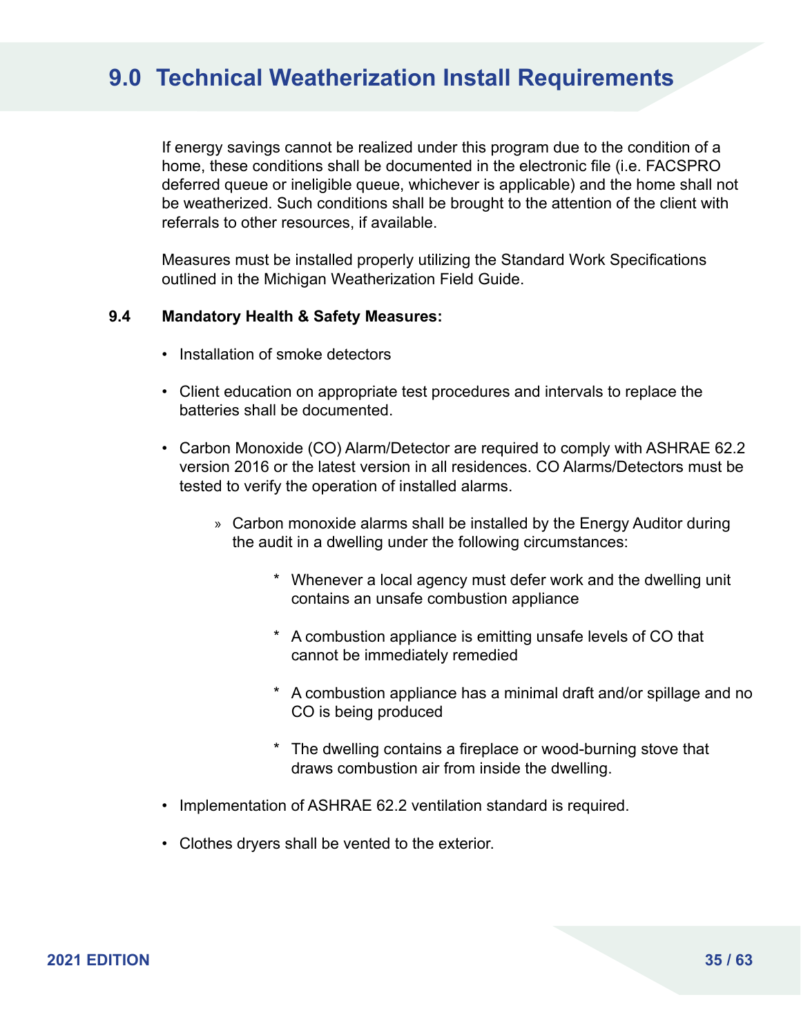# 9.0 Technical Weatherization Install Requirements

If energy savings cannot be realized under this program due to the condition of a home, these conditions shall be documented in the electronic file (i.e. FACSPRO deferred queue or ineligible queue, whichever is applicable) and the home shall not be weatherized. Such conditions shall be brought to the attention of the client with referrals to other resources, if available.

Measures must be installed properly utilizing the Standard Work Specifications outlined in the Michigan Weatherization Field Guide.

### 9.4 Mandatory Health & Safety Measures:

- Installation of smoke detectors
- Client education on appropriate test procedures and intervals to replace the batteries shall be documented.
- Carbon Monoxide (CO) Alarm/Detector are required to comply with ASHRAE 62.2 version 2016 or the latest version in all residences. CO Alarms/Detectors must be tested to verify the operation of installed alarms.
  - Carbon monoxide alarms shall be installed by the Energy Auditor during the audit in a dwelling under the following circumstances:
    - Whenever a local agency must defer work and the dwelling unit contains an unsafe combustion appliance
    - A combustion appliance is emitting unsafe levels of CO that cannot be immediately remedied
    - A combustion appliance has a minimal draft and/or spillage and no CO is being produced
    - The dwelling contains a fireplace or wood-burning stove that draws combustion air from inside the dwelling.
- Implementation of ASHRAE 62.2 ventilation standard is required.
- Clothes dryers shall be vented to the exterior.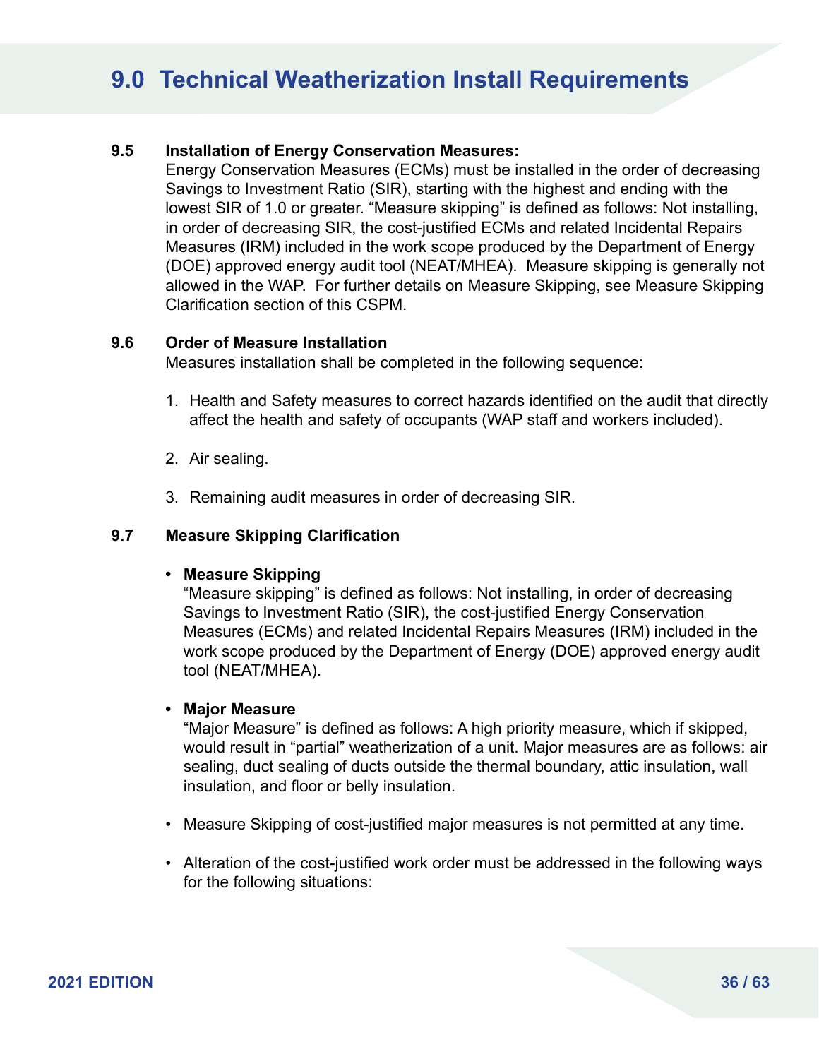# 9.0 Technical Weatherization Install Requirements

**9.5 Installation of Energy Conservation Measures:**

Energy Conservation Measures (ECMs) must be installed in the order of decreasing Savings to Investment Ratio (SIR), starting with the highest and ending with the lowest SIR of 1.0 or greater. "Measure skipping" is defined as follows: Not installing, in order of decreasing SIR, the cost-justified ECMs and related Incidental Repairs Measures (IRM) included in the work scope produced by the Department of Energy (DOE) approved energy audit tool (NEAT/MHEA). Measure skipping is generally not allowed in the WAP. For further details on Measure Skipping, see Measure Skipping Clarification section of this CSPM.

**9.6 Order of Measure Installation**

Measures installation shall be completed in the following sequence:

1. Health and Safety measures to correct hazards identified on the audit that directly affect the health and safety of occupants (WAP staff and workers included).
2. Air sealing.
3. Remaining audit measures in order of decreasing SIR.

**9.7 Measure Skipping Clarification**

- **Measure Skipping**
  "Measure skipping" is defined as follows: Not installing, in order of decreasing Savings to Investment Ratio (SIR), the cost-justified Energy Conservation Measures (ECMs) and related Incidental Repairs Measures (IRM) included in the work scope produced by the Department of Energy (DOE) approved energy audit tool (NEAT/MHEA).

- **Major Measure**
  "Major Measure" is defined as follows: A high priority measure, which if skipped, would result in "partial" weatherization of a unit. Major measures are as follows: air sealing, duct sealing of ducts outside the thermal boundary, attic insulation, wall insulation, and floor or belly insulation.

- Measure Skipping of cost-justified major measures is not permitted at any time.

- Alteration of the cost-justified work order must be addressed in the following ways for the following situations: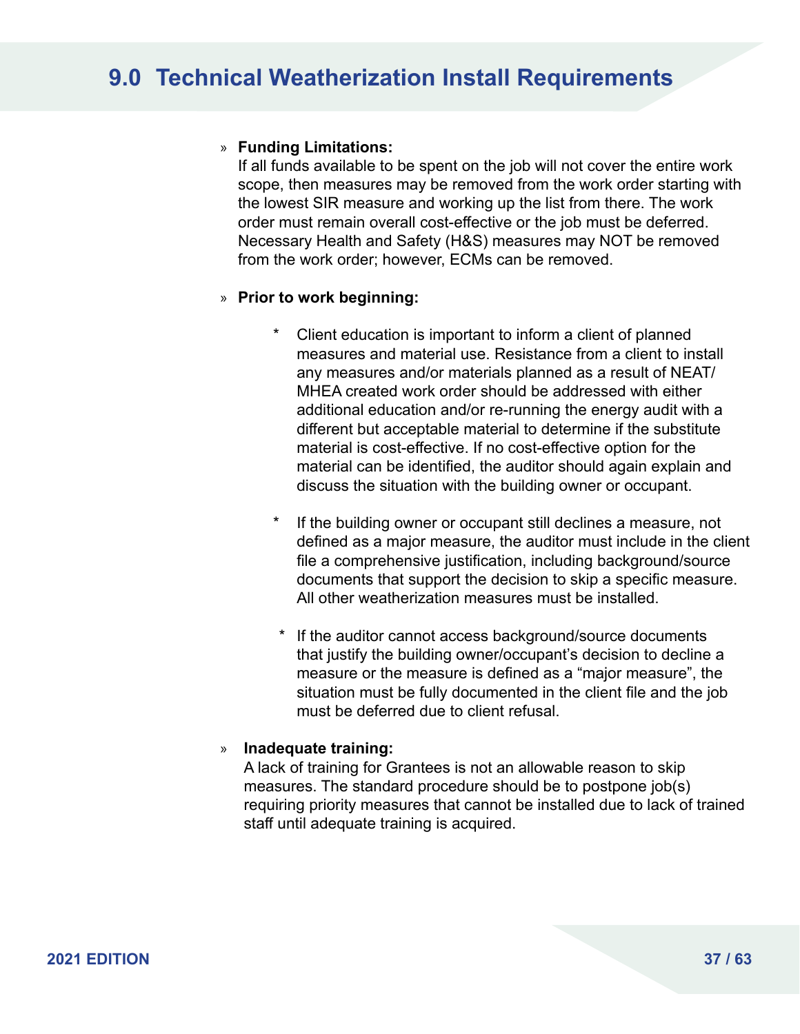# 9.0 Technical Weatherization Install Requirements

- **Funding Limitations:**
  If all funds available to be spent on the job will not cover the entire work scope, then measures may be removed from the work order starting with the lowest SIR measure and working up the list from there. The work order must remain overall cost-effective or the job must be deferred. Necessary Health and Safety (H&S) measures may NOT be removed from the work order; however, ECMs can be removed.

- **Prior to work beginning:**

  - Client education is important to inform a client of planned measures and material use. Resistance from a client to install any measures and/or materials planned as a result of NEAT/MHEA created work order should be addressed with either additional education and/or re-running the energy audit with a different but acceptable material to determine if the substitute material is cost-effective. If no cost-effective option for the material can be identified, the auditor should again explain and discuss the situation with the building owner or occupant.

  - If the building owner or occupant still declines a measure, not defined as a major measure, the auditor must include in the client file a comprehensive justification, including background/source documents that support the decision to skip a specific measure. All other weatherization measures must be installed.

  - If the auditor cannot access background/source documents that justify the building owner/occupant's decision to decline a measure or the measure is defined as a "major measure", the situation must be fully documented in the client file and the job must be deferred due to client refusal.

- **Inadequate training:**
  A lack of training for Grantees is not an allowable reason to skip measures. The standard procedure should be to postpone job(s) requiring priority measures that cannot be installed due to lack of trained staff until adequate training is acquired.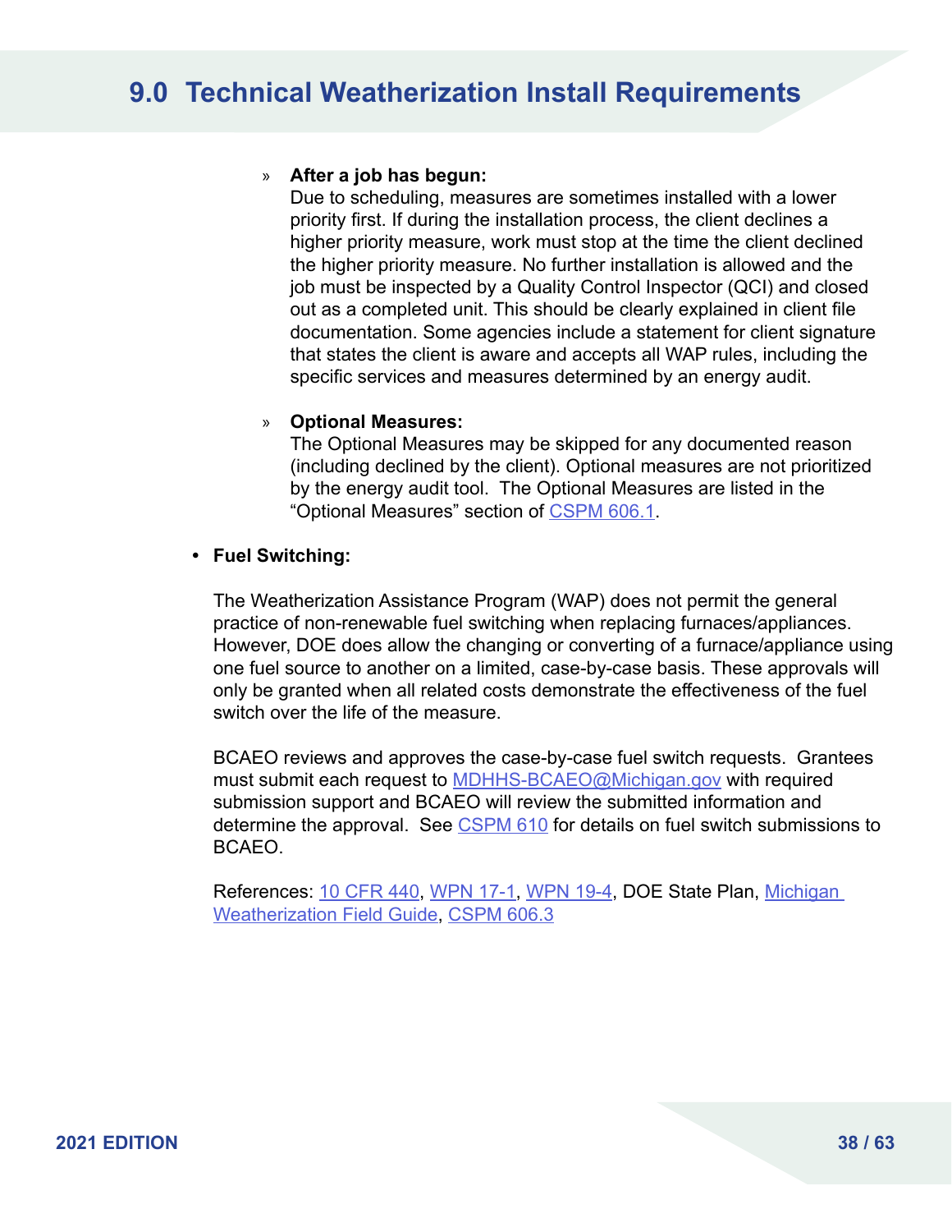# 9.0 Technical Weatherization Install Requirements

- **After a job has begun:**
  Due to scheduling, measures are sometimes installed with a lower priority first. If during the installation process, the client declines a higher priority measure, work must stop at the time the client declined the higher priority measure. No further installation is allowed and the job must be inspected by a Quality Control Inspector (QCI) and closed out as a completed unit. This should be clearly explained in client file documentation. Some agencies include a statement for client signature that states the client is aware and accepts all WAP rules, including the specific services and measures determined by an energy audit.

- **Optional Measures:**
  The Optional Measures may be skipped for any documented reason (including declined by the client). Optional measures are not prioritized by the energy audit tool. The Optional Measures are listed in the "Optional Measures" section of CSPM 606.1.

- **Fuel Switching:**

  The Weatherization Assistance Program (WAP) does not permit the general practice of non-renewable fuel switching when replacing furnaces/appliances. However, DOE does allow the changing or converting of a furnace/appliance using one fuel source to another on a limited, case-by-case basis. These approvals will only be granted when all related costs demonstrate the effectiveness of the fuel switch over the life of the measure.

  BCAEO reviews and approves the case-by-case fuel switch requests. Grantees must submit each request to MDHHS-BCAEO@Michigan.gov with required submission support and BCAEO will review the submitted information and determine the approval. See CSPM 610 for details on fuel switch submissions to BCAEO.

  References: 10 CFR 440, WPN 17-1, WPN 19-4, DOE State Plan, Michigan Weatherization Field Guide, CSPM 606.3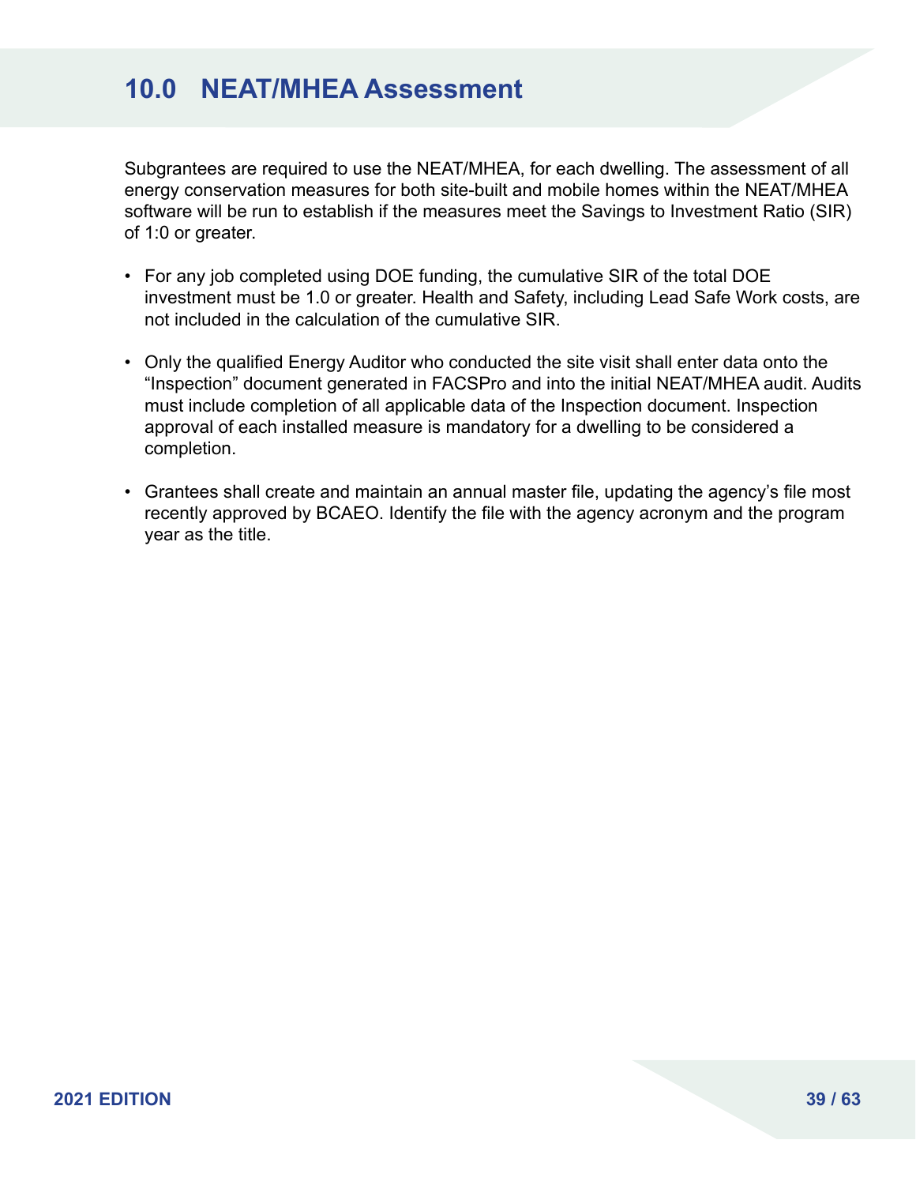# 10.0 NEAT/MHEA Assessment

Subgrantees are required to use the NEAT/MHEA, for each dwelling. The assessment of all energy conservation measures for both site-built and mobile homes within the NEAT/MHEA software will be run to establish if the measures meet the Savings to Investment Ratio (SIR) of 1:0 or greater.

- For any job completed using DOE funding, the cumulative SIR of the total DOE investment must be 1.0 or greater. Health and Safety, including Lead Safe Work costs, are not included in the calculation of the cumulative SIR.
- Only the qualified Energy Auditor who conducted the site visit shall enter data onto the "Inspection" document generated in FACSPro and into the initial NEAT/MHEA audit. Audits must include completion of all applicable data of the Inspection document. Inspection approval of each installed measure is mandatory for a dwelling to be considered a completion.
- Grantees shall create and maintain an annual master file, updating the agency's file most recently approved by BCAEO. Identify the file with the agency acronym and the program year as the title.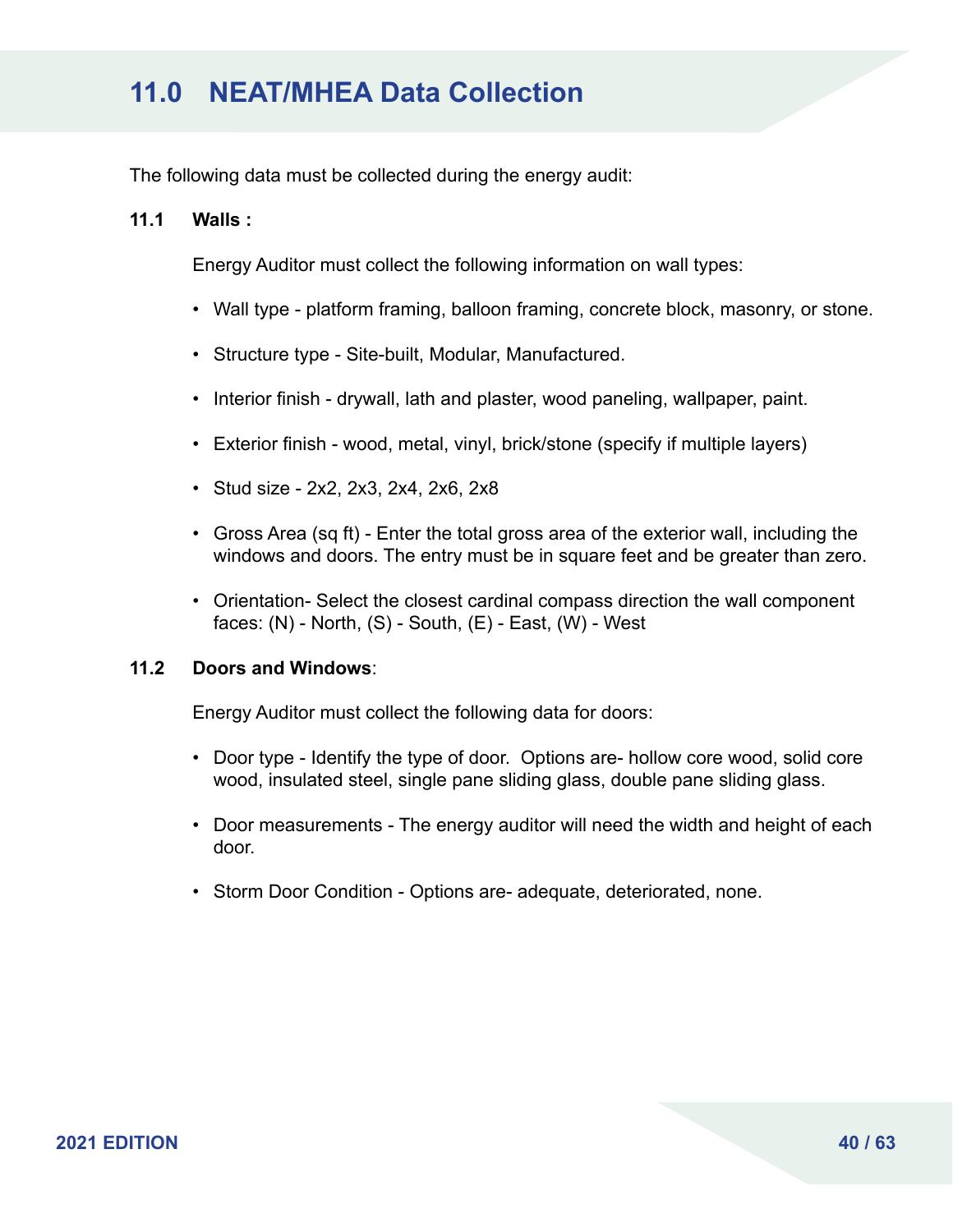# 11.0 NEAT/MHEA Data Collection

The following data must be collected during the energy audit:

## 11.1 Walls :

Energy Auditor must collect the following information on wall types:

- Wall type - platform framing, balloon framing, concrete block, masonry, or stone.
- Structure type - Site-built, Modular, Manufactured.
- Interior finish - drywall, lath and plaster, wood paneling, wallpaper, paint.
- Exterior finish - wood, metal, vinyl, brick/stone (specify if multiple layers)
- Stud size - 2x2, 2x3, 2x4, 2x6, 2x8
- Gross Area (sq ft) - Enter the total gross area of the exterior wall, including the windows and doors. The entry must be in square feet and be greater than zero.
- Orientation- Select the closest cardinal compass direction the wall component faces: (N) - North, (S) - South, (E) - East, (W) - West

## 11.2 Doors and Windows:

Energy Auditor must collect the following data for doors:

- Door type - Identify the type of door. Options are- hollow core wood, solid core wood, insulated steel, single pane sliding glass, double pane sliding glass.
- Door measurements - The energy auditor will need the width and height of each door.
- Storm Door Condition - Options are- adequate, deteriorated, none.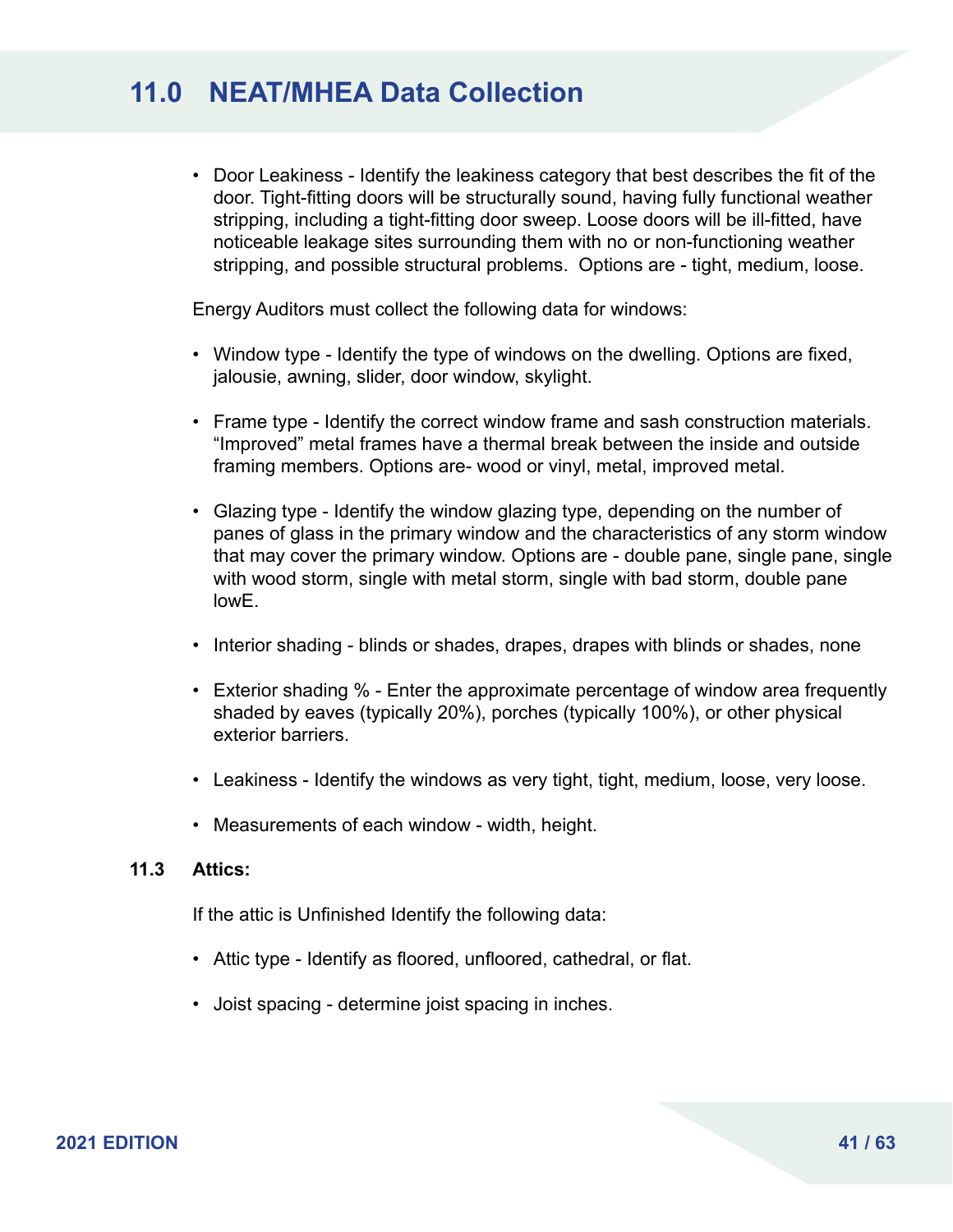# 11.0 NEAT/MHEA Data Collection

- Door Leakiness - Identify the leakiness category that best describes the fit of the door. Tight-fitting doors will be structurally sound, having fully functional weather stripping, including a tight-fitting door sweep. Loose doors will be ill-fitted, have noticeable leakage sites surrounding them with no or non-functioning weather stripping, and possible structural problems. Options are - tight, medium, loose.

Energy Auditors must collect the following data for windows:

- Window type - Identify the type of windows on the dwelling. Options are fixed, jalousie, awning, slider, door window, skylight.
- Frame type - Identify the correct window frame and sash construction materials. “Improved” metal frames have a thermal break between the inside and outside framing members. Options are- wood or vinyl, metal, improved metal.
- Glazing type - Identify the window glazing type, depending on the number of panes of glass in the primary window and the characteristics of any storm window that may cover the primary window. Options are - double pane, single pane, single with wood storm, single with metal storm, single with bad storm, double pane lowE.
- Interior shading - blinds or shades, drapes, drapes with blinds or shades, none
- Exterior shading % - Enter the approximate percentage of window area frequently shaded by eaves (typically 20%), porches (typically 100%), or other physical exterior barriers.
- Leakiness - Identify the windows as very tight, tight, medium, loose, very loose.
- Measurements of each window - width, height.

### 11.3 Attics:

If the attic is Unfinished Identify the following data:

- Attic type - Identify as floored, unfloored, cathedral, or flat.
- Joist spacing - determine joist spacing in inches.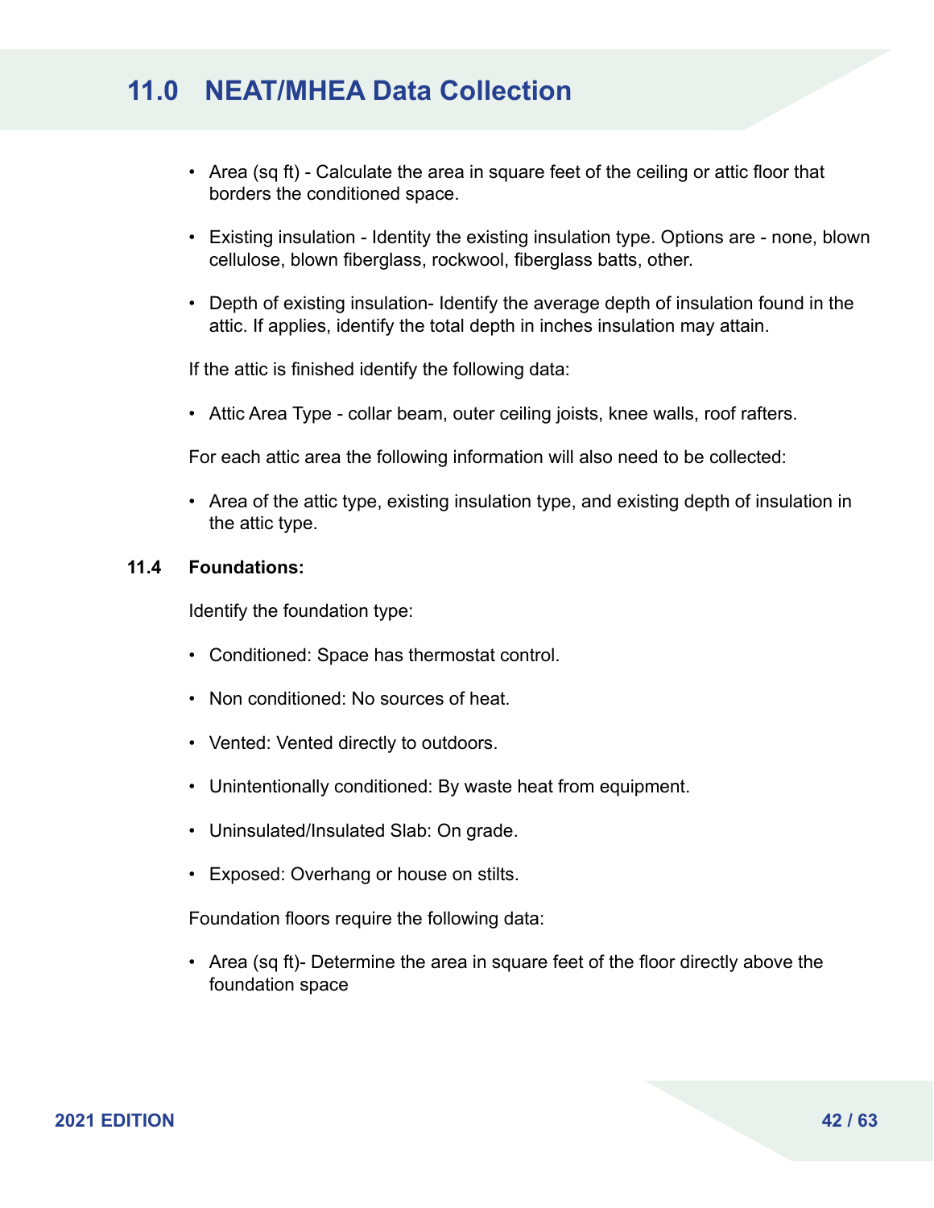- Area (sq ft) - Calculate the area in square feet of the ceiling or attic floor that borders the conditioned space.
- Existing insulation - Identity the existing insulation type. Options are - none, blown cellulose, blown fiberglass, rockwool, fiberglass batts, other.
- Depth of existing insulation- Identify the average depth of insulation found in the attic. If applies, identify the total depth in inches insulation may attain.

If the attic is finished identify the following data:

- Attic Area Type - collar beam, outer ceiling joists, knee walls, roof rafters.

For each attic area the following information will also need to be collected:

- Area of the attic type, existing insulation type, and existing depth of insulation in the attic type.

### 11.4 Foundations:

Identify the foundation type:

- Conditioned: Space has thermostat control.
- Non conditioned: No sources of heat.
- Vented: Vented directly to outdoors.
- Unintentionally conditioned: By waste heat from equipment.
- Uninsulated/Insulated Slab: On grade.
- Exposed: Overhang or house on stilts.

Foundation floors require the following data:

- Area (sq ft)- Determine the area in square feet of the floor directly above the foundation space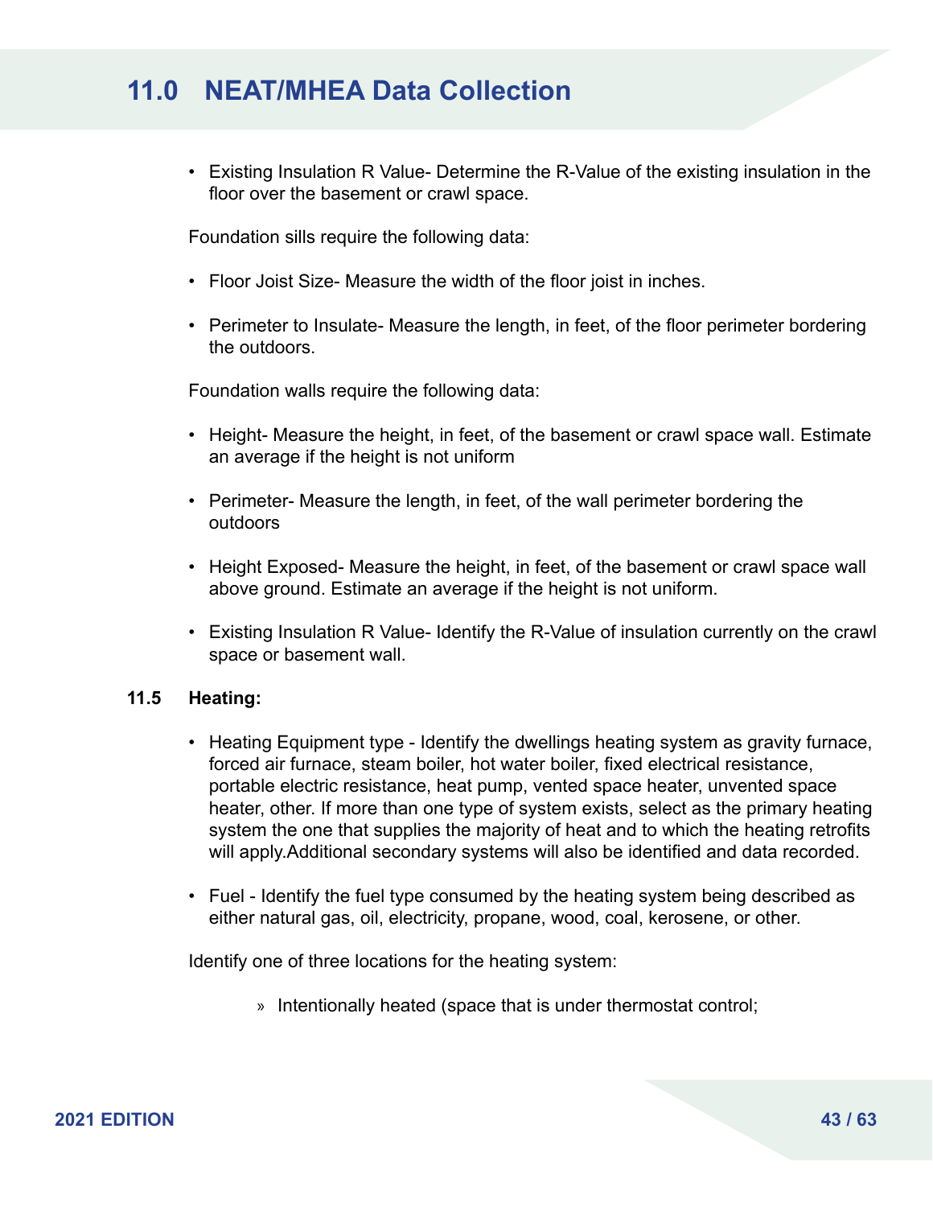- Existing Insulation R Value- Determine the R-Value of the existing insulation in the floor over the basement or crawl space.

Foundation sills require the following data:

- Floor Joist Size- Measure the width of the floor joist in inches.
- Perimeter to Insulate- Measure the length, in feet, of the floor perimeter bordering the outdoors.

Foundation walls require the following data:

- Height- Measure the height, in feet, of the basement or crawl space wall. Estimate an average if the height is not uniform
- Perimeter- Measure the length, in feet, of the wall perimeter bordering the outdoors
- Height Exposed- Measure the height, in feet, of the basement or crawl space wall above ground. Estimate an average if the height is not uniform.
- Existing Insulation R Value- Identify the R-Value of insulation currently on the crawl space or basement wall.

### 11.5 Heating:

- Heating Equipment type - Identify the dwellings heating system as gravity furnace, forced air furnace, steam boiler, hot water boiler, fixed electrical resistance, portable electric resistance, heat pump, vented space heater, unvented space heater, other. If more than one type of system exists, select as the primary heating system the one that supplies the majority of heat and to which the heating retrofits will apply.Additional secondary systems will also be identified and data recorded.
- Fuel - Identify the fuel type consumed by the heating system being described as either natural gas, oil, electricity, propane, wood, coal, kerosene, or other.

Identify one of three locations for the heating system:

- » Intentionally heated (space that is under thermostat control;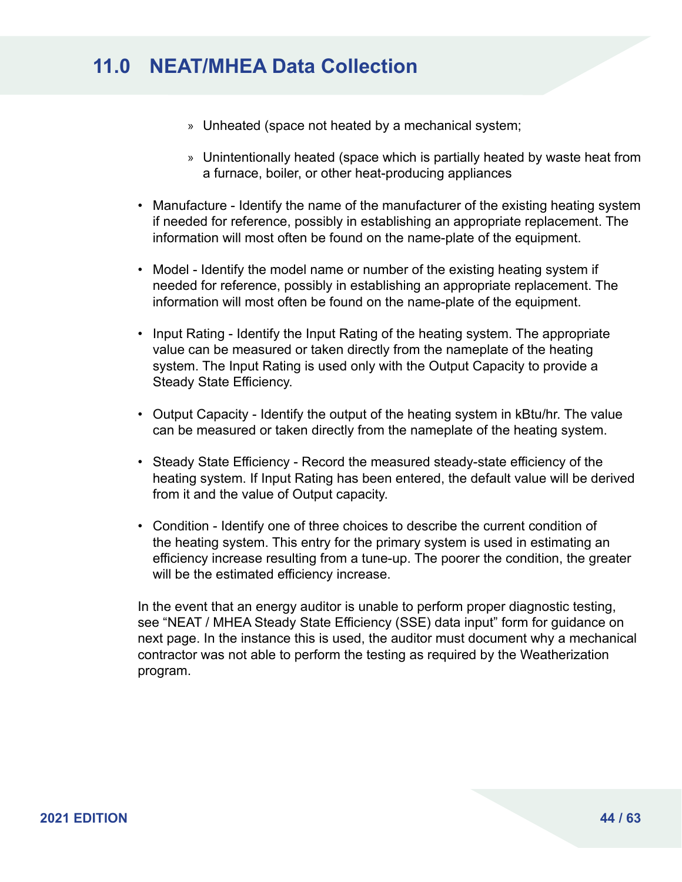# 11.0 NEAT/MHEA Data Collection

  - Unheated (space not heated by a mechanical system;
  - Unintentionally heated (space which is partially heated by waste heat from a furnace, boiler, or other heat-producing appliances

- Manufacture - Identify the name of the manufacturer of the existing heating system if needed for reference, possibly in establishing an appropriate replacement. The information will most often be found on the name-plate of the equipment.
- Model - Identify the model name or number of the existing heating system if needed for reference, possibly in establishing an appropriate replacement. The information will most often be found on the name-plate of the equipment.
- Input Rating - Identify the Input Rating of the heating system. The appropriate value can be measured or taken directly from the nameplate of the heating system. The Input Rating is used only with the Output Capacity to provide a Steady State Efficiency.
- Output Capacity - Identify the output of the heating system in kBtu/hr. The value can be measured or taken directly from the nameplate of the heating system.
- Steady State Efficiency - Record the measured steady-state efficiency of the heating system. If Input Rating has been entered, the default value will be derived from it and the value of Output capacity.
- Condition - Identify one of three choices to describe the current condition of the heating system. This entry for the primary system is used in estimating an efficiency increase resulting from a tune-up. The poorer the condition, the greater will be the estimated efficiency increase.

In the event that an energy auditor is unable to perform proper diagnostic testing, see "NEAT / MHEA Steady State Efficiency (SSE) data input" form for guidance on next page. In the instance this is used, the auditor must document why a mechanical contractor was not able to perform the testing as required by the Weatherization program.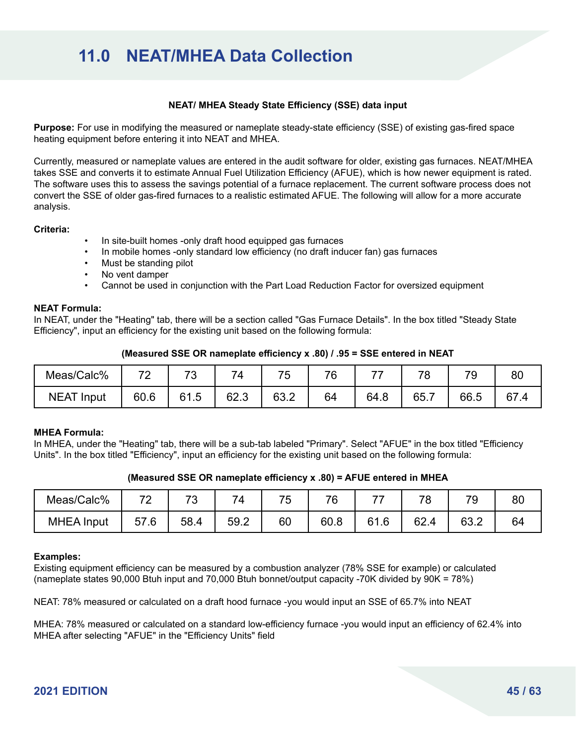# 11.0 NEAT/MHEA Data Collection

**NEAT/ MHEA Steady State Efficiency (SSE) data input**

**Purpose:** For use in modifying the measured or nameplate steady-state efficiency (SSE) of existing gas-fired space heating equipment before entering it into NEAT and MHEA.

Currently, measured or nameplate values are entered in the audit software for older, existing gas furnaces. NEAT/MHEA takes SSE and converts it to estimate Annual Fuel Utilization Efficiency (AFUE), which is how newer equipment is rated. The software uses this to assess the savings potential of a furnace replacement. The current software process does not convert the SSE of older gas-fired furnaces to a realistic estimated AFUE. The following will allow for a more accurate analysis.

**Criteria:**

- In site-built homes -only draft hood equipped gas furnaces
- In mobile homes -only standard low efficiency (no draft inducer fan) gas furnaces
- Must be standing pilot
- No vent damper
- Cannot be used in conjunction with the Part Load Reduction Factor for oversized equipment

**NEAT Formula:**
In NEAT, under the "Heating" tab, there will be a section called "Gas Furnace Details". In the box titled "Steady State Efficiency", input an efficiency for the existing unit based on the following formula:

**(Measured SSE OR nameplate efficiency x .80) / .95 = SSE entered in NEAT**

| Meas/Calc% | 72 | 73 | 74 | 75 | 76 | 77 | 78 | 79 | 80 |
|---|---|---|---|---|---|---|---|---|---|
| NEAT Input | 60.6 | 61.5 | 62.3 | 63.2 | 64 | 64.8 | 65.7 | 66.5 | 67.4 |

**MHEA Formula:**
In MHEA, under the "Heating" tab, there will be a sub-tab labeled "Primary". Select "AFUE" in the box titled "Efficiency Units". In the box titled "Efficiency", input an efficiency for the existing unit based on the following formula:

**(Measured SSE OR nameplate efficiency x .80) = AFUE entered in MHEA**

| Meas/Calc% | 72 | 73 | 74 | 75 | 76 | 77 | 78 | 79 | 80 |
|---|---|---|---|---|---|---|---|---|---|
| MHEA Input | 57.6 | 58.4 | 59.2 | 60 | 60.8 | 61.6 | 62.4 | 63.2 | 64 |

**Examples:**
Existing equipment efficiency can be measured by a combustion analyzer (78% SSE for example) or calculated (nameplate states 90,000 Btuh input and 70,000 Btuh bonnet/output capacity -70K divided by 90K = 78%)

NEAT: 78% measured or calculated on a draft hood furnace -you would input an SSE of 65.7% into NEAT

MHEA: 78% measured or calculated on a standard low-efficiency furnace -you would input an efficiency of 62.4% into MHEA after selecting "AFUE" in the "Efficiency Units" field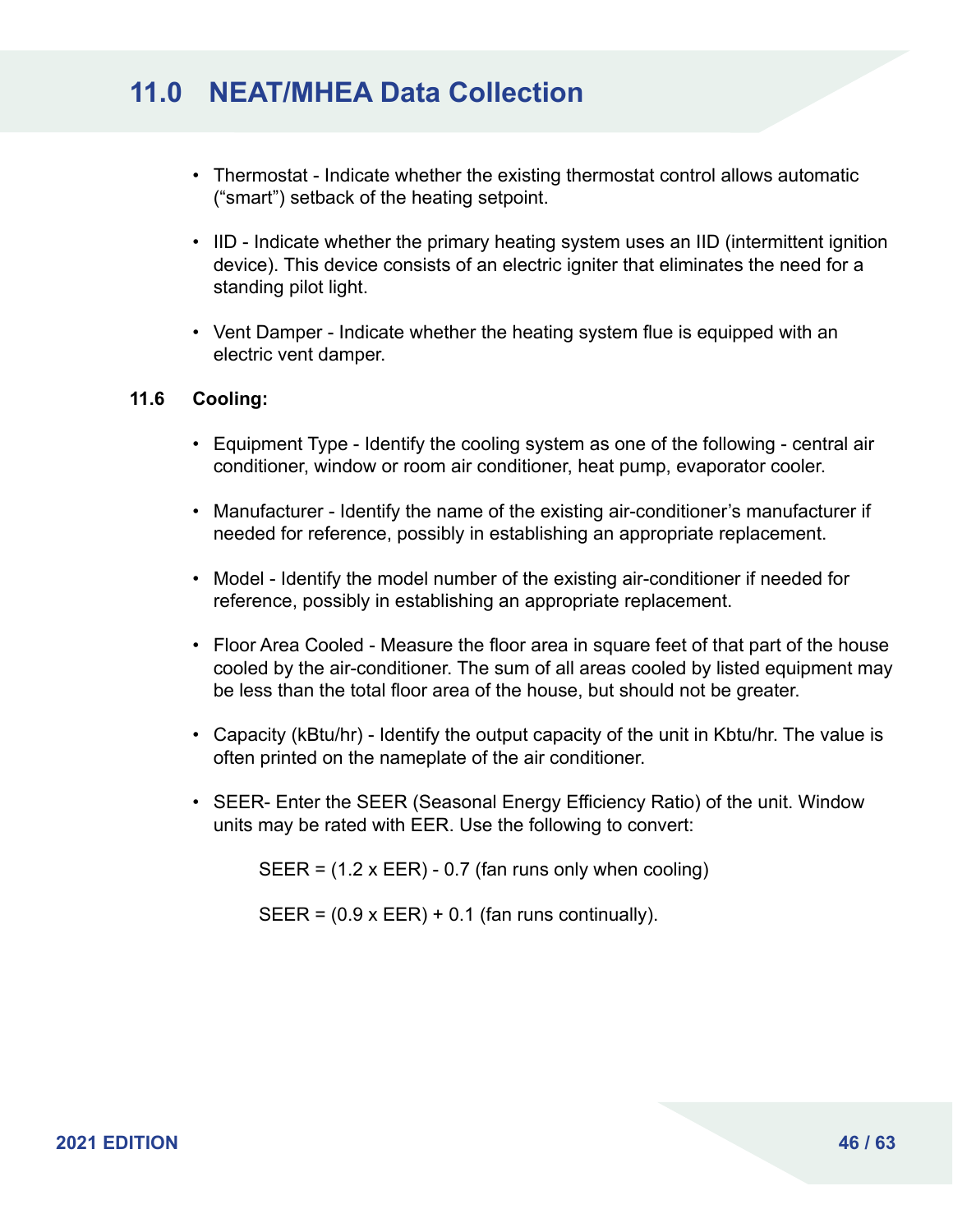# 11.0 NEAT/MHEA Data Collection

- Thermostat - Indicate whether the existing thermostat control allows automatic ("smart") setback of the heating setpoint.
- IID - Indicate whether the primary heating system uses an IID (intermittent ignition device). This device consists of an electric igniter that eliminates the need for a standing pilot light.
- Vent Damper - Indicate whether the heating system flue is equipped with an electric vent damper.

## 11.6 Cooling:

- Equipment Type - Identify the cooling system as one of the following - central air conditioner, window or room air conditioner, heat pump, evaporator cooler.
- Manufacturer - Identify the name of the existing air-conditioner's manufacturer if needed for reference, possibly in establishing an appropriate replacement.
- Model - Identify the model number of the existing air-conditioner if needed for reference, possibly in establishing an appropriate replacement.
- Floor Area Cooled - Measure the floor area in square feet of that part of the house cooled by the air-conditioner. The sum of all areas cooled by listed equipment may be less than the total floor area of the house, but should not be greater.
- Capacity (kBtu/hr) - Identify the output capacity of the unit in Kbtu/hr. The value is often printed on the nameplate of the air conditioner.
- SEER- Enter the SEER (Seasonal Energy Efficiency Ratio) of the unit. Window units may be rated with EER. Use the following to convert:

  SEER = (1.2 x EER) - 0.7 (fan runs only when cooling)

  SEER = (0.9 x EER) + 0.1 (fan runs continually).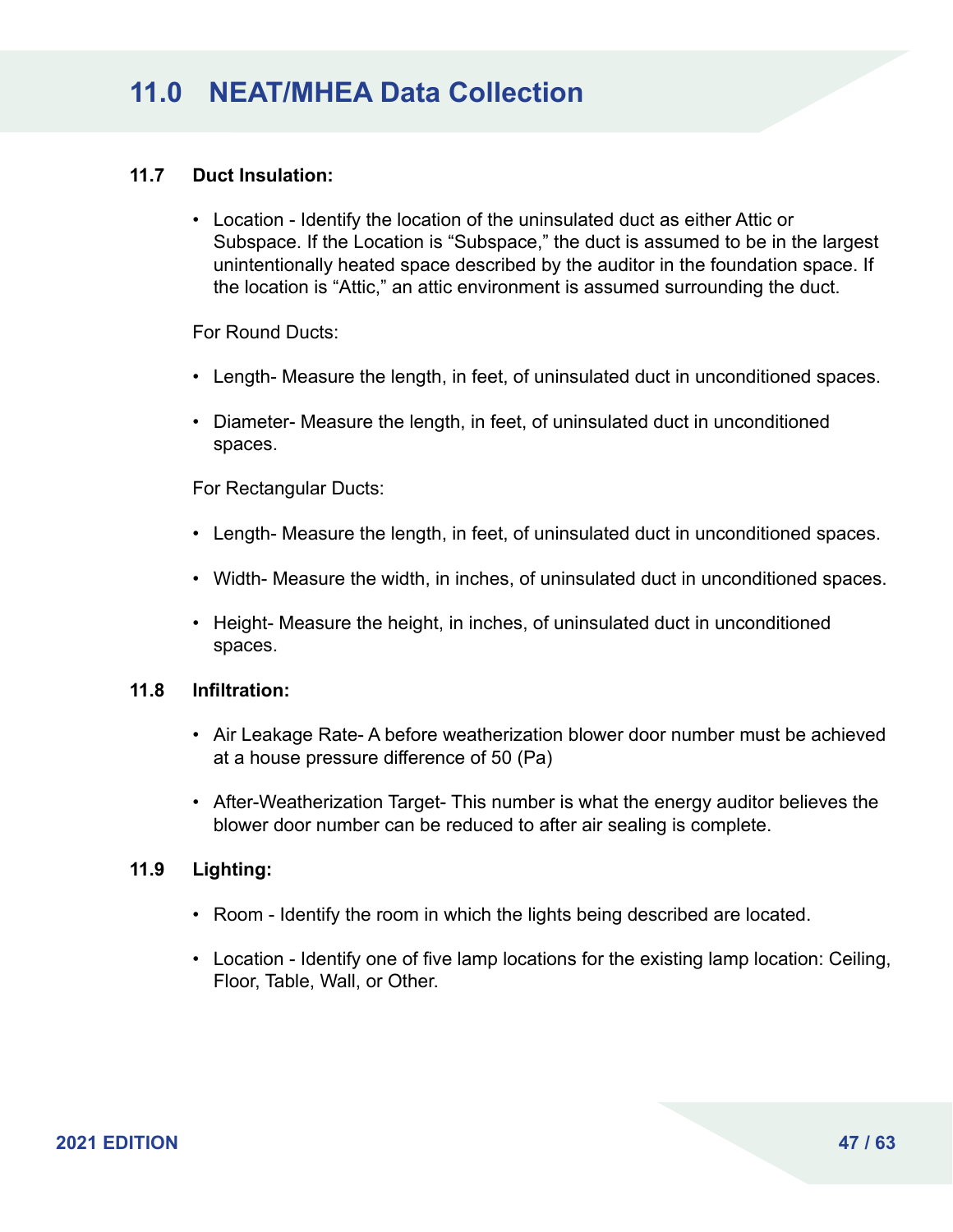## 11.0 NEAT/MHEA Data Collection

### 11.7 Duct Insulation:

- Location - Identify the location of the uninsulated duct as either Attic or Subspace. If the Location is “Subspace,” the duct is assumed to be in the largest unintentionally heated space described by the auditor in the foundation space. If the location is “Attic,” an attic environment is assumed surrounding the duct.

For Round Ducts:

- Length- Measure the length, in feet, of uninsulated duct in unconditioned spaces.
- Diameter- Measure the length, in feet, of uninsulated duct in unconditioned spaces.

For Rectangular Ducts:

- Length- Measure the length, in feet, of uninsulated duct in unconditioned spaces.
- Width- Measure the width, in inches, of uninsulated duct in unconditioned spaces.
- Height- Measure the height, in inches, of uninsulated duct in unconditioned spaces.

### 11.8 Infiltration:

- Air Leakage Rate- A before weatherization blower door number must be achieved at a house pressure difference of 50 (Pa)
- After-Weatherization Target- This number is what the energy auditor believes the blower door number can be reduced to after air sealing is complete.

### 11.9 Lighting:

- Room - Identify the room in which the lights being described are located.
- Location - Identify one of five lamp locations for the existing lamp location: Ceiling, Floor, Table, Wall, or Other.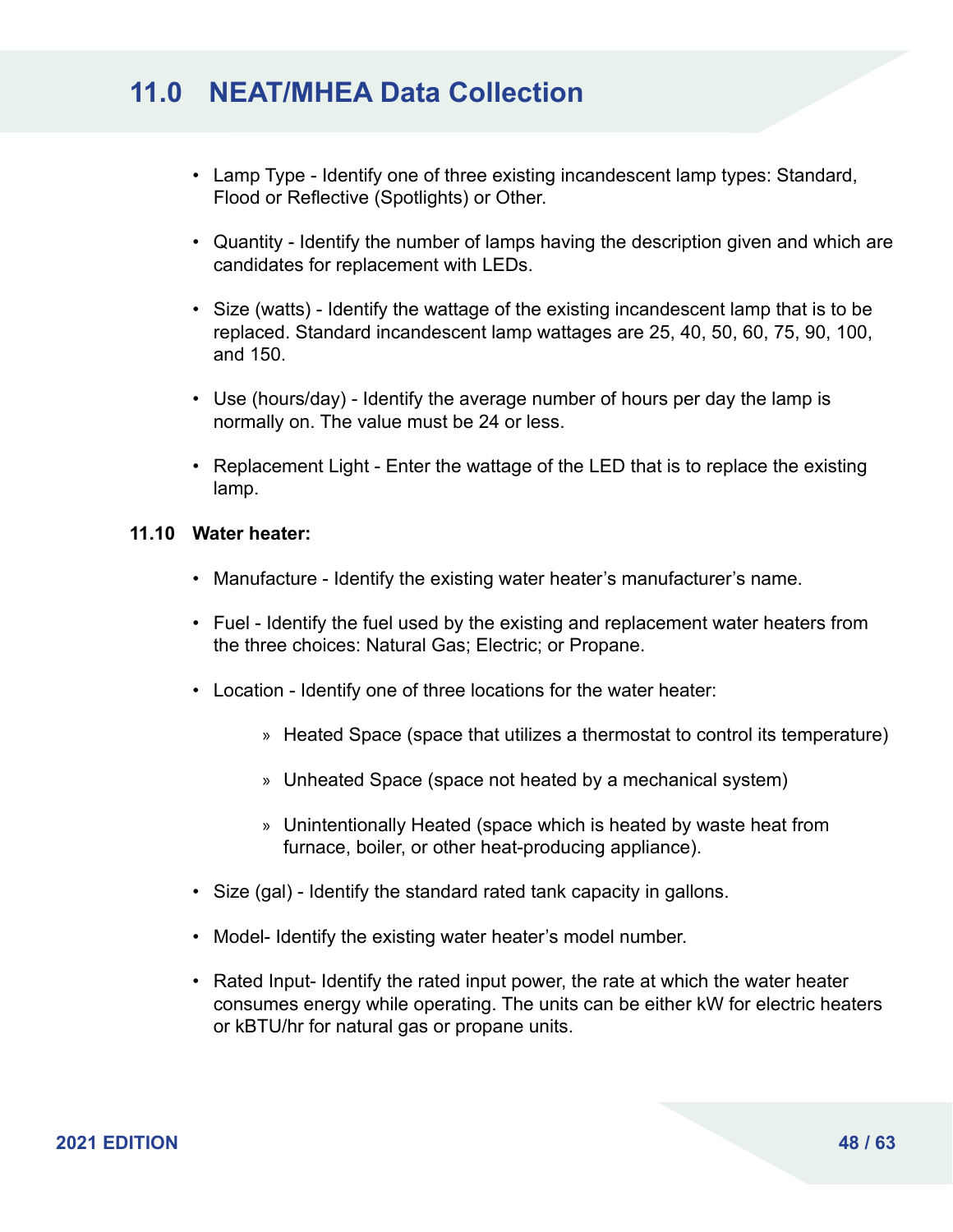# 11.0 NEAT/MHEA Data Collection

- Lamp Type - Identify one of three existing incandescent lamp types: Standard, Flood or Reflective (Spotlights) or Other.
- Quantity - Identify the number of lamps having the description given and which are candidates for replacement with LEDs.
- Size (watts) - Identify the wattage of the existing incandescent lamp that is to be replaced. Standard incandescent lamp wattages are 25, 40, 50, 60, 75, 90, 100, and 150.
- Use (hours/day) - Identify the average number of hours per day the lamp is normally on. The value must be 24 or less.
- Replacement Light - Enter the wattage of the LED that is to replace the existing lamp.

### 11.10 Water heater:

- Manufacture - Identify the existing water heater's manufacturer's name.
- Fuel - Identify the fuel used by the existing and replacement water heaters from the three choices: Natural Gas; Electric; or Propane.
- Location - Identify one of three locations for the water heater:
  - Heated Space (space that utilizes a thermostat to control its temperature)
  - Unheated Space (space not heated by a mechanical system)
  - Unintentionally Heated (space which is heated by waste heat from furnace, boiler, or other heat-producing appliance).
- Size (gal) - Identify the standard rated tank capacity in gallons.
- Model- Identify the existing water heater's model number.
- Rated Input- Identify the rated input power, the rate at which the water heater consumes energy while operating. The units can be either kW for electric heaters or kBTU/hr for natural gas or propane units.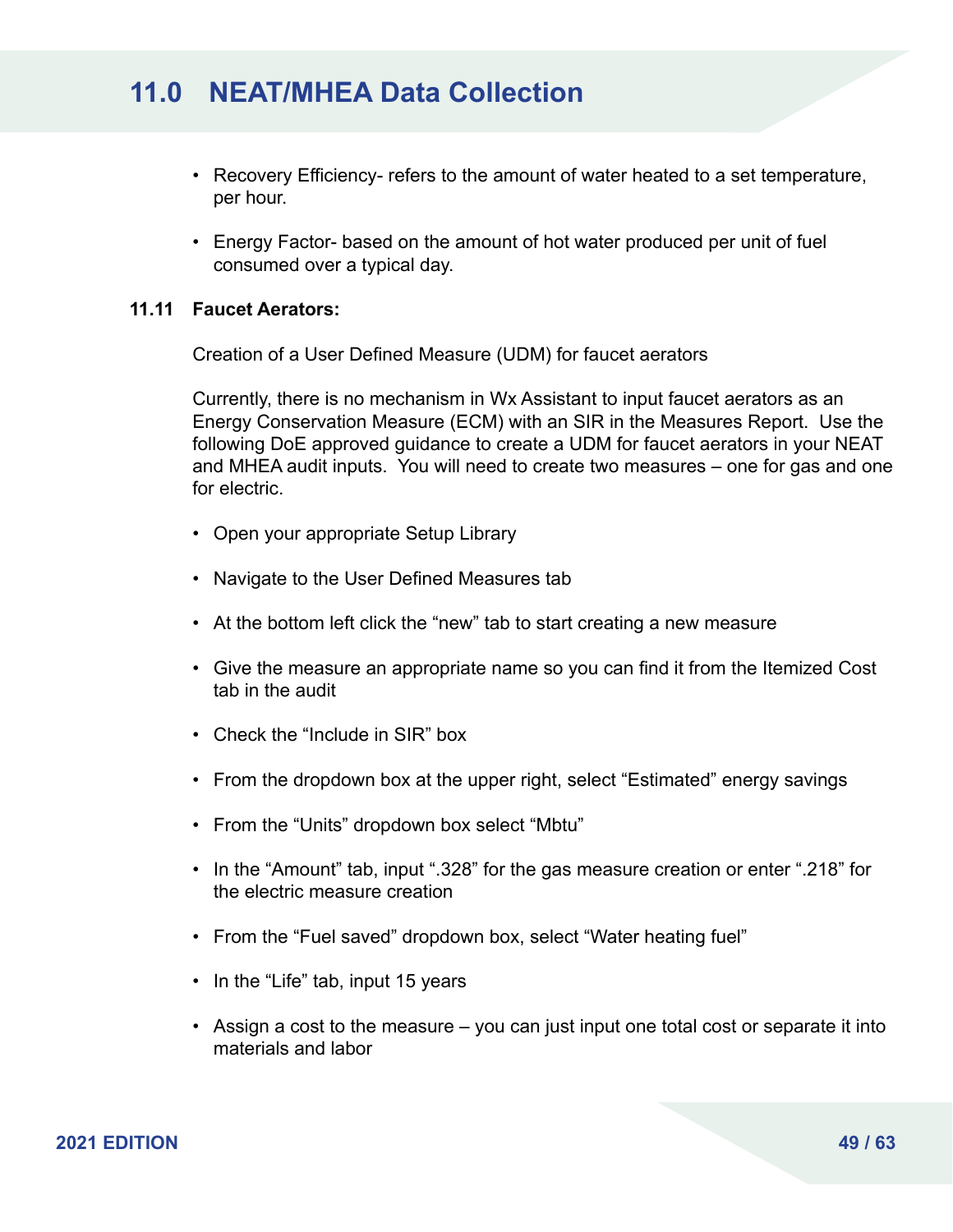## 11.0 NEAT/MHEA Data Collection

- Recovery Efficiency- refers to the amount of water heated to a set temperature, per hour.
- Energy Factor- based on the amount of hot water produced per unit of fuel consumed over a typical day.

### 11.11 Faucet Aerators:

Creation of a User Defined Measure (UDM) for faucet aerators

Currently, there is no mechanism in Wx Assistant to input faucet aerators as an Energy Conservation Measure (ECM) with an SIR in the Measures Report. Use the following DoE approved guidance to create a UDM for faucet aerators in your NEAT and MHEA audit inputs. You will need to create two measures – one for gas and one for electric.

- Open your appropriate Setup Library
- Navigate to the User Defined Measures tab
- At the bottom left click the “new” tab to start creating a new measure
- Give the measure an appropriate name so you can find it from the Itemized Cost tab in the audit
- Check the “Include in SIR” box
- From the dropdown box at the upper right, select “Estimated” energy savings
- From the “Units” dropdown box select “Mbtu”
- In the “Amount” tab, input “.328” for the gas measure creation or enter “.218” for the electric measure creation
- From the “Fuel saved” dropdown box, select “Water heating fuel”
- In the “Life” tab, input 15 years
- Assign a cost to the measure – you can just input one total cost or separate it into materials and labor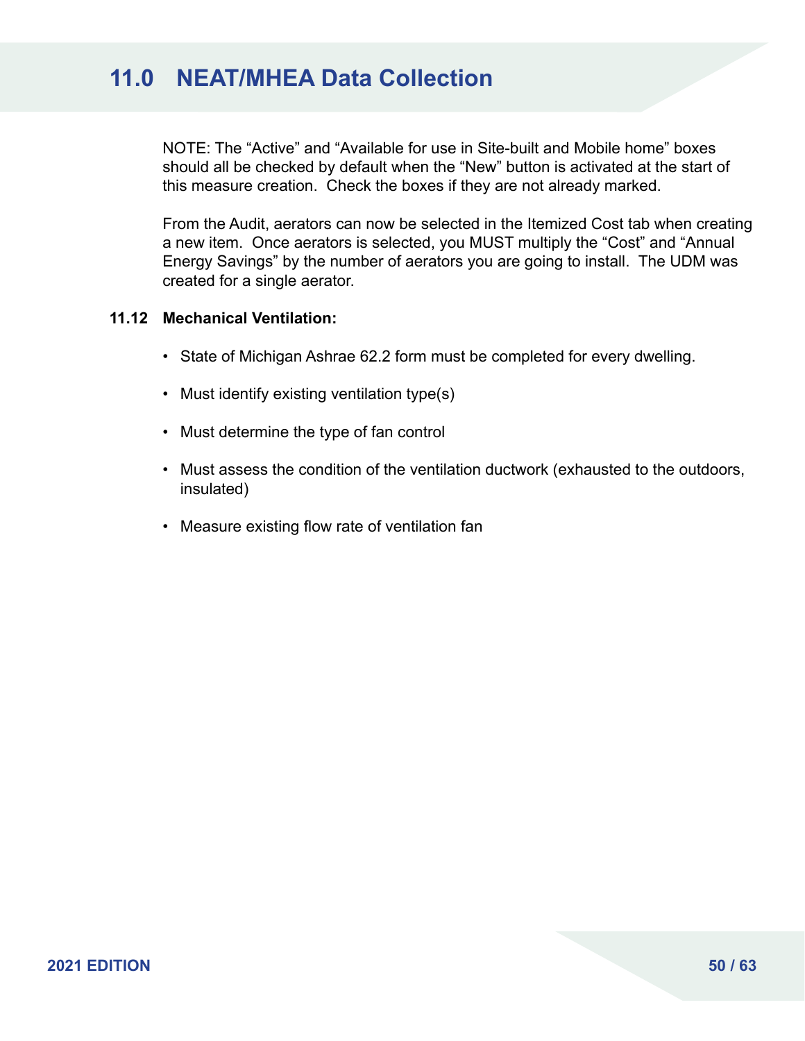# 11.0 NEAT/MHEA Data Collection

NOTE: The “Active” and “Available for use in Site-built and Mobile home” boxes should all be checked by default when the “New” button is activated at the start of this measure creation. Check the boxes if they are not already marked.

From the Audit, aerators can now be selected in the Itemized Cost tab when creating a new item. Once aerators is selected, you MUST multiply the “Cost” and “Annual Energy Savings” by the number of aerators you are going to install. The UDM was created for a single aerator.

### 11.12 Mechanical Ventilation:

- State of Michigan Ashrae 62.2 form must be completed for every dwelling.
- Must identify existing ventilation type(s)
- Must determine the type of fan control
- Must assess the condition of the ventilation ductwork (exhausted to the outdoors, insulated)
- Measure existing flow rate of ventilation fan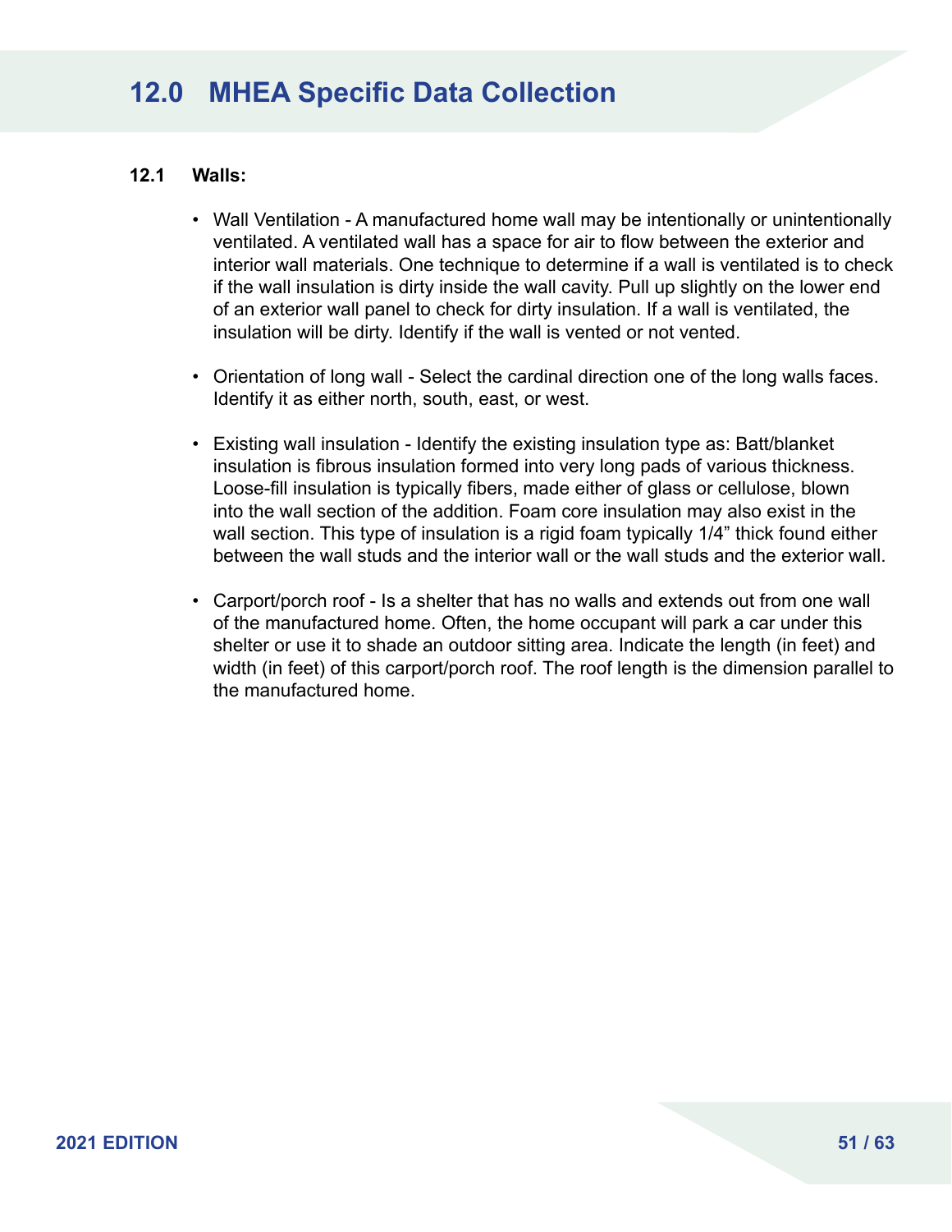# 12.0 MHEA Specific Data Collection

### 12.1 Walls:

- Wall Ventilation - A manufactured home wall may be intentionally or unintentionally ventilated. A ventilated wall has a space for air to flow between the exterior and interior wall materials. One technique to determine if a wall is ventilated is to check if the wall insulation is dirty inside the wall cavity. Pull up slightly on the lower end of an exterior wall panel to check for dirty insulation. If a wall is ventilated, the insulation will be dirty. Identify if the wall is vented or not vented.

- Orientation of long wall - Select the cardinal direction one of the long walls faces. Identify it as either north, south, east, or west.

- Existing wall insulation - Identify the existing insulation type as: Batt/blanket insulation is fibrous insulation formed into very long pads of various thickness. Loose-fill insulation is typically fibers, made either of glass or cellulose, blown into the wall section of the addition. Foam core insulation may also exist in the wall section. This type of insulation is a rigid foam typically 1/4" thick found either between the wall studs and the interior wall or the wall studs and the exterior wall.

- Carport/porch roof - Is a shelter that has no walls and extends out from one wall of the manufactured home. Often, the home occupant will park a car under this shelter or use it to shade an outdoor sitting area. Indicate the length (in feet) and width (in feet) of this carport/porch roof. The roof length is the dimension parallel to the manufactured home.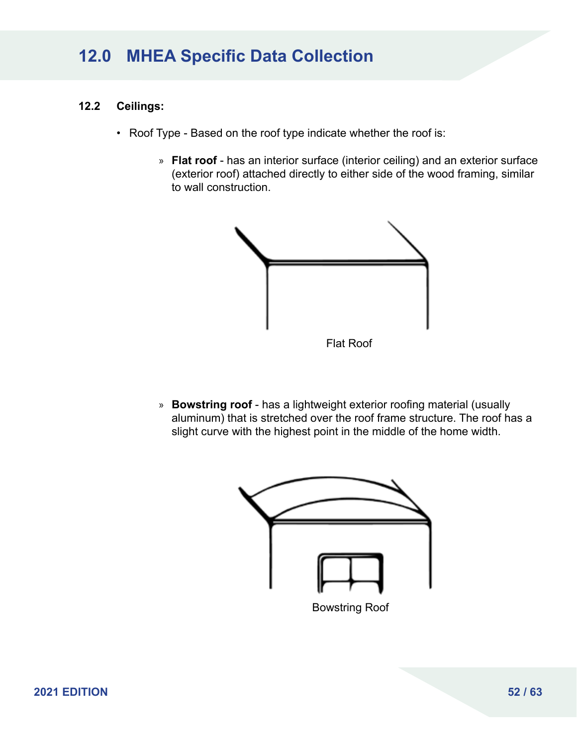# 12.0 MHEA Specific Data Collection

### 12.2 Ceilings:

- Roof Type - Based on the roof type indicate whether the roof is:
  - **Flat roof** - has an interior surface (interior ceiling) and an exterior surface (exterior roof) attached directly to either side of the wood framing, similar to wall construction.

Flat Roof

  - **Bowstring roof** - has a lightweight exterior roofing material (usually aluminum) that is stretched over the roof frame structure. The roof has a slight curve with the highest point in the middle of the home width.

Bowstring Roof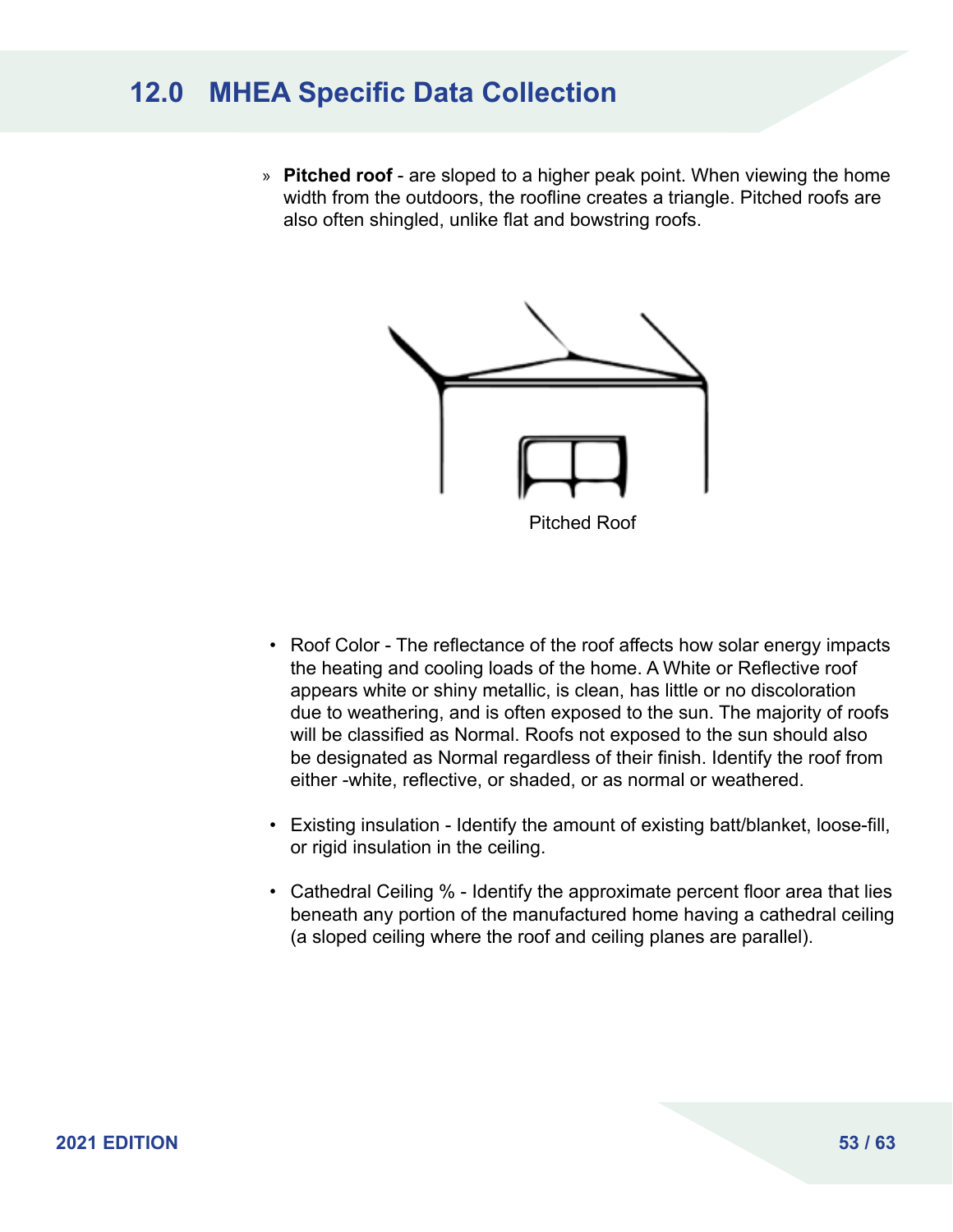## 12.0 MHEA Specific Data Collection

- **Pitched roof** - are sloped to a higher peak point. When viewing the home width from the outdoors, the roofline creates a triangle. Pitched roofs are also often shingled, unlike flat and bowstring roofs.

Pitched Roof

- Roof Color - The reflectance of the roof affects how solar energy impacts the heating and cooling loads of the home. A White or Reflective roof appears white or shiny metallic, is clean, has little or no discoloration due to weathering, and is often exposed to the sun. The majority of roofs will be classified as Normal. Roofs not exposed to the sun should also be designated as Normal regardless of their finish. Identify the roof from either -white, reflective, or shaded, or as normal or weathered.
- Existing insulation - Identify the amount of existing batt/blanket, loose-fill, or rigid insulation in the ceiling.
- Cathedral Ceiling % - Identify the approximate percent floor area that lies beneath any portion of the manufactured home having a cathedral ceiling (a sloped ceiling where the roof and ceiling planes are parallel).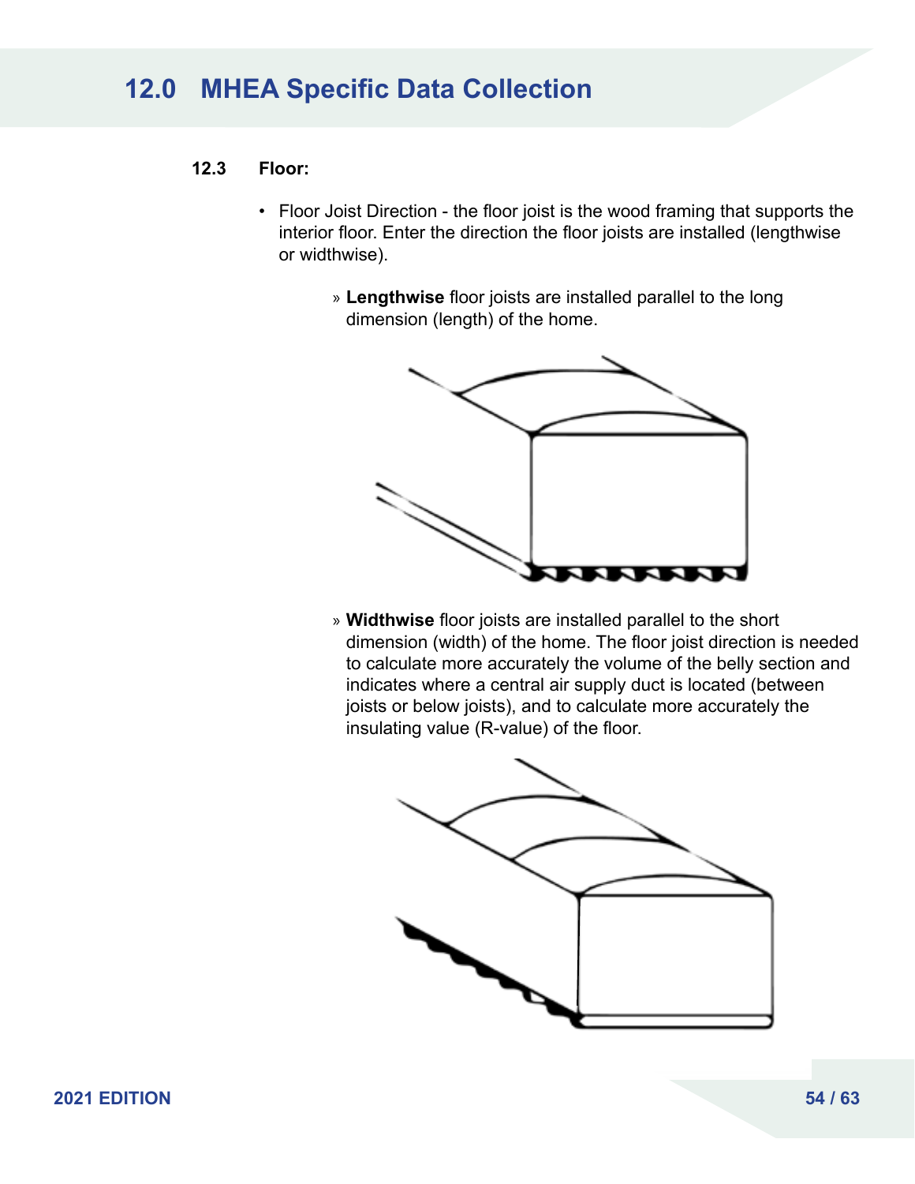# 12.0 MHEA Specific Data Collection

### 12.3 Floor:

- Floor Joist Direction - the floor joist is the wood framing that supports the interior floor. Enter the direction the floor joists are installed (lengthwise or widthwise).

  » **Lengthwise** floor joists are installed parallel to the long dimension (length) of the home.

  » **Widthwise** floor joists are installed parallel to the short dimension (width) of the home. The floor joist direction is needed to calculate more accurately the volume of the belly section and indicates where a central air supply duct is located (between joists or below joists), and to calculate more accurately the insulating value (R-value) of the floor.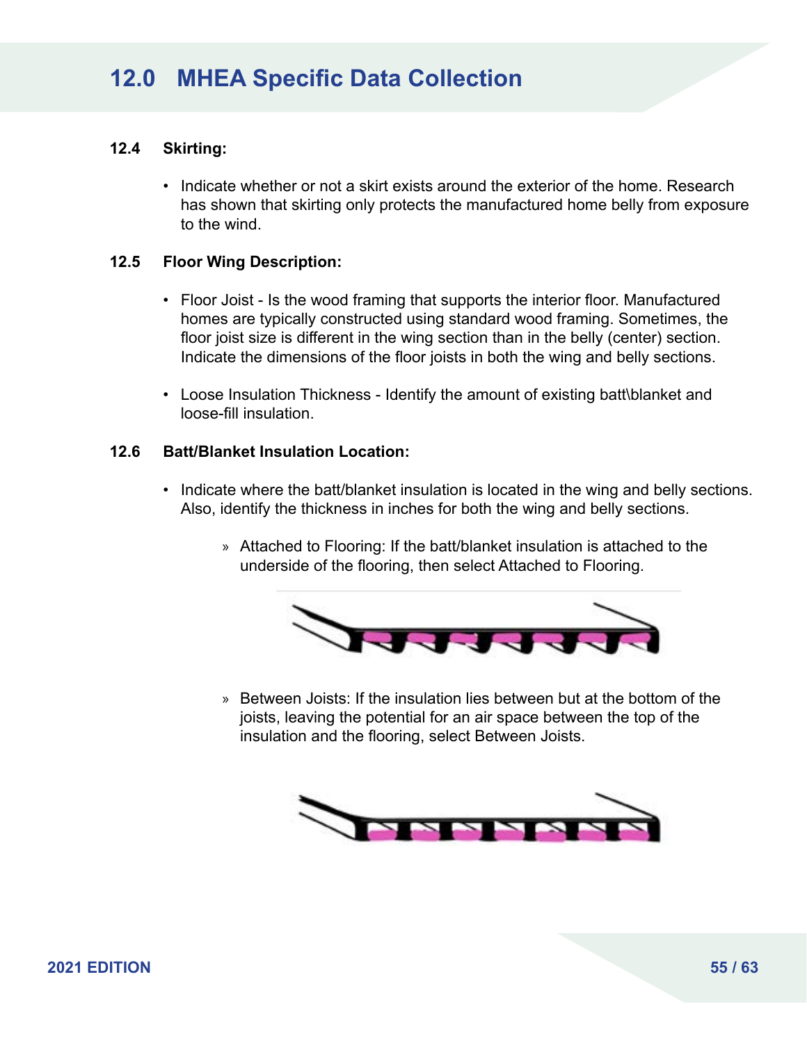# 12.0 MHEA Specific Data Collection

**12.4 Skirting:**

- Indicate whether or not a skirt exists around the exterior of the home. Research has shown that skirting only protects the manufactured home belly from exposure to the wind.

**12.5 Floor Wing Description:**

- Floor Joist - Is the wood framing that supports the interior floor. Manufactured homes are typically constructed using standard wood framing. Sometimes, the floor joist size is different in the wing section than in the belly (center) section. Indicate the dimensions of the floor joists in both the wing and belly sections.

- Loose Insulation Thickness - Identify the amount of existing batt\blanket and loose-fill insulation.

**12.6 Batt/Blanket Insulation Location:**

- Indicate where the batt/blanket insulation is located in the wing and belly sections. Also, identify the thickness in inches for both the wing and belly sections.

  » Attached to Flooring: If the batt/blanket insulation is attached to the underside of the flooring, then select Attached to Flooring.

  » Between Joists: If the insulation lies between but at the bottom of the joists, leaving the potential for an air space between the top of the insulation and the flooring, select Between Joists.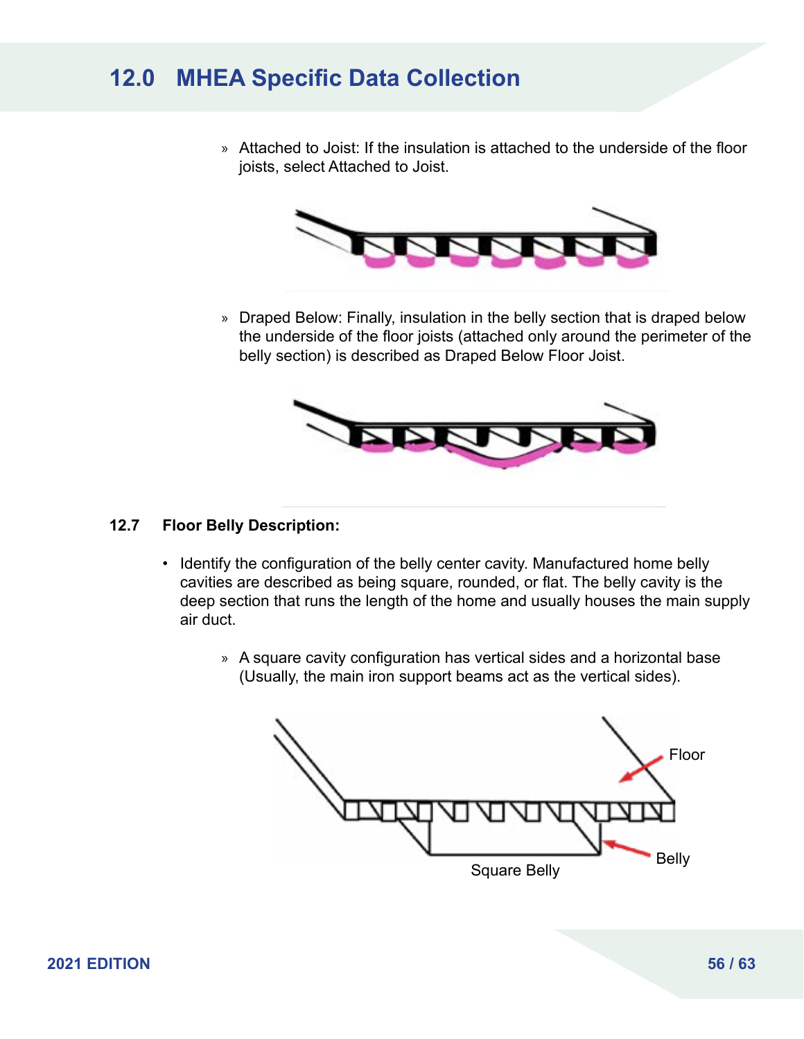» Attached to Joist: If the insulation is attached to the underside of the floor joists, select Attached to Joist.

» Draped Below: Finally, insulation in the belly section that is draped below the underside of the floor joists (attached only around the perimeter of the belly section) is described as Draped Below Floor Joist.

### 12.7 Floor Belly Description:

- Identify the configuration of the belly center cavity. Manufactured home belly cavities are described as being square, rounded, or flat. The belly cavity is the deep section that runs the length of the home and usually houses the main supply air duct.

  » A square cavity configuration has vertical sides and a horizontal base (Usually, the main iron support beams act as the vertical sides).

Floor

Belly

Square Belly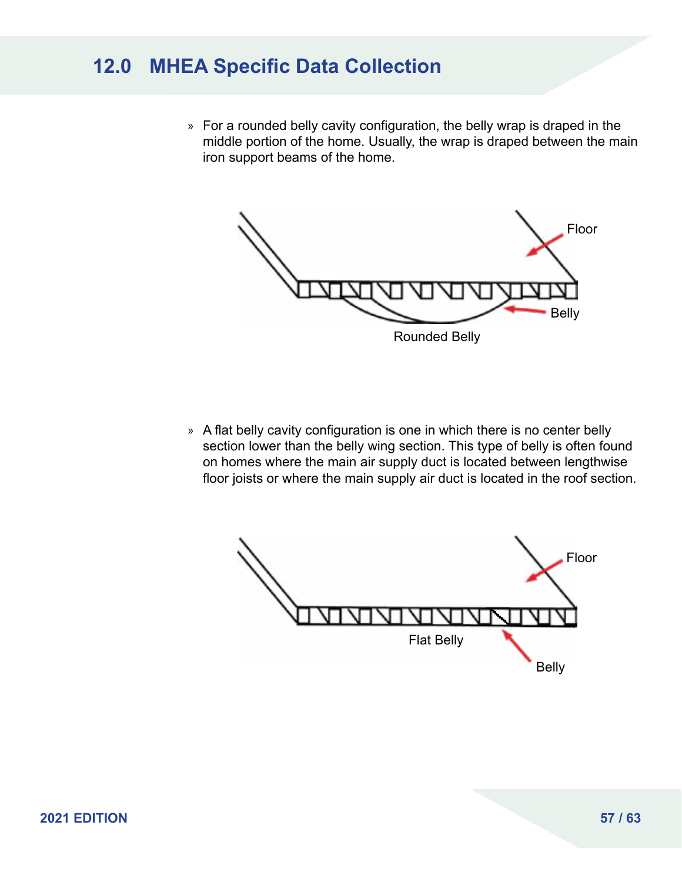# 12.0 MHEA Specific Data Collection

- For a rounded belly cavity configuration, the belly wrap is draped in the middle portion of the home. Usually, the wrap is draped between the main iron support beams of the home.

Floor

Belly

Rounded Belly

- A flat belly cavity configuration is one in which there is no center belly section lower than the belly wing section. This type of belly is often found on homes where the main air supply duct is located between lengthwise floor joists or where the main supply air duct is located in the roof section.

Floor

Flat Belly

Belly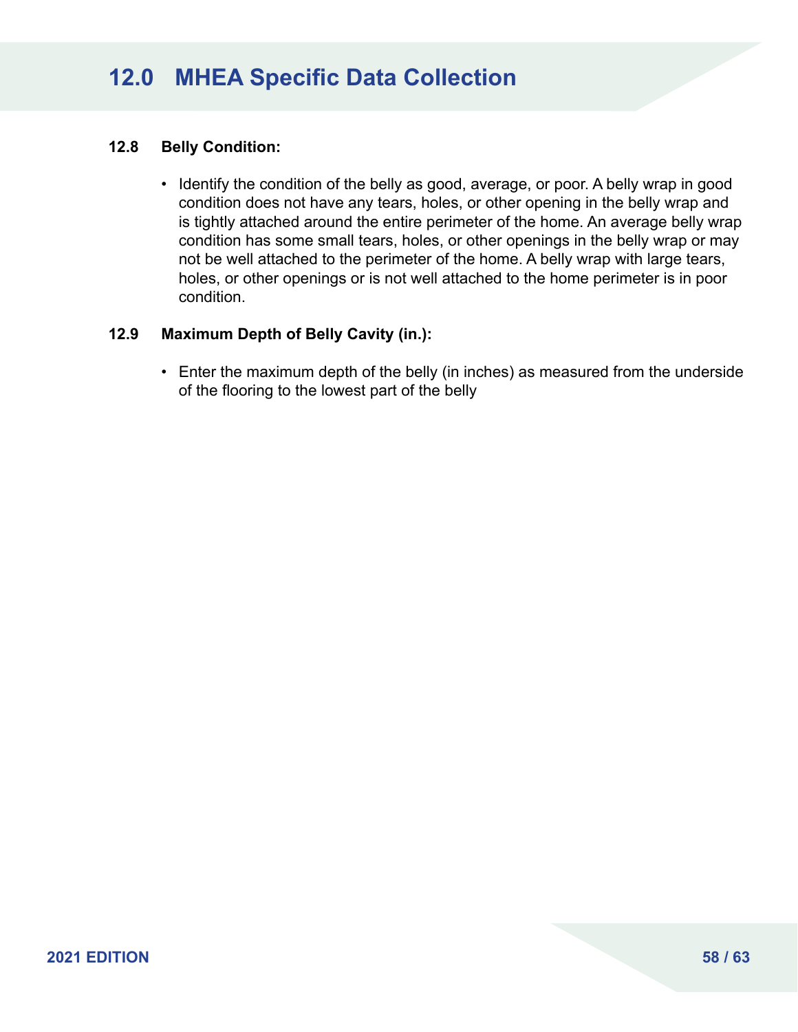# 12.0 MHEA Specific Data Collection

### 12.8 Belly Condition:

- Identify the condition of the belly as good, average, or poor. A belly wrap in good condition does not have any tears, holes, or other opening in the belly wrap and is tightly attached around the entire perimeter of the home. An average belly wrap condition has some small tears, holes, or other openings in the belly wrap or may not be well attached to the perimeter of the home. A belly wrap with large tears, holes, or other openings or is not well attached to the home perimeter is in poor condition.

### 12.9 Maximum Depth of Belly Cavity (in.):

- Enter the maximum depth of the belly (in inches) as measured from the underside of the flooring to the lowest part of the belly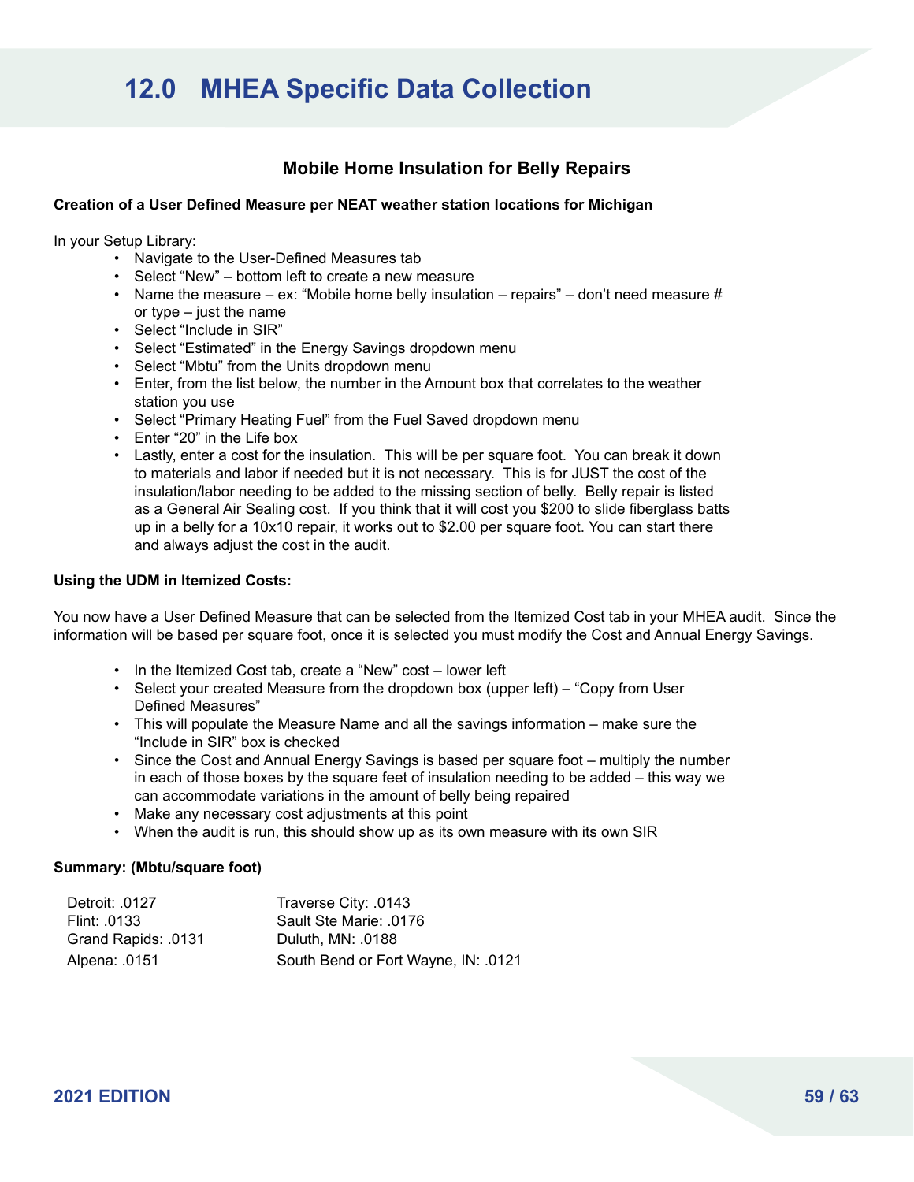# 12.0 MHEA Specific Data Collection

## Mobile Home Insulation for Belly Repairs

**Creation of a User Defined Measure per NEAT weather station locations for Michigan**

In your Setup Library:

- Navigate to the User-Defined Measures tab
- Select "New" – bottom left to create a new measure
- Name the measure – ex: "Mobile home belly insulation – repairs" – don't need measure # or type – just the name
- Select "Include in SIR"
- Select "Estimated" in the Energy Savings dropdown menu
- Select "Mbtu" from the Units dropdown menu
- Enter, from the list below, the number in the Amount box that correlates to the weather station you use
- Select "Primary Heating Fuel" from the Fuel Saved dropdown menu
- Enter "20" in the Life box
- Lastly, enter a cost for the insulation. This will be per square foot. You can break it down to materials and labor if needed but it is not necessary. This is for JUST the cost of the insulation/labor needing to be added to the missing section of belly. Belly repair is listed as a General Air Sealing cost. If you think that it will cost you $200 to slide fiberglass batts up in a belly for a 10x10 repair, it works out to $2.00 per square foot. You can start there and always adjust the cost in the audit.

**Using the UDM in Itemized Costs:**

You now have a User Defined Measure that can be selected from the Itemized Cost tab in your MHEA audit. Since the information will be based per square foot, once it is selected you must modify the Cost and Annual Energy Savings.

- In the Itemized Cost tab, create a "New" cost – lower left
- Select your created Measure from the dropdown box (upper left) – "Copy from User Defined Measures"
- This will populate the Measure Name and all the savings information – make sure the "Include in SIR" box is checked
- Since the Cost and Annual Energy Savings is based per square foot – multiply the number in each of those boxes by the square feet of insulation needing to be added – this way we can accommodate variations in the amount of belly being repaired
- Make any necessary cost adjustments at this point
- When the audit is run, this should show up as its own measure with its own SIR

**Summary: (Mbtu/square foot)**

Detroit: .0127
Flint: .0133
Grand Rapids: .0131
Alpena: .0151
Traverse City: .0143
Sault Ste Marie: .0176
Duluth, MN: .0188
South Bend or Fort Wayne, IN: .0121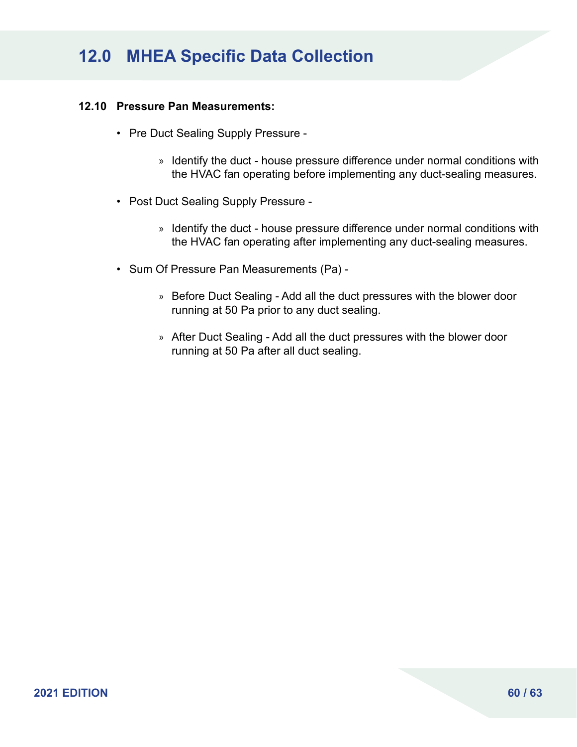# 12.0 MHEA Specific Data Collection

**12.10 Pressure Pan Measurements:**

- Pre Duct Sealing Supply Pressure -
  - Identify the duct - house pressure difference under normal conditions with the HVAC fan operating before implementing any duct-sealing measures.
- Post Duct Sealing Supply Pressure -
  - Identify the duct - house pressure difference under normal conditions with the HVAC fan operating after implementing any duct-sealing measures.
- Sum Of Pressure Pan Measurements (Pa) -
  - Before Duct Sealing - Add all the duct pressures with the blower door running at 50 Pa prior to any duct sealing.
  - After Duct Sealing - Add all the duct pressures with the blower door running at 50 Pa after all duct sealing.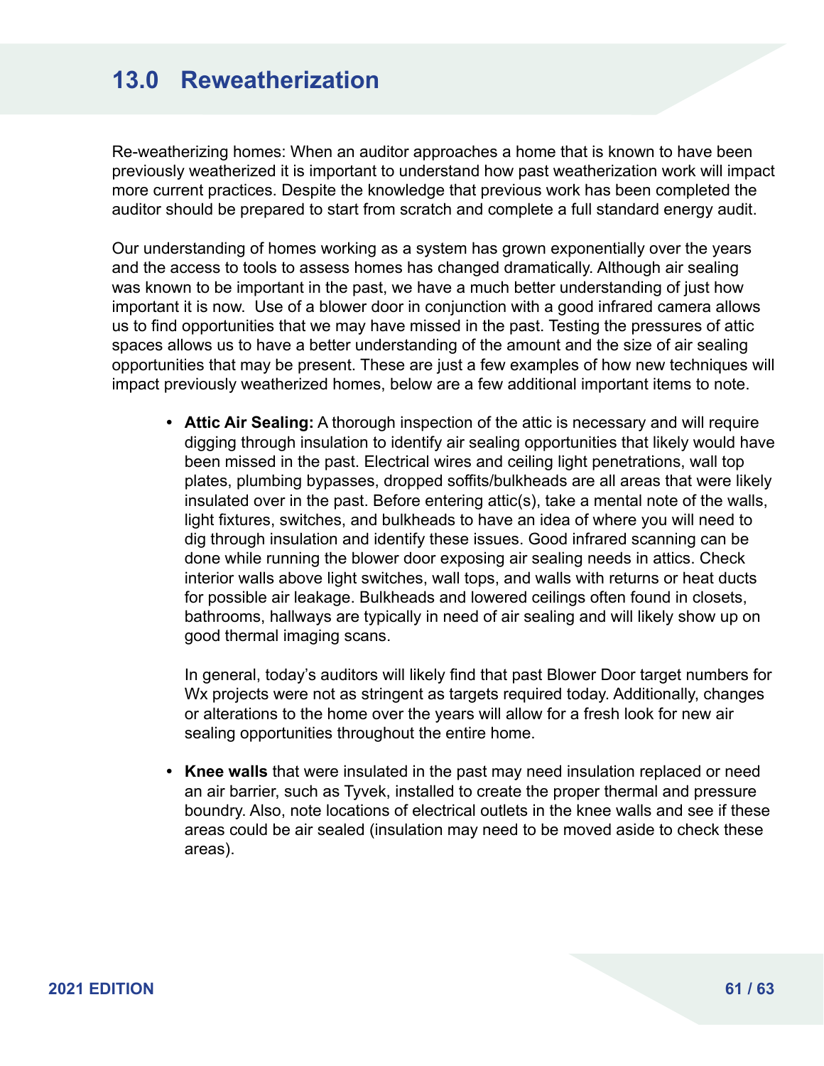# 13.0 Reweatherization

Re-weatherizing homes: When an auditor approaches a home that is known to have been previously weatherized it is important to understand how past weatherization work will impact more current practices. Despite the knowledge that previous work has been completed the auditor should be prepared to start from scratch and complete a full standard energy audit.

Our understanding of homes working as a system has grown exponentially over the years and the access to tools to assess homes has changed dramatically. Although air sealing was known to be important in the past, we have a much better understanding of just how important it is now. Use of a blower door in conjunction with a good infrared camera allows us to find opportunities that we may have missed in the past. Testing the pressures of attic spaces allows us to have a better understanding of the amount and the size of air sealing opportunities that may be present. These are just a few examples of how new techniques will impact previously weatherized homes, below are a few additional important items to note.

- **Attic Air Sealing:** A thorough inspection of the attic is necessary and will require digging through insulation to identify air sealing opportunities that likely would have been missed in the past. Electrical wires and ceiling light penetrations, wall top plates, plumbing bypasses, dropped soffits/bulkheads are all areas that were likely insulated over in the past. Before entering attic(s), take a mental note of the walls, light fixtures, switches, and bulkheads to have an idea of where you will need to dig through insulation and identify these issues. Good infrared scanning can be done while running the blower door exposing air sealing needs in attics. Check interior walls above light switches, wall tops, and walls with returns or heat ducts for possible air leakage. Bulkheads and lowered ceilings often found in closets, bathrooms, hallways are typically in need of air sealing and will likely show up on good thermal imaging scans.

  In general, today's auditors will likely find that past Blower Door target numbers for Wx projects were not as stringent as targets required today. Additionally, changes or alterations to the home over the years will allow for a fresh look for new air sealing opportunities throughout the entire home.

- **Knee walls** that were insulated in the past may need insulation replaced or need an air barrier, such as Tyvek, installed to create the proper thermal and pressure boundry. Also, note locations of electrical outlets in the knee walls and see if these areas could be air sealed (insulation may need to be moved aside to check these areas).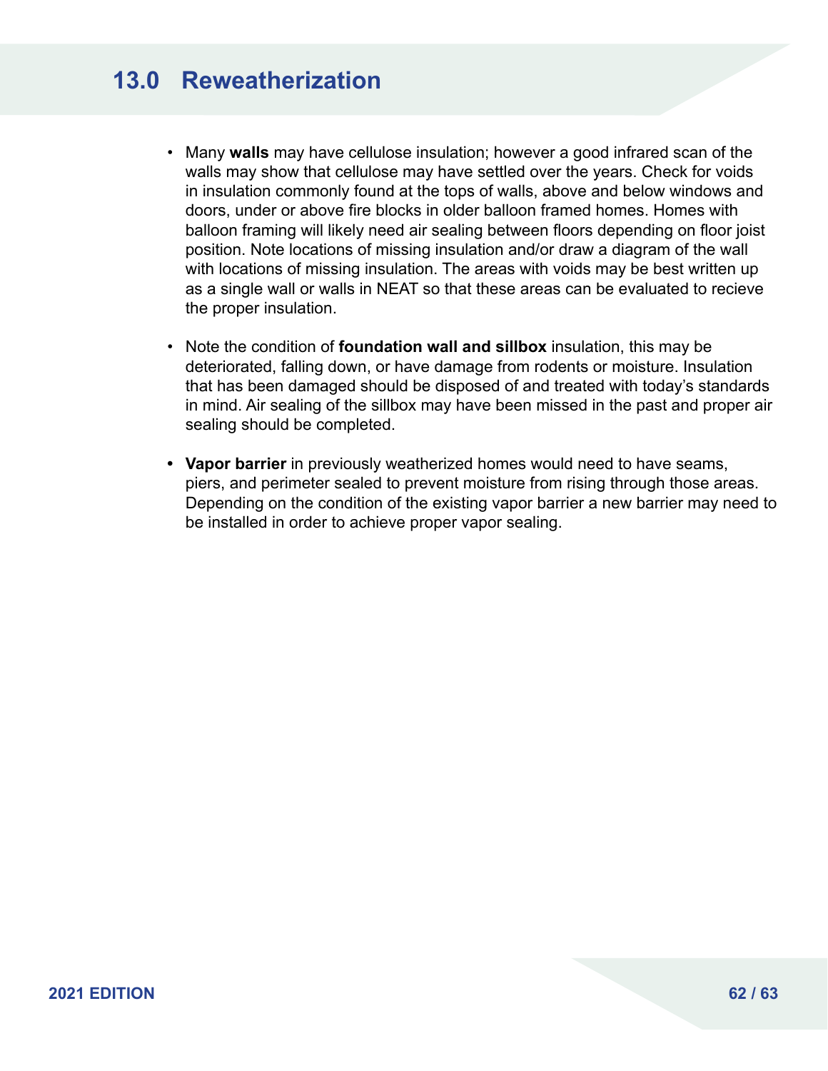# 13.0 Reweatherization

- Many **walls** may have cellulose insulation; however a good infrared scan of the walls may show that cellulose may have settled over the years. Check for voids in insulation commonly found at the tops of walls, above and below windows and doors, under or above fire blocks in older balloon framed homes. Homes with balloon framing will likely need air sealing between floors depending on floor joist position. Note locations of missing insulation and/or draw a diagram of the wall with locations of missing insulation. The areas with voids may be best written up as a single wall or walls in NEAT so that these areas can be evaluated to recieve the proper insulation.

- Note the condition of **foundation wall and sillbox** insulation, this may be deteriorated, falling down, or have damage from rodents or moisture. Insulation that has been damaged should be disposed of and treated with today's standards in mind. Air sealing of the sillbox may have been missed in the past and proper air sealing should be completed.

- **Vapor barrier** in previously weatherized homes would need to have seams, piers, and perimeter sealed to prevent moisture from rising through those areas. Depending on the condition of the existing vapor barrier a new barrier may need to be installed in order to achieve proper vapor sealing.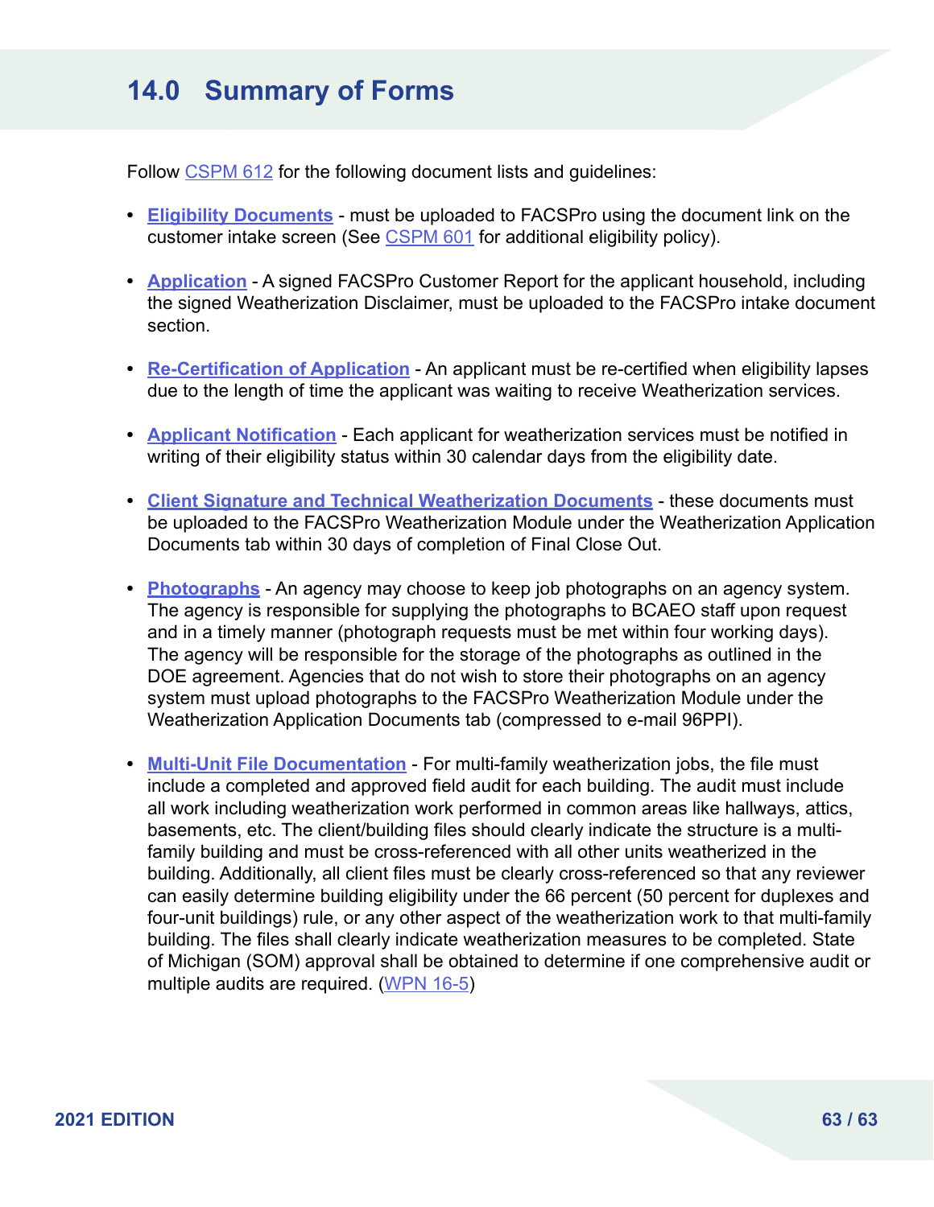# 14.0 Summary of Forms

Follow CSPM 612 for the following document lists and guidelines:

- **Eligibility Documents** - must be uploaded to FACSPro using the document link on the customer intake screen (See CSPM 601 for additional eligibility policy).

- **Application** - A signed FACSPro Customer Report for the applicant household, including the signed Weatherization Disclaimer, must be uploaded to the FACSPro intake document section.

- **Re-Certification of Application** - An applicant must be re-certified when eligibility lapses due to the length of time the applicant was waiting to receive Weatherization services.

- **Applicant Notification** - Each applicant for weatherization services must be notified in writing of their eligibility status within 30 calendar days from the eligibility date.

- **Client Signature and Technical Weatherization Documents** - these documents must be uploaded to the FACSPro Weatherization Module under the Weatherization Application Documents tab within 30 days of completion of Final Close Out.

- **Photographs** - An agency may choose to keep job photographs on an agency system. The agency is responsible for supplying the photographs to BCAEO staff upon request and in a timely manner (photograph requests must be met within four working days). The agency will be responsible for the storage of the photographs as outlined in the DOE agreement. Agencies that do not wish to store their photographs on an agency system must upload photographs to the FACSPro Weatherization Module under the Weatherization Application Documents tab (compressed to e-mail 96PPI).

- **Multi-Unit File Documentation** - For multi-family weatherization jobs, the file must include a completed and approved field audit for each building. The audit must include all work including weatherization work performed in common areas like hallways, attics, basements, etc. The client/building files should clearly indicate the structure is a multi-family building and must be cross-referenced with all other units weatherized in the building. Additionally, all client files must be clearly cross-referenced so that any reviewer can easily determine building eligibility under the 66 percent (50 percent for duplexes and four-unit buildings) rule, or any other aspect of the weatherization work to that multi-family building. The files shall clearly indicate weatherization measures to be completed. State of Michigan (SOM) approval shall be obtained to determine if one comprehensive audit or multiple audits are required. (WPN 16-5)